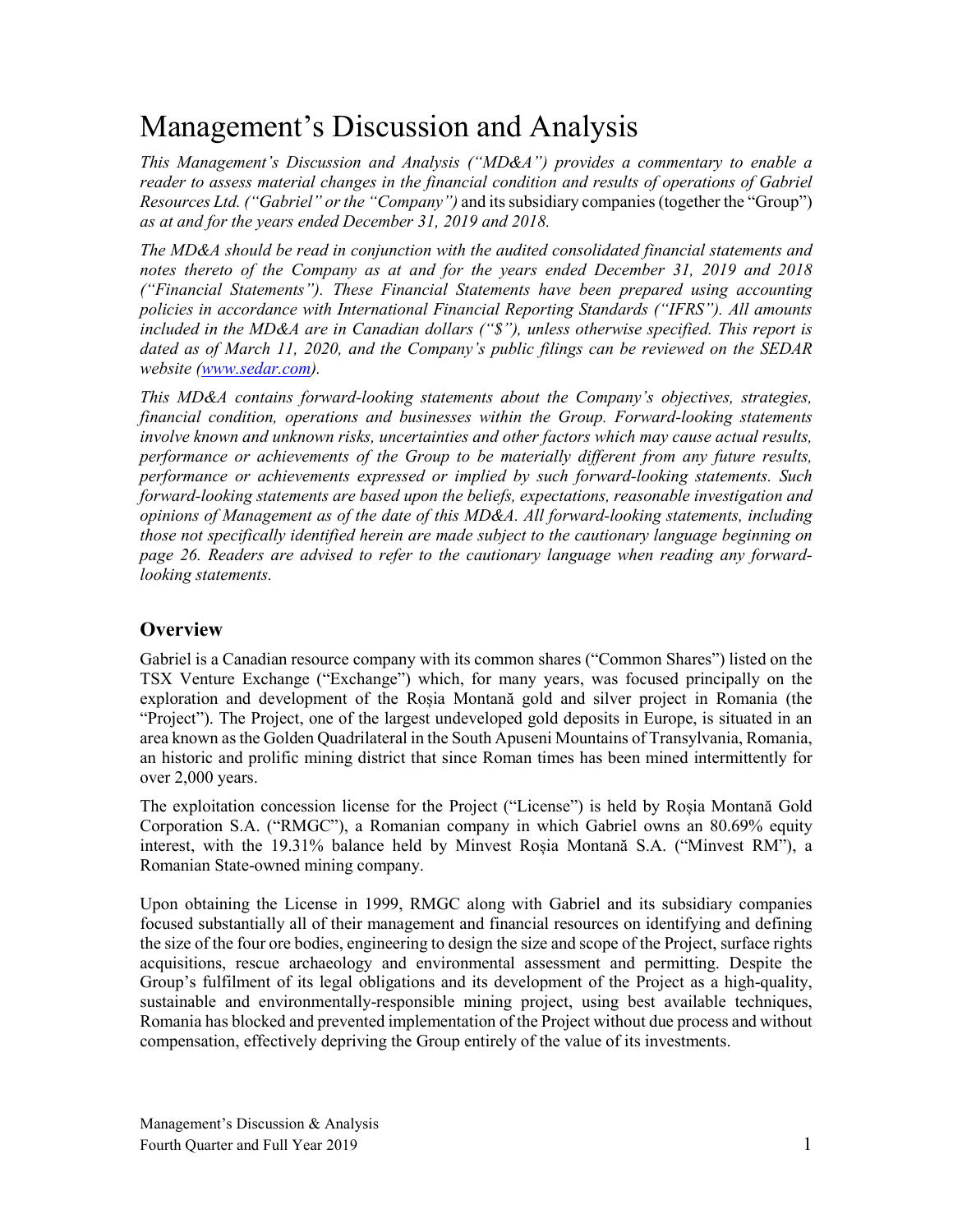# Management's Discussion and Analysis

*This Management's Discussion and Analysis ("MD&A") provides a commentary to enable a reader to assess material changes in the financial condition and results of operations of Gabriel Resources Ltd. ("Gabriel" or the "Company")* and its subsidiary companies (together the "Group") *as at and for the years ended December 31, 2019 and 2018.*

*The MD&A should be read in conjunction with the audited consolidated financial statements and notes thereto of the Company as at and for the years ended December 31, 2019 and 2018 ("Financial Statements"). These Financial Statements have been prepared using accounting policies in accordance with International Financial Reporting Standards ("IFRS"). All amounts included in the MD&A are in Canadian dollars ("$"), unless otherwise specified. This report is dated as of March 11, 2020, and the Company's public filings can be reviewed on the SEDAR website (www.sedar.com).*

*This MD&A contains forward-looking statements about the Company's objectives, strategies, financial condition, operations and businesses within the Group. Forward-looking statements involve known and unknown risks, uncertainties and other factors which may cause actual results, performance or achievements of the Group to be materially different from any future results, performance or achievements expressed or implied by such forward-looking statements. Such forward-looking statements are based upon the beliefs, expectations, reasonable investigation and opinions of Management as of the date of this MD&A. All forward-looking statements, including those not specifically identified herein are made subject to the cautionary language beginning on page 26. Readers are advised to refer to the cautionary language when reading any forward-looking statements.*

## Overview

Gabriel is a Canadian resource company with its common shares ("Common Shares") listed on the TSX Venture Exchange ("Exchange") which, for many years, was focused principally on the exploration and development of the Roșia Montană gold and silver project in Romania (the "Project"). The Project, one of the largest undeveloped gold deposits in Europe, is situated in an area known as the Golden Quadrilateral in the South Apuseni Mountains of Transylvania, Romania, an historic and prolific mining district that since Roman times has been mined intermittently for over 2,000 years.

The exploitation concession license for the Project ("License") is held by Roșia Montană Gold Corporation S.A. ("RMGC"), a Romanian company in which Gabriel owns an 80.69% equity interest, with the 19.31% balance held by Minvest Roșia Montană S.A. ("Minvest RM"), a Romanian State-owned mining company.

Upon obtaining the License in 1999, RMGC along with Gabriel and its subsidiary companies focused substantially all of their management and financial resources on identifying and defining the size of the four ore bodies, engineering to design the size and scope of the Project, surface rights acquisitions, rescue archaeology and environmental assessment and permitting. Despite the Group's fulfilment of its legal obligations and its development of the Project as a high-quality, sustainable and environmentally-responsible mining project, using best available techniques, Romania has blocked and prevented implementation of the Project without due process and without compensation, effectively depriving the Group entirely of the value of its investments.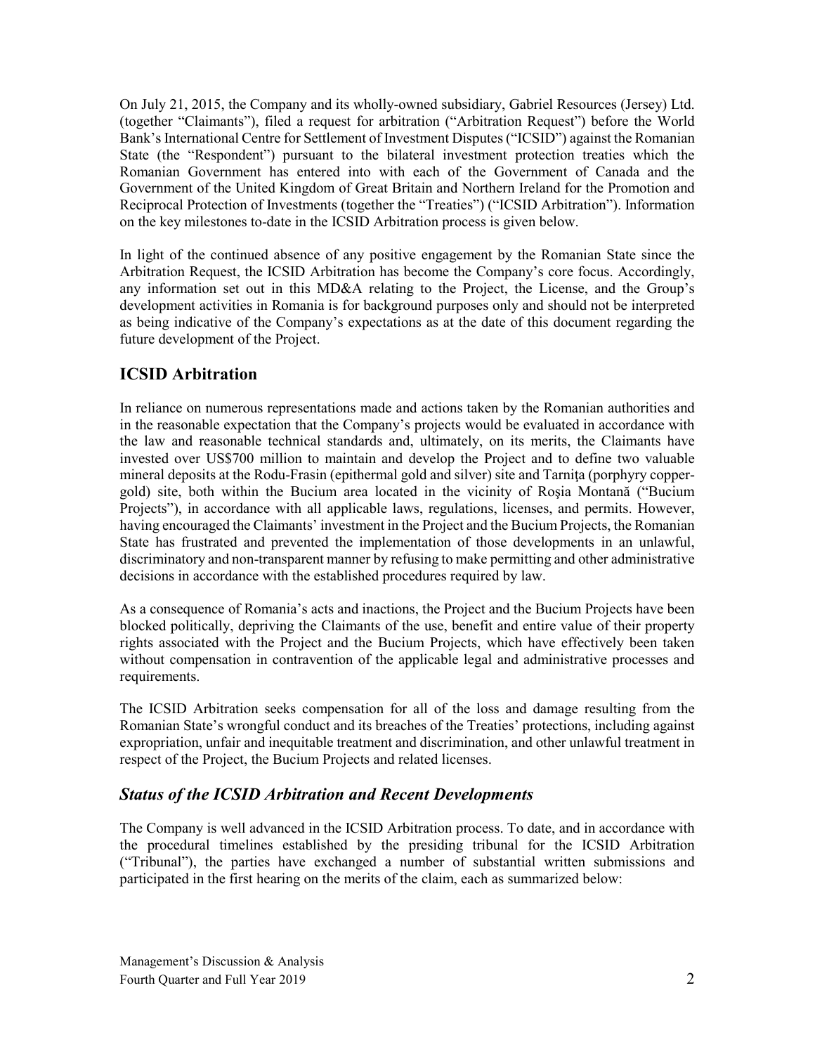On July 21, 2015, the Company and its wholly-owned subsidiary, Gabriel Resources (Jersey) Ltd. (together "Claimants"), filed a request for arbitration ("Arbitration Request") before the World Bank's International Centre for Settlement of Investment Disputes ("ICSID") against the Romanian State (the "Respondent") pursuant to the bilateral investment protection treaties which the Romanian Government has entered into with each of the Government of Canada and the Government of the United Kingdom of Great Britain and Northern Ireland for the Promotion and Reciprocal Protection of Investments (together the "Treaties") ("ICSID Arbitration"). Information on the key milestones to-date in the ICSID Arbitration process is given below.

In light of the continued absence of any positive engagement by the Romanian State since the Arbitration Request, the ICSID Arbitration has become the Company's core focus. Accordingly, any information set out in this MD&A relating to the Project, the License, and the Group's development activities in Romania is for background purposes only and should not be interpreted as being indicative of the Company's expectations as at the date of this document regarding the future development of the Project.

## ICSID Arbitration

In reliance on numerous representations made and actions taken by the Romanian authorities and in the reasonable expectation that the Company's projects would be evaluated in accordance with the law and reasonable technical standards and, ultimately, on its merits, the Claimants have invested over US$700 million to maintain and develop the Project and to define two valuable mineral deposits at the Rodu-Frasin (epithermal gold and silver) site and Tarniţa (porphyry copper-gold) site, both within the Bucium area located in the vicinity of Roşia Montană ("Bucium Projects"), in accordance with all applicable laws, regulations, licenses, and permits. However, having encouraged the Claimants' investment in the Project and the Bucium Projects, the Romanian State has frustrated and prevented the implementation of those developments in an unlawful, discriminatory and non-transparent manner by refusing to make permitting and other administrative decisions in accordance with the established procedures required by law.

As a consequence of Romania's acts and inactions, the Project and the Bucium Projects have been blocked politically, depriving the Claimants of the use, benefit and entire value of their property rights associated with the Project and the Bucium Projects, which have effectively been taken without compensation in contravention of the applicable legal and administrative processes and requirements.

The ICSID Arbitration seeks compensation for all of the loss and damage resulting from the Romanian State's wrongful conduct and its breaches of the Treaties' protections, including against expropriation, unfair and inequitable treatment and discrimination, and other unlawful treatment in respect of the Project, the Bucium Projects and related licenses.

### *Status of the ICSID Arbitration and Recent Developments*

The Company is well advanced in the ICSID Arbitration process. To date, and in accordance with the procedural timelines established by the presiding tribunal for the ICSID Arbitration ("Tribunal"), the parties have exchanged a number of substantial written submissions and participated in the first hearing on the merits of the claim, each as summarized below: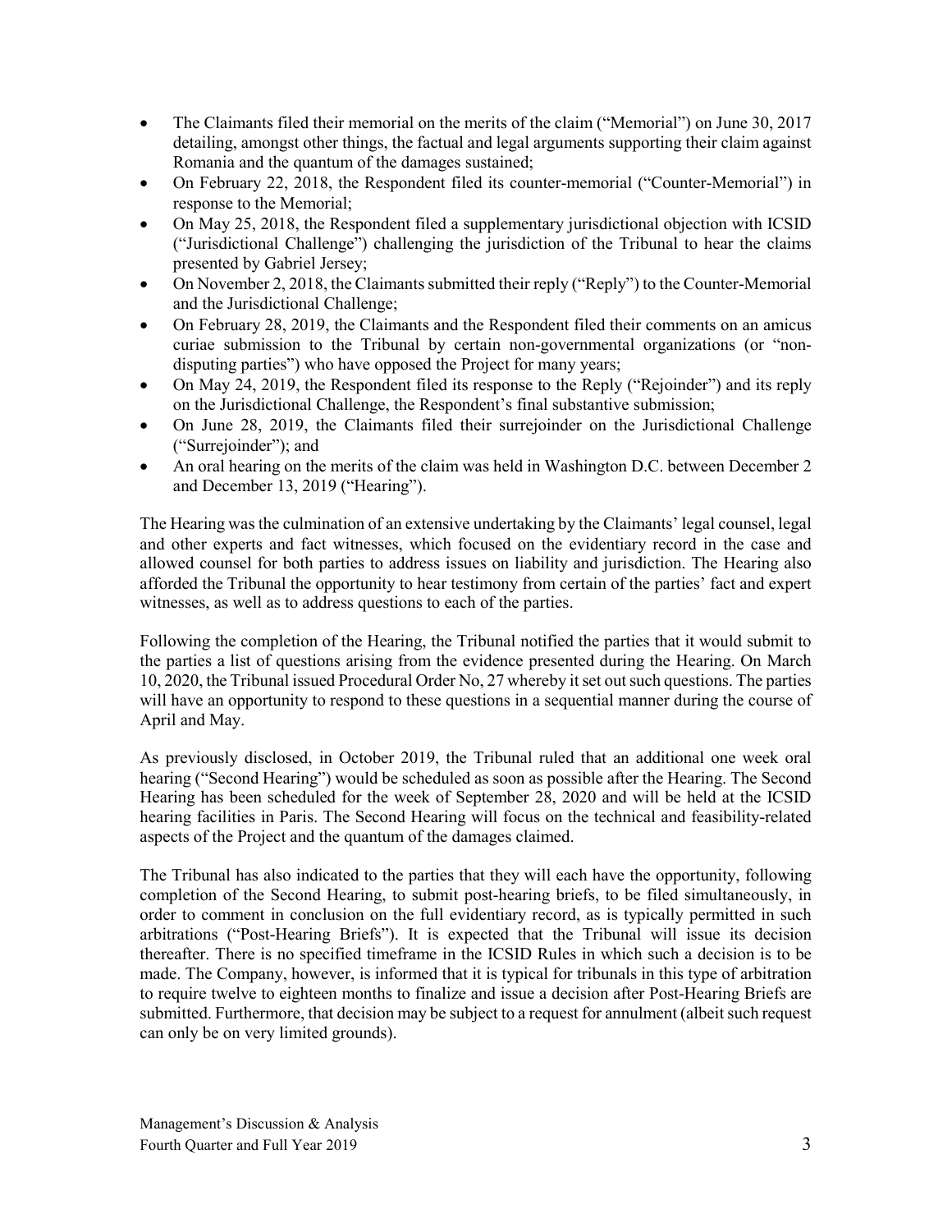- The Claimants filed their memorial on the merits of the claim ("Memorial") on June 30, 2017 detailing, amongst other things, the factual and legal arguments supporting their claim against Romania and the quantum of the damages sustained;
- On February 22, 2018, the Respondent filed its counter-memorial ("Counter-Memorial") in response to the Memorial;
- On May 25, 2018, the Respondent filed a supplementary jurisdictional objection with ICSID ("Jurisdictional Challenge") challenging the jurisdiction of the Tribunal to hear the claims presented by Gabriel Jersey;
- On November 2, 2018, the Claimants submitted their reply ("Reply") to the Counter-Memorial and the Jurisdictional Challenge;
- On February 28, 2019, the Claimants and the Respondent filed their comments on an amicus curiae submission to the Tribunal by certain non-governmental organizations (or "non-disputing parties") who have opposed the Project for many years;
- On May 24, 2019, the Respondent filed its response to the Reply ("Rejoinder") and its reply on the Jurisdictional Challenge, the Respondent's final substantive submission;
- On June 28, 2019, the Claimants filed their surrejoinder on the Jurisdictional Challenge ("Surrejoinder"); and
- An oral hearing on the merits of the claim was held in Washington D.C. between December 2 and December 13, 2019 ("Hearing").

The Hearing was the culmination of an extensive undertaking by the Claimants' legal counsel, legal and other experts and fact witnesses, which focused on the evidentiary record in the case and allowed counsel for both parties to address issues on liability and jurisdiction. The Hearing also afforded the Tribunal the opportunity to hear testimony from certain of the parties' fact and expert witnesses, as well as to address questions to each of the parties.

Following the completion of the Hearing, the Tribunal notified the parties that it would submit to the parties a list of questions arising from the evidence presented during the Hearing. On March 10, 2020, the Tribunal issued Procedural Order No, 27 whereby it set out such questions. The parties will have an opportunity to respond to these questions in a sequential manner during the course of April and May.

As previously disclosed, in October 2019, the Tribunal ruled that an additional one week oral hearing ("Second Hearing") would be scheduled as soon as possible after the Hearing. The Second Hearing has been scheduled for the week of September 28, 2020 and will be held at the ICSID hearing facilities in Paris. The Second Hearing will focus on the technical and feasibility-related aspects of the Project and the quantum of the damages claimed.

The Tribunal has also indicated to the parties that they will each have the opportunity, following completion of the Second Hearing, to submit post-hearing briefs, to be filed simultaneously, in order to comment in conclusion on the full evidentiary record, as is typically permitted in such arbitrations ("Post-Hearing Briefs"). It is expected that the Tribunal will issue its decision thereafter. There is no specified timeframe in the ICSID Rules in which such a decision is to be made. The Company, however, is informed that it is typical for tribunals in this type of arbitration to require twelve to eighteen months to finalize and issue a decision after Post-Hearing Briefs are submitted. Furthermore, that decision may be subject to a request for annulment (albeit such request can only be on very limited grounds).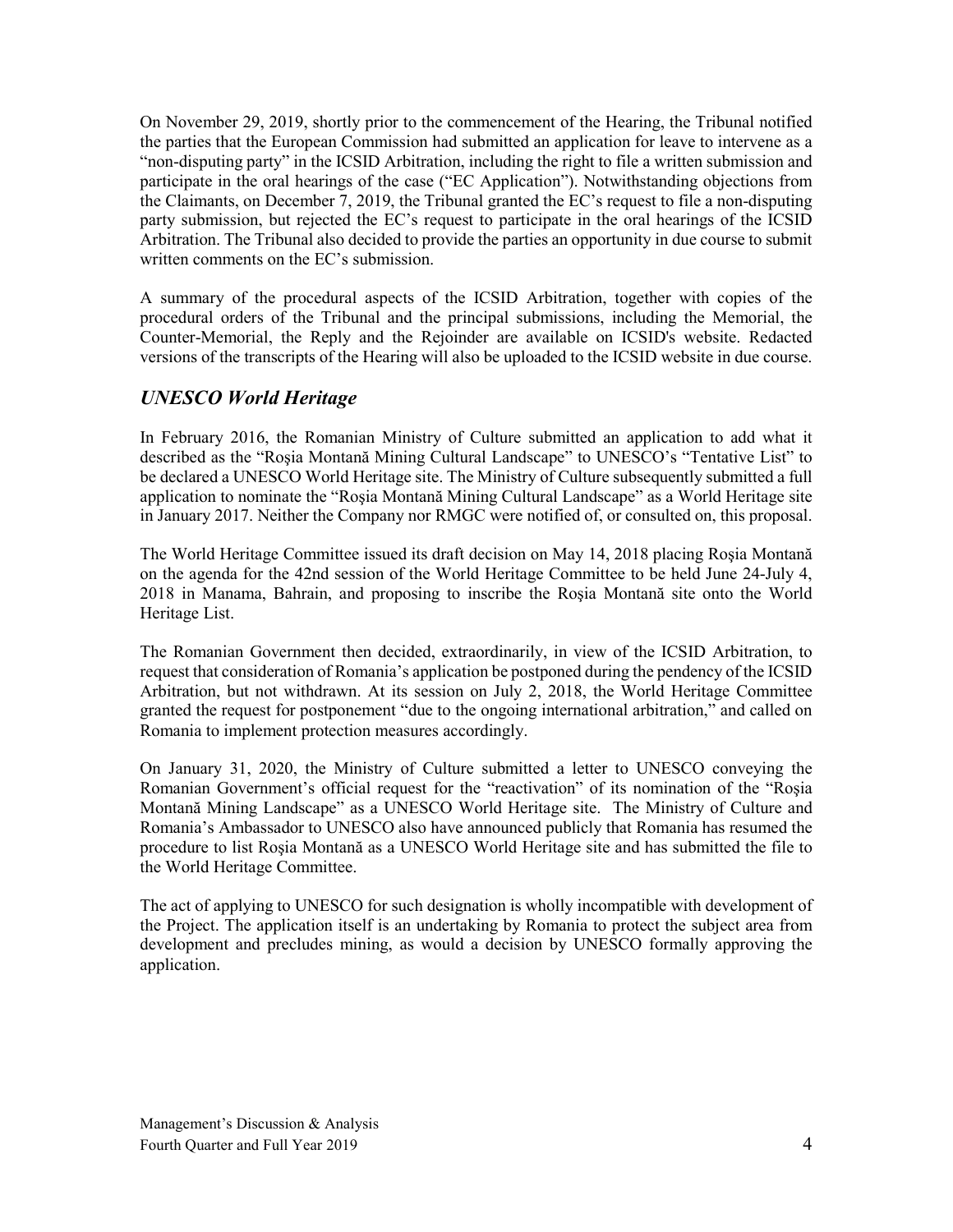On November 29, 2019, shortly prior to the commencement of the Hearing, the Tribunal notified the parties that the European Commission had submitted an application for leave to intervene as a "non-disputing party" in the ICSID Arbitration, including the right to file a written submission and participate in the oral hearings of the case ("EC Application"). Notwithstanding objections from the Claimants, on December 7, 2019, the Tribunal granted the EC's request to file a non-disputing party submission, but rejected the EC's request to participate in the oral hearings of the ICSID Arbitration. The Tribunal also decided to provide the parties an opportunity in due course to submit written comments on the EC's submission.

A summary of the procedural aspects of the ICSID Arbitration, together with copies of the procedural orders of the Tribunal and the principal submissions, including the Memorial, the Counter-Memorial, the Reply and the Rejoinder are available on ICSID's website. Redacted versions of the transcripts of the Hearing will also be uploaded to the ICSID website in due course.

## *UNESCO World Heritage*

In February 2016, the Romanian Ministry of Culture submitted an application to add what it described as the "Roşia Montană Mining Cultural Landscape" to UNESCO's "Tentative List" to be declared a UNESCO World Heritage site. The Ministry of Culture subsequently submitted a full application to nominate the "Roşia Montană Mining Cultural Landscape" as a World Heritage site in January 2017. Neither the Company nor RMGC were notified of, or consulted on, this proposal.

The World Heritage Committee issued its draft decision on May 14, 2018 placing Roşia Montană on the agenda for the 42nd session of the World Heritage Committee to be held June 24-July 4, 2018 in Manama, Bahrain, and proposing to inscribe the Roşia Montană site onto the World Heritage List.

The Romanian Government then decided, extraordinarily, in view of the ICSID Arbitration, to request that consideration of Romania's application be postponed during the pendency of the ICSID Arbitration, but not withdrawn. At its session on July 2, 2018, the World Heritage Committee granted the request for postponement "due to the ongoing international arbitration," and called on Romania to implement protection measures accordingly.

On January 31, 2020, the Ministry of Culture submitted a letter to UNESCO conveying the Romanian Government's official request for the "reactivation" of its nomination of the "Roşia Montană Mining Landscape" as a UNESCO World Heritage site. The Ministry of Culture and Romania's Ambassador to UNESCO also have announced publicly that Romania has resumed the procedure to list Roşia Montană as a UNESCO World Heritage site and has submitted the file to the World Heritage Committee.

The act of applying to UNESCO for such designation is wholly incompatible with development of the Project. The application itself is an undertaking by Romania to protect the subject area from development and precludes mining, as would a decision by UNESCO formally approving the application.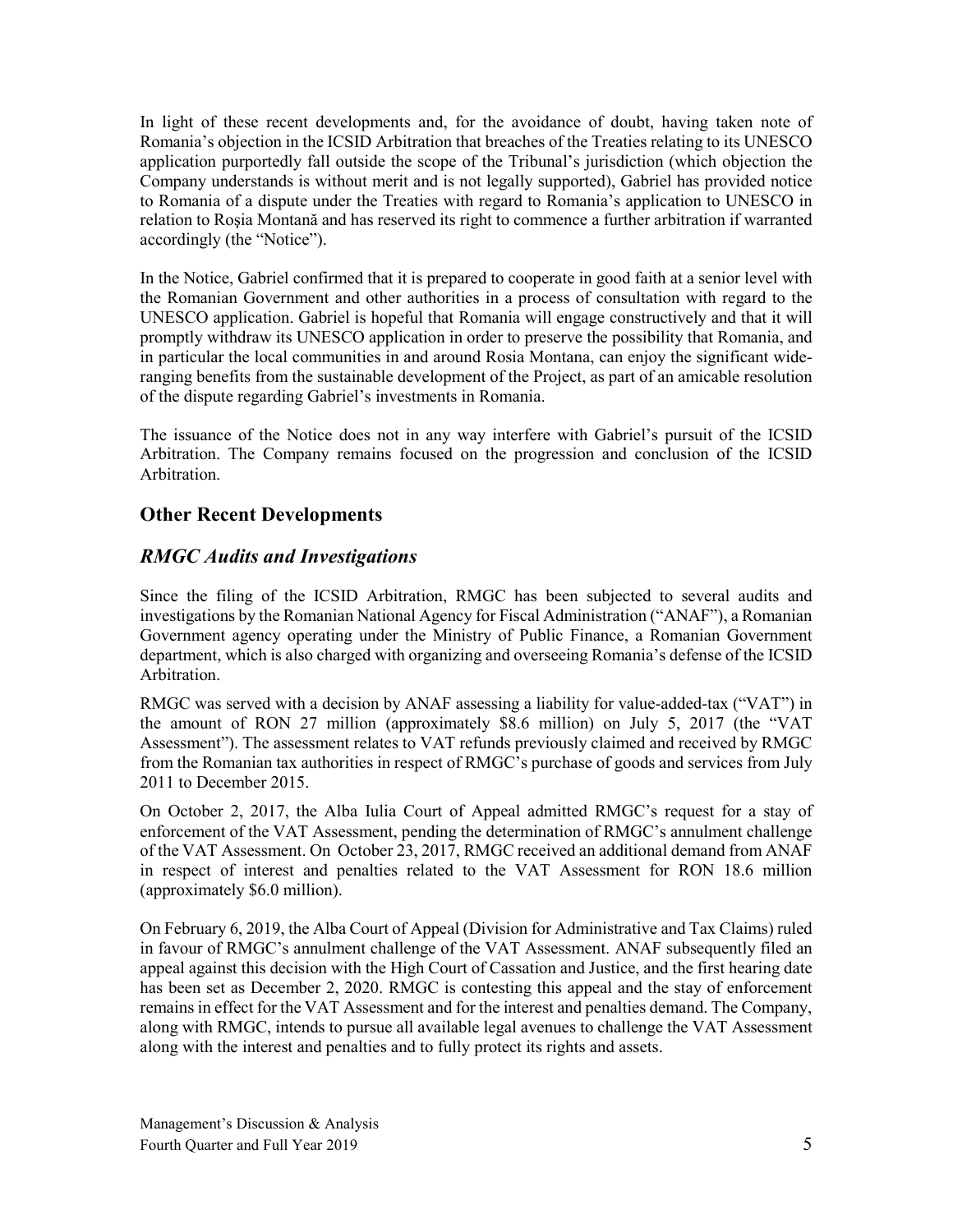In light of these recent developments and, for the avoidance of doubt, having taken note of Romania's objection in the ICSID Arbitration that breaches of the Treaties relating to its UNESCO application purportedly fall outside the scope of the Tribunal's jurisdiction (which objection the Company understands is without merit and is not legally supported), Gabriel has provided notice to Romania of a dispute under the Treaties with regard to Romania's application to UNESCO in relation to Roşia Montană and has reserved its right to commence a further arbitration if warranted accordingly (the "Notice").

In the Notice, Gabriel confirmed that it is prepared to cooperate in good faith at a senior level with the Romanian Government and other authorities in a process of consultation with regard to the UNESCO application. Gabriel is hopeful that Romania will engage constructively and that it will promptly withdraw its UNESCO application in order to preserve the possibility that Romania, and in particular the local communities in and around Rosia Montana, can enjoy the significant wide-ranging benefits from the sustainable development of the Project, as part of an amicable resolution of the dispute regarding Gabriel's investments in Romania.

The issuance of the Notice does not in any way interfere with Gabriel's pursuit of the ICSID Arbitration. The Company remains focused on the progression and conclusion of the ICSID Arbitration.

## Other Recent Developments

### *RMGC Audits and Investigations*

Since the filing of the ICSID Arbitration, RMGC has been subjected to several audits and investigations by the Romanian National Agency for Fiscal Administration ("ANAF"), a Romanian Government agency operating under the Ministry of Public Finance, a Romanian Government department, which is also charged with organizing and overseeing Romania's defense of the ICSID Arbitration.

RMGC was served with a decision by ANAF assessing a liability for value-added-tax ("VAT") in the amount of RON 27 million (approximately $8.6 million) on July 5, 2017 (the "VAT Assessment"). The assessment relates to VAT refunds previously claimed and received by RMGC from the Romanian tax authorities in respect of RMGC's purchase of goods and services from July 2011 to December 2015.

On October 2, 2017, the Alba Iulia Court of Appeal admitted RMGC's request for a stay of enforcement of the VAT Assessment, pending the determination of RMGC's annulment challenge of the VAT Assessment. On October 23, 2017, RMGC received an additional demand from ANAF in respect of interest and penalties related to the VAT Assessment for RON 18.6 million (approximately $6.0 million).

On February 6, 2019, the Alba Court of Appeal (Division for Administrative and Tax Claims) ruled in favour of RMGC's annulment challenge of the VAT Assessment. ANAF subsequently filed an appeal against this decision with the High Court of Cassation and Justice, and the first hearing date has been set as December 2, 2020. RMGC is contesting this appeal and the stay of enforcement remains in effect for the VAT Assessment and for the interest and penalties demand. The Company, along with RMGC, intends to pursue all available legal avenues to challenge the VAT Assessment along with the interest and penalties and to fully protect its rights and assets.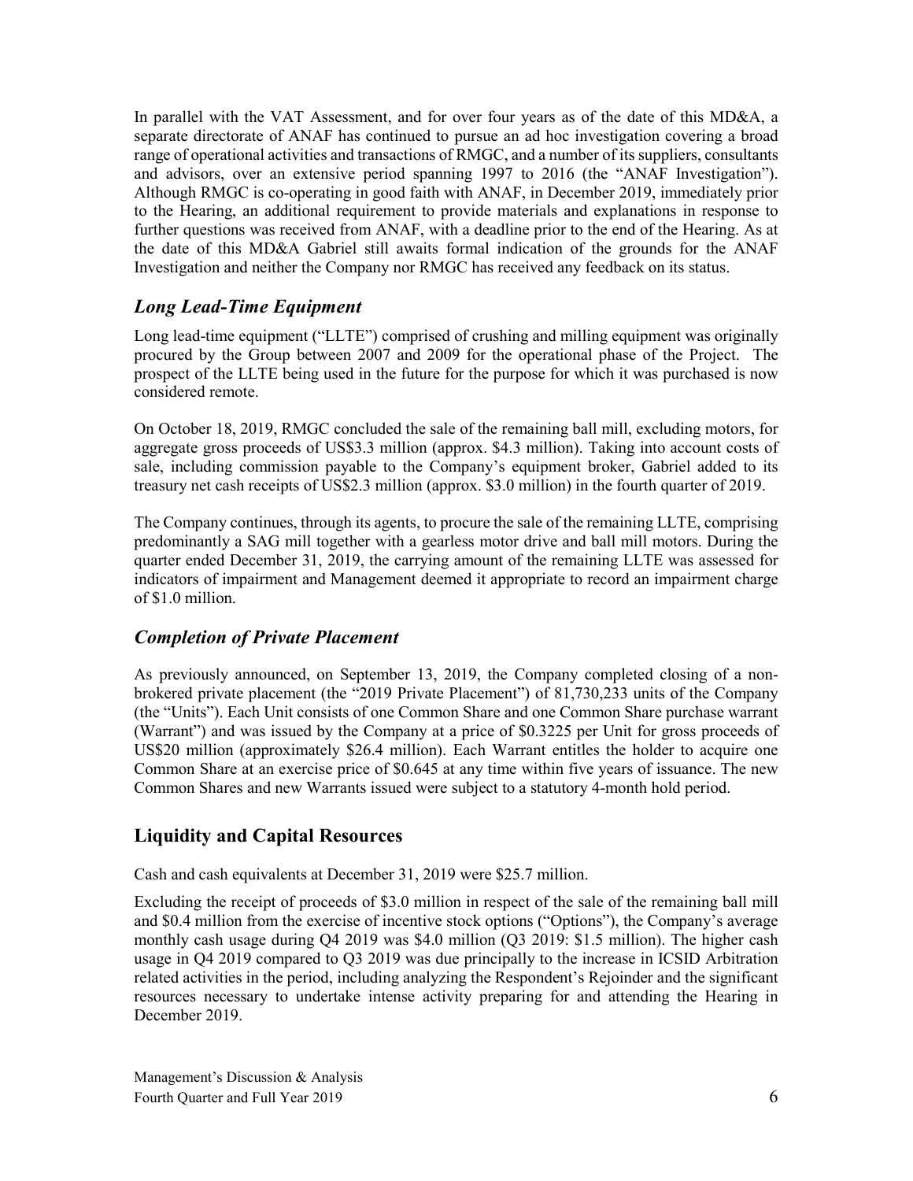In parallel with the VAT Assessment, and for over four years as of the date of this MD&A, a separate directorate of ANAF has continued to pursue an ad hoc investigation covering a broad range of operational activities and transactions of RMGC, and a number of its suppliers, consultants and advisors, over an extensive period spanning 1997 to 2016 (the "ANAF Investigation"). Although RMGC is co-operating in good faith with ANAF, in December 2019, immediately prior to the Hearing, an additional requirement to provide materials and explanations in response to further questions was received from ANAF, with a deadline prior to the end of the Hearing. As at the date of this MD&A Gabriel still awaits formal indication of the grounds for the ANAF Investigation and neither the Company nor RMGC has received any feedback on its status.

## *Long Lead-Time Equipment*

Long lead-time equipment ("LLTE") comprised of crushing and milling equipment was originally procured by the Group between 2007 and 2009 for the operational phase of the Project. The prospect of the LLTE being used in the future for the purpose for which it was purchased is now considered remote.

On October 18, 2019, RMGC concluded the sale of the remaining ball mill, excluding motors, for aggregate gross proceeds of US$3.3 million (approx. $4.3 million). Taking into account costs of sale, including commission payable to the Company's equipment broker, Gabriel added to its treasury net cash receipts of US$2.3 million (approx. $3.0 million) in the fourth quarter of 2019.

The Company continues, through its agents, to procure the sale of the remaining LLTE, comprising predominantly a SAG mill together with a gearless motor drive and ball mill motors. During the quarter ended December 31, 2019, the carrying amount of the remaining LLTE was assessed for indicators of impairment and Management deemed it appropriate to record an impairment charge of $1.0 million.

## *Completion of Private Placement*

As previously announced, on September 13, 2019, the Company completed closing of a non-brokered private placement (the "2019 Private Placement") of 81,730,233 units of the Company (the "Units"). Each Unit consists of one Common Share and one Common Share purchase warrant (Warrant") and was issued by the Company at a price of $0.3225 per Unit for gross proceeds of US$20 million (approximately $26.4 million). Each Warrant entitles the holder to acquire one Common Share at an exercise price of $0.645 at any time within five years of issuance. The new Common Shares and new Warrants issued were subject to a statutory 4-month hold period.

## Liquidity and Capital Resources

Cash and cash equivalents at December 31, 2019 were $25.7 million.

Excluding the receipt of proceeds of $3.0 million in respect of the sale of the remaining ball mill and $0.4 million from the exercise of incentive stock options ("Options"), the Company's average monthly cash usage during Q4 2019 was $4.0 million (Q3 2019: $1.5 million). The higher cash usage in Q4 2019 compared to Q3 2019 was due principally to the increase in ICSID Arbitration related activities in the period, including analyzing the Respondent's Rejoinder and the significant resources necessary to undertake intense activity preparing for and attending the Hearing in December 2019.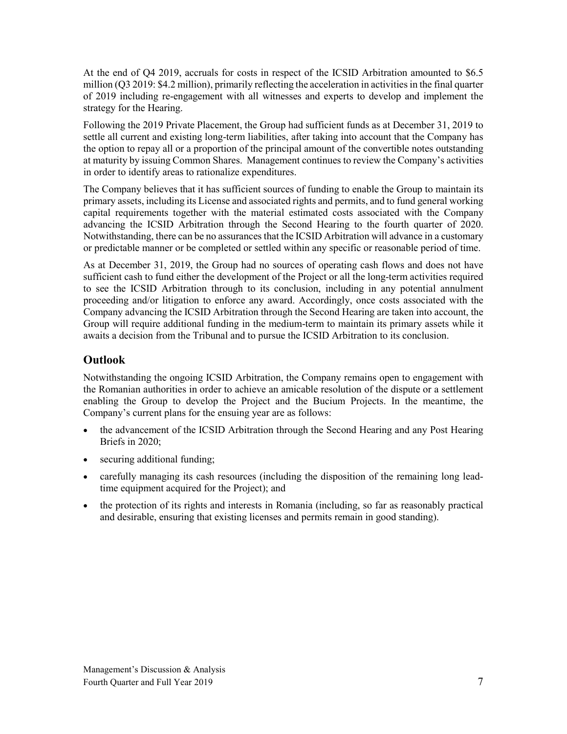At the end of Q4 2019, accruals for costs in respect of the ICSID Arbitration amounted to $6.5 million (Q3 2019: $4.2 million), primarily reflecting the acceleration in activities in the final quarter of 2019 including re-engagement with all witnesses and experts to develop and implement the strategy for the Hearing.

Following the 2019 Private Placement, the Group had sufficient funds as at December 31, 2019 to settle all current and existing long-term liabilities, after taking into account that the Company has the option to repay all or a proportion of the principal amount of the convertible notes outstanding at maturity by issuing Common Shares. Management continues to review the Company's activities in order to identify areas to rationalize expenditures.

The Company believes that it has sufficient sources of funding to enable the Group to maintain its primary assets, including its License and associated rights and permits, and to fund general working capital requirements together with the material estimated costs associated with the Company advancing the ICSID Arbitration through the Second Hearing to the fourth quarter of 2020. Notwithstanding, there can be no assurances that the ICSID Arbitration will advance in a customary or predictable manner or be completed or settled within any specific or reasonable period of time.

As at December 31, 2019, the Group had no sources of operating cash flows and does not have sufficient cash to fund either the development of the Project or all the long-term activities required to see the ICSID Arbitration through to its conclusion, including in any potential annulment proceeding and/or litigation to enforce any award. Accordingly, once costs associated with the Company advancing the ICSID Arbitration through the Second Hearing are taken into account, the Group will require additional funding in the medium-term to maintain its primary assets while it awaits a decision from the Tribunal and to pursue the ICSID Arbitration to its conclusion.

## Outlook

Notwithstanding the ongoing ICSID Arbitration, the Company remains open to engagement with the Romanian authorities in order to achieve an amicable resolution of the dispute or a settlement enabling the Group to develop the Project and the Bucium Projects. In the meantime, the Company's current plans for the ensuing year are as follows:

- the advancement of the ICSID Arbitration through the Second Hearing and any Post Hearing Briefs in 2020;
- securing additional funding;
- carefully managing its cash resources (including the disposition of the remaining long lead-time equipment acquired for the Project); and
- the protection of its rights and interests in Romania (including, so far as reasonably practical and desirable, ensuring that existing licenses and permits remain in good standing).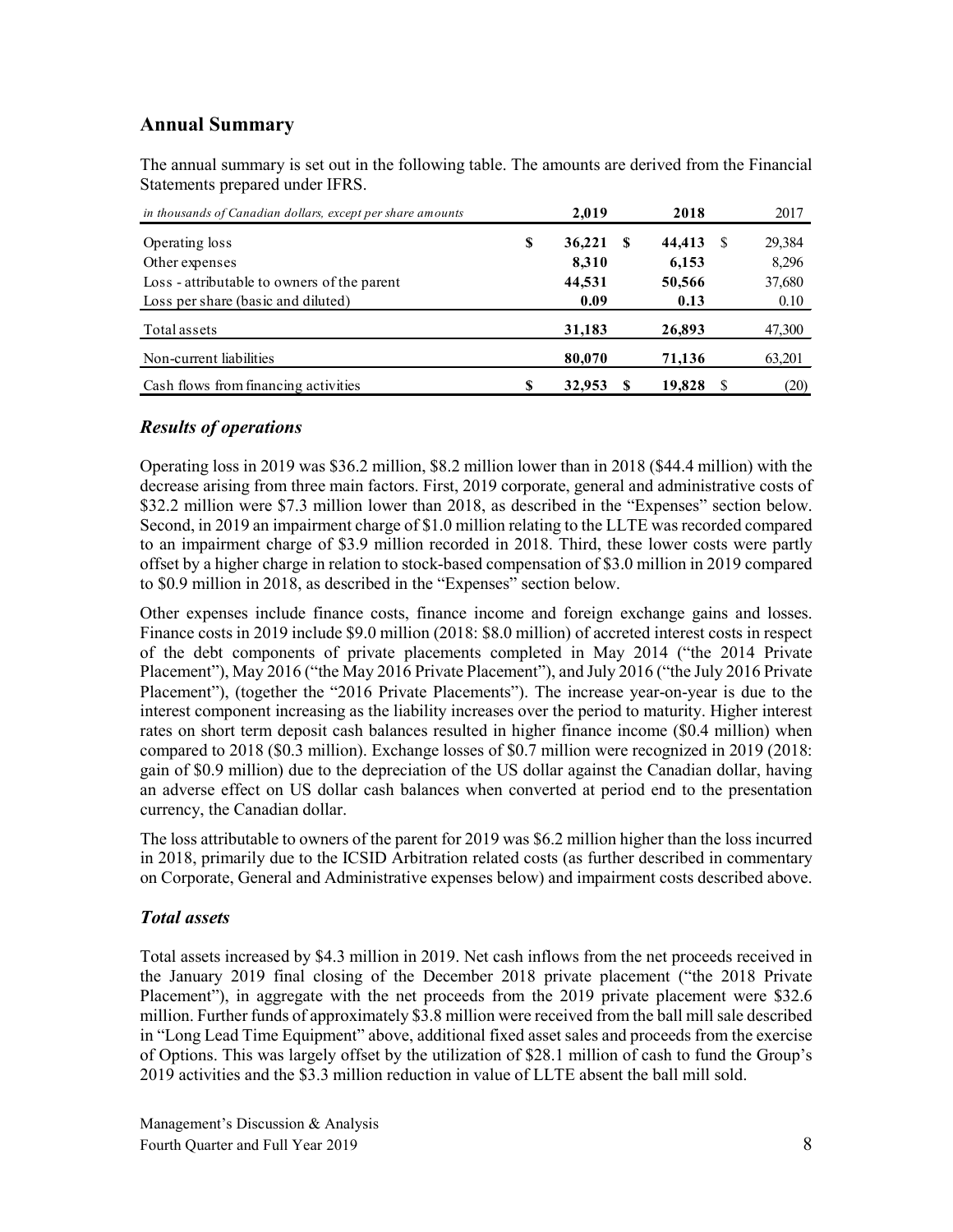## Annual Summary

The annual summary is set out in the following table. The amounts are derived from the Financial Statements prepared under IFRS.

| *in thousands of Canadian dollars, except per share amounts* | **2,019** | **2018** | 2017 |
|---|---|---|---|
| Operating loss | **$ 36,221** | **$ 44,413** | $ 29,384 |
| Other expenses | **8,310** | **6,153** | 8,296 |
| Loss - attributable to owners of the parent | **44,531** | **50,566** | 37,680 |
| Loss per share (basic and diluted) | **0.09** | **0.13** | 0.10 |
| Total assets | **31,183** | **26,893** | 47,300 |
| Non-current liabilities | **80,070** | **71,136** | 63,201 |
| Cash flows from financing activities | **$ 32,953** | **$ 19,828** | $ (20) |

### *Results of operations*

Operating loss in 2019 was $36.2 million, $8.2 million lower than in 2018 ($44.4 million) with the decrease arising from three main factors. First, 2019 corporate, general and administrative costs of $32.2 million were $7.3 million lower than 2018, as described in the "Expenses" section below. Second, in 2019 an impairment charge of $1.0 million relating to the LLTE was recorded compared to an impairment charge of $3.9 million recorded in 2018. Third, these lower costs were partly offset by a higher charge in relation to stock-based compensation of $3.0 million in 2019 compared to $0.9 million in 2018, as described in the "Expenses" section below.

Other expenses include finance costs, finance income and foreign exchange gains and losses. Finance costs in 2019 include $9.0 million (2018: $8.0 million) of accreted interest costs in respect of the debt components of private placements completed in May 2014 ("the 2014 Private Placement"), May 2016 ("the May 2016 Private Placement"), and July 2016 ("the July 2016 Private Placement"), (together the "2016 Private Placements"). The increase year-on-year is due to the interest component increasing as the liability increases over the period to maturity. Higher interest rates on short term deposit cash balances resulted in higher finance income ($0.4 million) when compared to 2018 ($0.3 million). Exchange losses of $0.7 million were recognized in 2019 (2018: gain of $0.9 million) due to the depreciation of the US dollar against the Canadian dollar, having an adverse effect on US dollar cash balances when converted at period end to the presentation currency, the Canadian dollar.

The loss attributable to owners of the parent for 2019 was $6.2 million higher than the loss incurred in 2018, primarily due to the ICSID Arbitration related costs (as further described in commentary on Corporate, General and Administrative expenses below) and impairment costs described above.

### *Total assets*

Total assets increased by $4.3 million in 2019. Net cash inflows from the net proceeds received in the January 2019 final closing of the December 2018 private placement ("the 2018 Private Placement"), in aggregate with the net proceeds from the 2019 private placement were $32.6 million. Further funds of approximately $3.8 million were received from the ball mill sale described in "Long Lead Time Equipment" above, additional fixed asset sales and proceeds from the exercise of Options. This was largely offset by the utilization of $28.1 million of cash to fund the Group's 2019 activities and the $3.3 million reduction in value of LLTE absent the ball mill sold.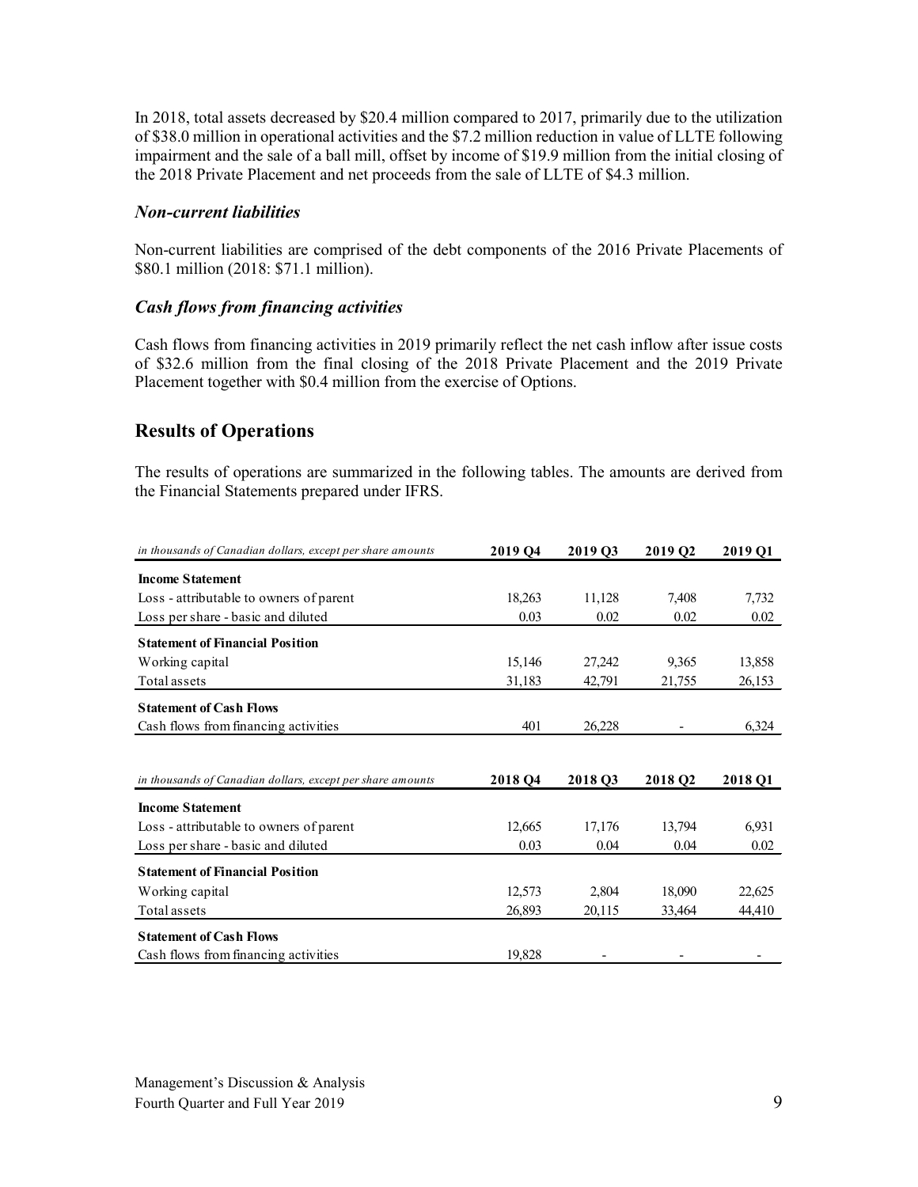In 2018, total assets decreased by $20.4 million compared to 2017, primarily due to the utilization of $38.0 million in operational activities and the $7.2 million reduction in value of LLTE following impairment and the sale of a ball mill, offset by income of $19.9 million from the initial closing of the 2018 Private Placement and net proceeds from the sale of LLTE of $4.3 million.

### *Non-current liabilities*

Non-current liabilities are comprised of the debt components of the 2016 Private Placements of $80.1 million (2018: $71.1 million).

### *Cash flows from financing activities*

Cash flows from financing activities in 2019 primarily reflect the net cash inflow after issue costs of $32.6 million from the final closing of the 2018 Private Placement and the 2019 Private Placement together with $0.4 million from the exercise of Options.

## Results of Operations

The results of operations are summarized in the following tables. The amounts are derived from the Financial Statements prepared under IFRS.

| *in thousands of Canadian dollars, except per share amounts* | **2019 Q4** | **2019 Q3** | **2019 Q2** | **2019 Q1** |
|---|---|---|---|---|
| **Income Statement** | | | | |
| Loss - attributable to owners of parent | 18,263 | 11,128 | 7,408 | 7,732 |
| Loss per share - basic and diluted | 0.03 | 0.02 | 0.02 | 0.02 |
| **Statement of Financial Position** | | | | |
| Working capital | 15,146 | 27,242 | 9,365 | 13,858 |
| Total assets | 31,183 | 42,791 | 21,755 | 26,153 |
| **Statement of Cash Flows** | | | | |
| Cash flows from financing activities | 401 | 26,228 | - | 6,324 |

| *in thousands of Canadian dollars, except per share amounts* | **2018 Q4** | **2018 Q3** | **2018 Q2** | **2018 Q1** |
|---|---|---|---|---|
| **Income Statement** | | | | |
| Loss - attributable to owners of parent | 12,665 | 17,176 | 13,794 | 6,931 |
| Loss per share - basic and diluted | 0.03 | 0.04 | 0.04 | 0.02 |
| **Statement of Financial Position** | | | | |
| Working capital | 12,573 | 2,804 | 18,090 | 22,625 |
| Total assets | 26,893 | 20,115 | 33,464 | 44,410 |
| **Statement of Cash Flows** | | | | |
| Cash flows from financing activities | 19,828 | - | - | - |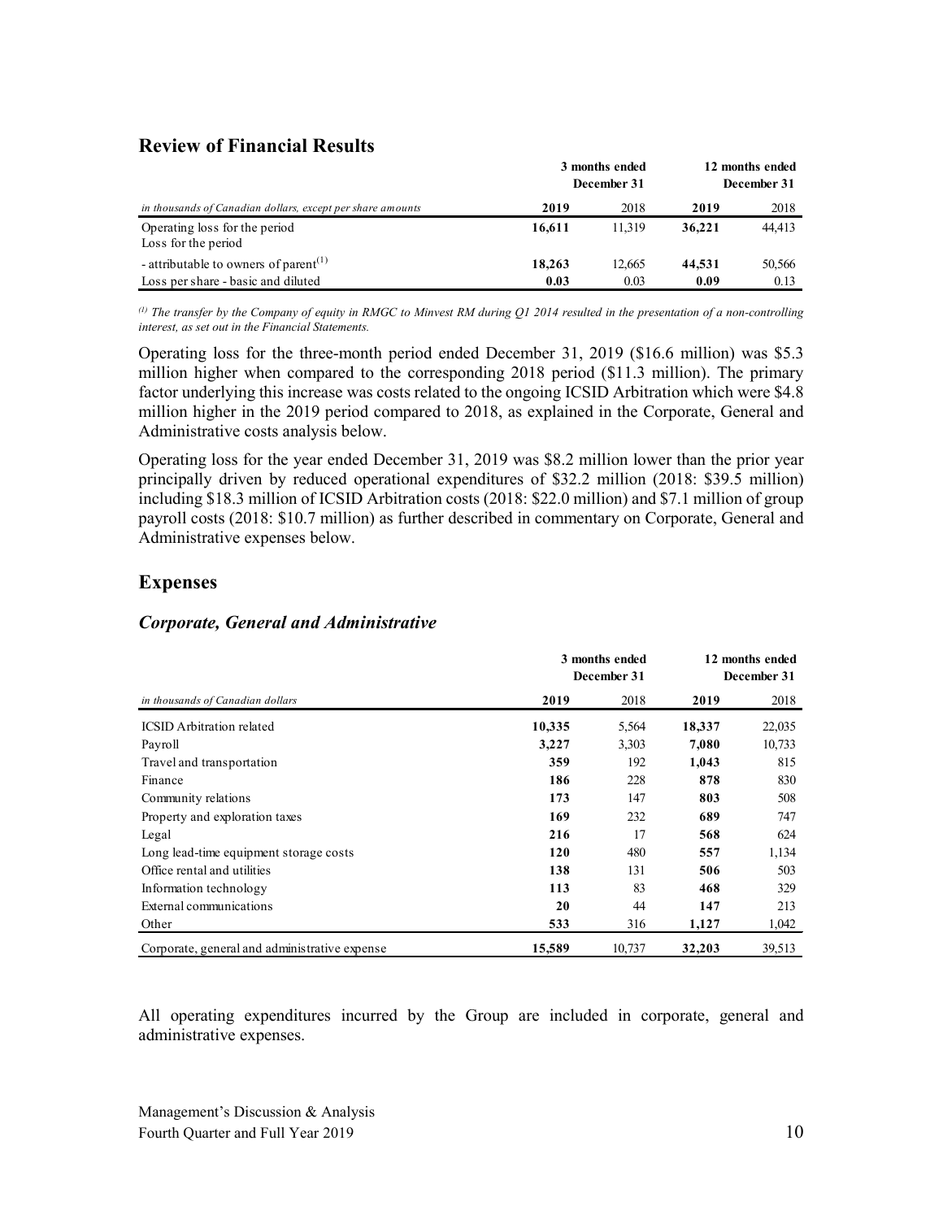## Review of Financial Results

| in thousands of Canadian dollars, except per share amounts | 3 months ended December 31 | | 12 months ended December 31 | |
|---|---|---|---|---|
| | **2019** | 2018 | **2019** | 2018 |
| Operating loss for the period | **16,611** | 11,319 | **36,221** | 44,413 |
| Loss for the period | | | | |
| - attributable to owners of parent[(1)] | **18,263** | 12,665 | **44,531** | 50,566 |
| Loss per share - basic and diluted | **0.03** | 0.03 | **0.09** | 0.13 |

*[(1)] The transfer by the Company of equity in RMGC to Minvest RM during Q1 2014 resulted in the presentation of a non-controlling interest, as set out in the Financial Statements.*

Operating loss for the three-month period ended December 31, 2019 ($16.6 million) was $5.3 million higher when compared to the corresponding 2018 period ($11.3 million). The primary factor underlying this increase was costs related to the ongoing ICSID Arbitration which were $4.8 million higher in the 2019 period compared to 2018, as explained in the Corporate, General and Administrative costs analysis below.

Operating loss for the year ended December 31, 2019 was $8.2 million lower than the prior year principally driven by reduced operational expenditures of $32.2 million (2018: $39.5 million) including $18.3 million of ICSID Arbitration costs (2018: $22.0 million) and $7.1 million of group payroll costs (2018: $10.7 million) as further described in commentary on Corporate, General and Administrative expenses below.

## Expenses

### *Corporate, General and Administrative*

| in thousands of Canadian dollars | 3 months ended December 31 | | 12 months ended December 31 | |
|---|---|---|---|---|
| | **2019** | 2018 | **2019** | 2018 |
| ICSID Arbitration related | **10,335** | 5,564 | **18,337** | 22,035 |
| Payroll | **3,227** | 3,303 | **7,080** | 10,733 |
| Travel and transportation | **359** | 192 | **1,043** | 815 |
| Finance | **186** | 228 | **878** | 830 |
| Community relations | **173** | 147 | **803** | 508 |
| Property and exploration taxes | **169** | 232 | **689** | 747 |
| Legal | **216** | 17 | **568** | 624 |
| Long lead-time equipment storage costs | **120** | 480 | **557** | 1,134 |
| Office rental and utilities | **138** | 131 | **506** | 503 |
| Information technology | **113** | 83 | **468** | 329 |
| External communications | **20** | 44 | **147** | 213 |
| Other | **533** | 316 | **1,127** | 1,042 |
| Corporate, general and administrative expense | **15,589** | 10,737 | **32,203** | 39,513 |

All operating expenditures incurred by the Group are included in corporate, general and administrative expenses.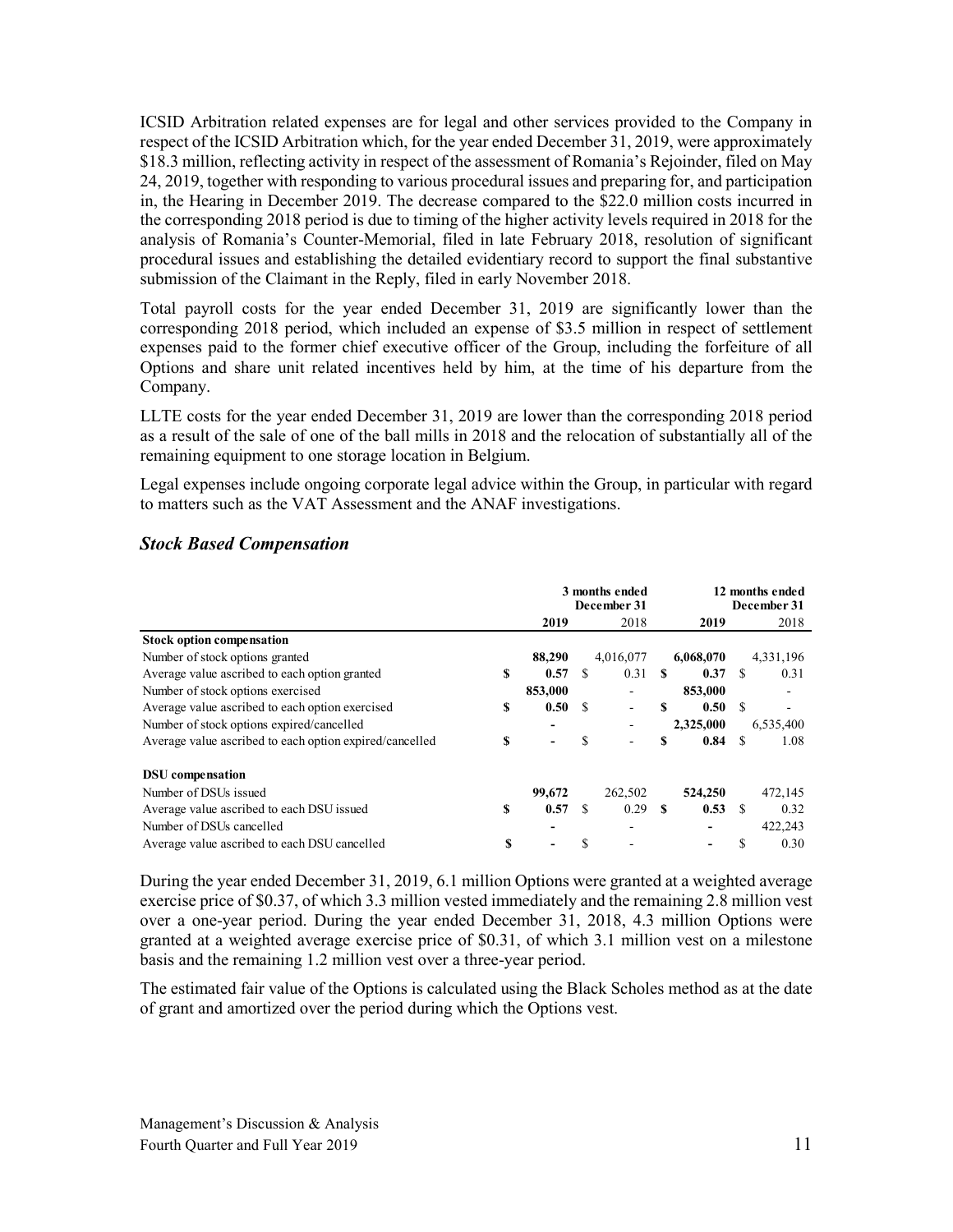ICSID Arbitration related expenses are for legal and other services provided to the Company in respect of the ICSID Arbitration which, for the year ended December 31, 2019, were approximately $18.3 million, reflecting activity in respect of the assessment of Romania's Rejoinder, filed on May 24, 2019, together with responding to various procedural issues and preparing for, and participation in, the Hearing in December 2019. The decrease compared to the $22.0 million costs incurred in the corresponding 2018 period is due to timing of the higher activity levels required in 2018 for the analysis of Romania's Counter-Memorial, filed in late February 2018, resolution of significant procedural issues and establishing the detailed evidentiary record to support the final substantive submission of the Claimant in the Reply, filed in early November 2018.

Total payroll costs for the year ended December 31, 2019 are significantly lower than the corresponding 2018 period, which included an expense of $3.5 million in respect of settlement expenses paid to the former chief executive officer of the Group, including the forfeiture of all Options and share unit related incentives held by him, at the time of his departure from the Company.

LLTE costs for the year ended December 31, 2019 are lower than the corresponding 2018 period as a result of the sale of one of the ball mills in 2018 and the relocation of substantially all of the remaining equipment to one storage location in Belgium.

Legal expenses include ongoing corporate legal advice within the Group, in particular with regard to matters such as the VAT Assessment and the ANAF investigations.

## *Stock Based Compensation*

| | 3 months ended December 31 | | 12 months ended December 31 | |
|---|---|---|---|---|
| | **2019** | 2018 | **2019** | 2018 |
| **Stock option compensation** | | | | |
| Number of stock options granted | **88,290** | 4,016,077 | **6,068,070** | 4,331,196 |
| Average value ascribed to each option granted | **$ 0.57** | $ 0.31 | **$ 0.37** | $ 0.31 |
| Number of stock options exercised | **853,000** | - | **853,000** | - |
| Average value ascribed to each option exercised | **$ 0.50** | $ - | **$ 0.50** | $ - |
| Number of stock options expired/cancelled | **-** | - | **2,325,000** | 6,535,400 |
| Average value ascribed to each option expired/cancelled | **$ -** | $ - | **$ 0.84** | $ 1.08 |
| **DSU compensation** | | | | |
| Number of DSUs issued | **99,672** | 262,502 | **524,250** | 472,145 |
| Average value ascribed to each DSU issued | **$ 0.57** | $ 0.29 | **$ 0.53** | $ 0.32 |
| Number of DSUs cancelled | **-** | - | **-** | 422,243 |
| Average value ascribed to each DSU cancelled | **$ -** | $ - | **-** | $ 0.30 |

During the year ended December 31, 2019, 6.1 million Options were granted at a weighted average exercise price of $0.37, of which 3.3 million vested immediately and the remaining 2.8 million vest over a one-year period. During the year ended December 31, 2018, 4.3 million Options were granted at a weighted average exercise price of $0.31, of which 3.1 million vest on a milestone basis and the remaining 1.2 million vest over a three-year period.

The estimated fair value of the Options is calculated using the Black Scholes method as at the date of grant and amortized over the period during which the Options vest.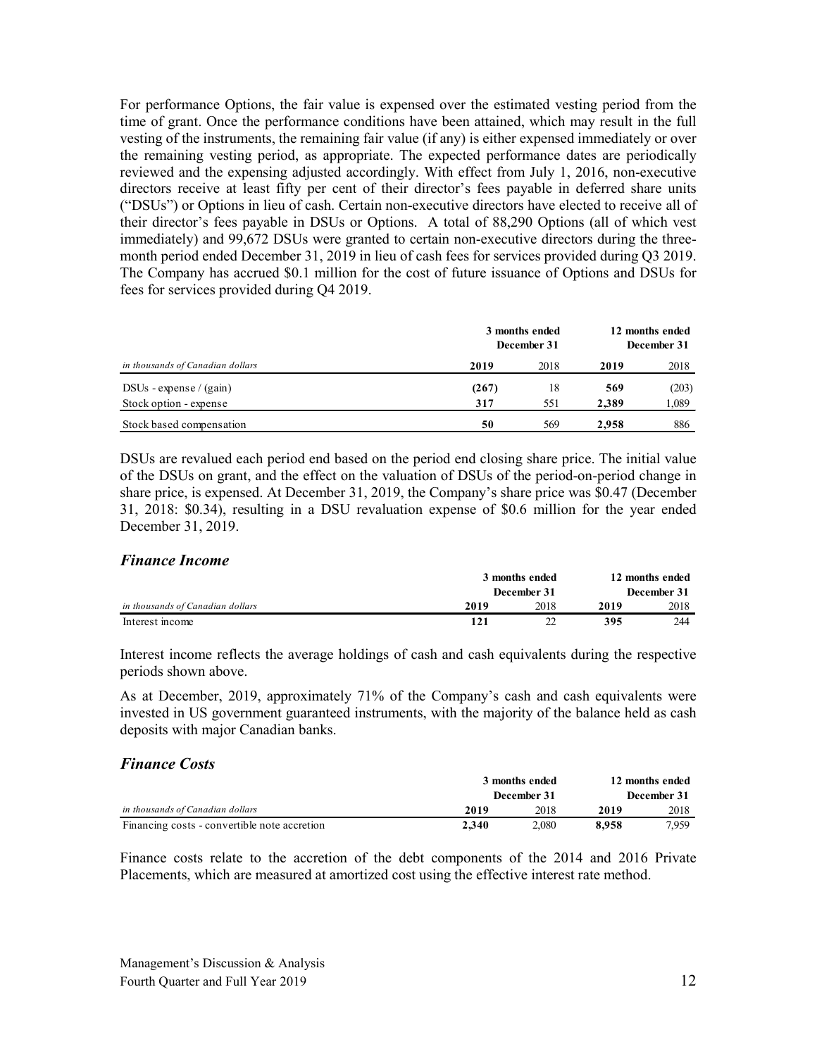For performance Options, the fair value is expensed over the estimated vesting period from the time of grant. Once the performance conditions have been attained, which may result in the full vesting of the instruments, the remaining fair value (if any) is either expensed immediately or over the remaining vesting period, as appropriate. The expected performance dates are periodically reviewed and the expensing adjusted accordingly. With effect from July 1, 2016, non-executive directors receive at least fifty per cent of their director's fees payable in deferred share units ("DSUs") or Options in lieu of cash. Certain non-executive directors have elected to receive all of their director's fees payable in DSUs or Options. A total of 88,290 Options (all of which vest immediately) and 99,672 DSUs were granted to certain non-executive directors during the three-month period ended December 31, 2019 in lieu of cash fees for services provided during Q3 2019. The Company has accrued $0.1 million for the cost of future issuance of Options and DSUs for fees for services provided during Q4 2019.

| | 3 months ended December 31 | | 12 months ended December 31 | |
|---|---|---|---|---|
| *in thousands of Canadian dollars* | **2019** | 2018 | **2019** | 2018 |
| DSUs - expense / (gain) | **(267)** | 18 | **569** | (203) |
| Stock option - expense | **317** | 551 | **2,389** | 1,089 |
| Stock based compensation | **50** | 569 | **2,958** | 886 |

DSUs are revalued each period end based on the period end closing share price. The initial value of the DSUs on grant, and the effect on the valuation of DSUs of the period-on-period change in share price, is expensed. At December 31, 2019, the Company's share price was $0.47 (December 31, 2018: $0.34), resulting in a DSU revaluation expense of $0.6 million for the year ended December 31, 2019.

### *Finance Income*

| | 3 months ended December 31 | | 12 months ended December 31 | |
|---|---|---|---|---|
| *in thousands of Canadian dollars* | **2019** | 2018 | **2019** | 2018 |
| Interest income | **121** | 22 | **395** | 244 |

Interest income reflects the average holdings of cash and cash equivalents during the respective periods shown above.

As at December, 2019, approximately 71% of the Company's cash and cash equivalents were invested in US government guaranteed instruments, with the majority of the balance held as cash deposits with major Canadian banks.

### *Finance Costs*

| | 3 months ended December 31 | | 12 months ended December 31 | |
|---|---|---|---|---|
| *in thousands of Canadian dollars* | **2019** | 2018 | **2019** | 2018 |
| Financing costs - convertible note accretion | **2,340** | 2,080 | **8,958** | 7,959 |

Finance costs relate to the accretion of the debt components of the 2014 and 2016 Private Placements, which are measured at amortized cost using the effective interest rate method.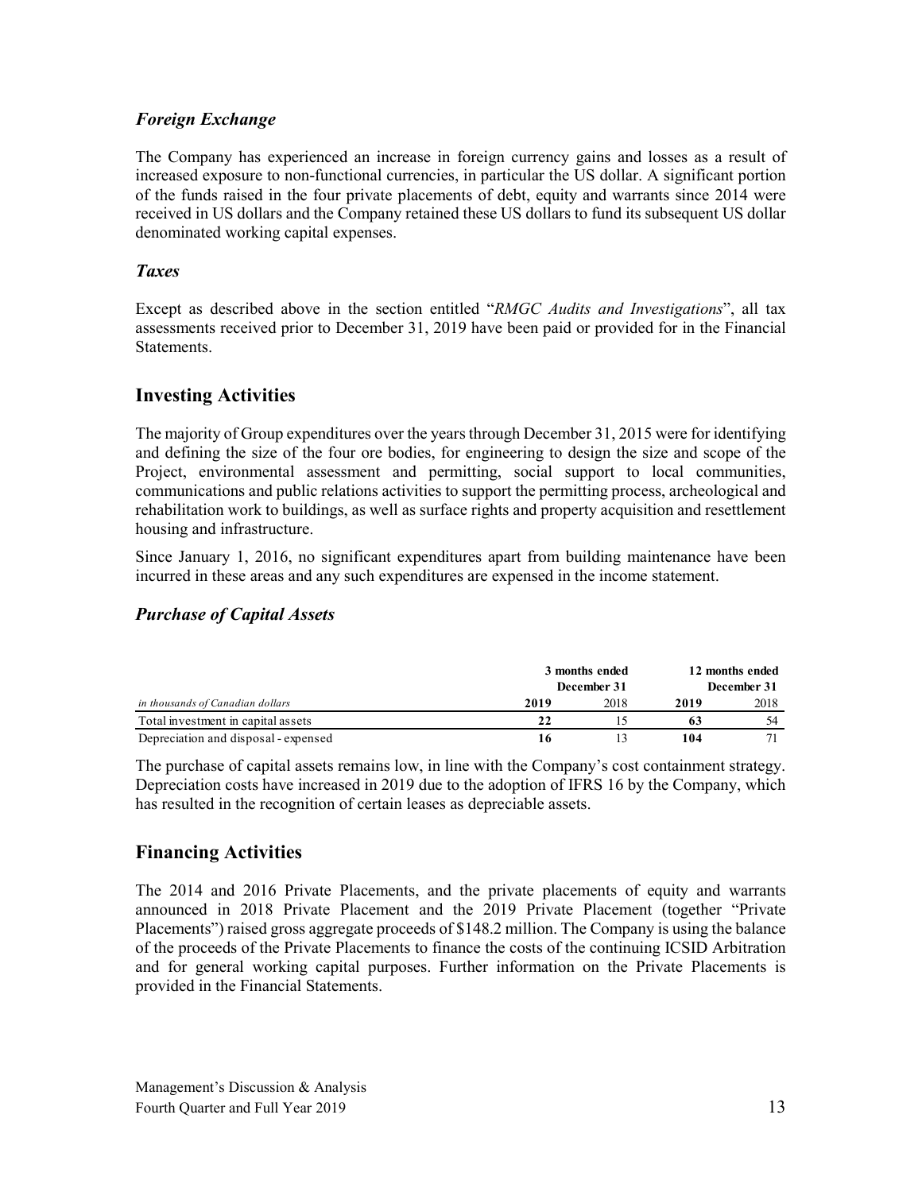### *Foreign Exchange*

The Company has experienced an increase in foreign currency gains and losses as a result of increased exposure to non-functional currencies, in particular the US dollar. A significant portion of the funds raised in the four private placements of debt, equity and warrants since 2014 were received in US dollars and the Company retained these US dollars to fund its subsequent US dollar denominated working capital expenses.

### *Taxes*

Except as described above in the section entitled "*RMGC Audits and Investigations*", all tax assessments received prior to December 31, 2019 have been paid or provided for in the Financial Statements.

## Investing Activities

The majority of Group expenditures over the years through December 31, 2015 were for identifying and defining the size of the four ore bodies, for engineering to design the size and scope of the Project, environmental assessment and permitting, social support to local communities, communications and public relations activities to support the permitting process, archeological and rehabilitation work to buildings, as well as surface rights and property acquisition and resettlement housing and infrastructure.

Since January 1, 2016, no significant expenditures apart from building maintenance have been incurred in these areas and any such expenditures are expensed in the income statement.

### *Purchase of Capital Assets*

| | 3 months ended December 31 | | 12 months ended December 31 | |
|---|---|---|---|---|
| *in thousands of Canadian dollars* | **2019** | 2018 | **2019** | 2018 |
| Total investment in capital assets | **22** | 15 | **63** | 54 |
| Depreciation and disposal - expensed | **16** | 13 | **104** | 71 |

The purchase of capital assets remains low, in line with the Company's cost containment strategy. Depreciation costs have increased in 2019 due to the adoption of IFRS 16 by the Company, which has resulted in the recognition of certain leases as depreciable assets.

## Financing Activities

The 2014 and 2016 Private Placements, and the private placements of equity and warrants announced in 2018 Private Placement and the 2019 Private Placement (together "Private Placements") raised gross aggregate proceeds of $148.2 million. The Company is using the balance of the proceeds of the Private Placements to finance the costs of the continuing ICSID Arbitration and for general working capital purposes. Further information on the Private Placements is provided in the Financial Statements.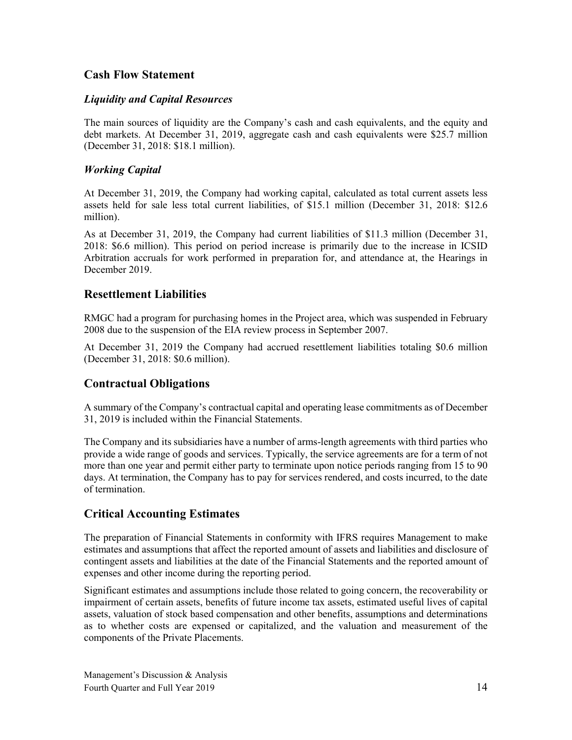## Cash Flow Statement

### *Liquidity and Capital Resources*

The main sources of liquidity are the Company's cash and cash equivalents, and the equity and debt markets. At December 31, 2019, aggregate cash and cash equivalents were $25.7 million (December 31, 2018: $18.1 million).

### *Working Capital*

At December 31, 2019, the Company had working capital, calculated as total current assets less assets held for sale less total current liabilities, of $15.1 million (December 31, 2018: $12.6 million).

As at December 31, 2019, the Company had current liabilities of $11.3 million (December 31, 2018: $6.6 million). This period on period increase is primarily due to the increase in ICSID Arbitration accruals for work performed in preparation for, and attendance at, the Hearings in December 2019.

## Resettlement Liabilities

RMGC had a program for purchasing homes in the Project area, which was suspended in February 2008 due to the suspension of the EIA review process in September 2007.

At December 31, 2019 the Company had accrued resettlement liabilities totaling $0.6 million (December 31, 2018: $0.6 million).

## Contractual Obligations

A summary of the Company's contractual capital and operating lease commitments as of December 31, 2019 is included within the Financial Statements.

The Company and its subsidiaries have a number of arms-length agreements with third parties who provide a wide range of goods and services. Typically, the service agreements are for a term of not more than one year and permit either party to terminate upon notice periods ranging from 15 to 90 days. At termination, the Company has to pay for services rendered, and costs incurred, to the date of termination.

## Critical Accounting Estimates

The preparation of Financial Statements in conformity with IFRS requires Management to make estimates and assumptions that affect the reported amount of assets and liabilities and disclosure of contingent assets and liabilities at the date of the Financial Statements and the reported amount of expenses and other income during the reporting period.

Significant estimates and assumptions include those related to going concern, the recoverability or impairment of certain assets, benefits of future income tax assets, estimated useful lives of capital assets, valuation of stock based compensation and other benefits, assumptions and determinations as to whether costs are expensed or capitalized, and the valuation and measurement of the components of the Private Placements.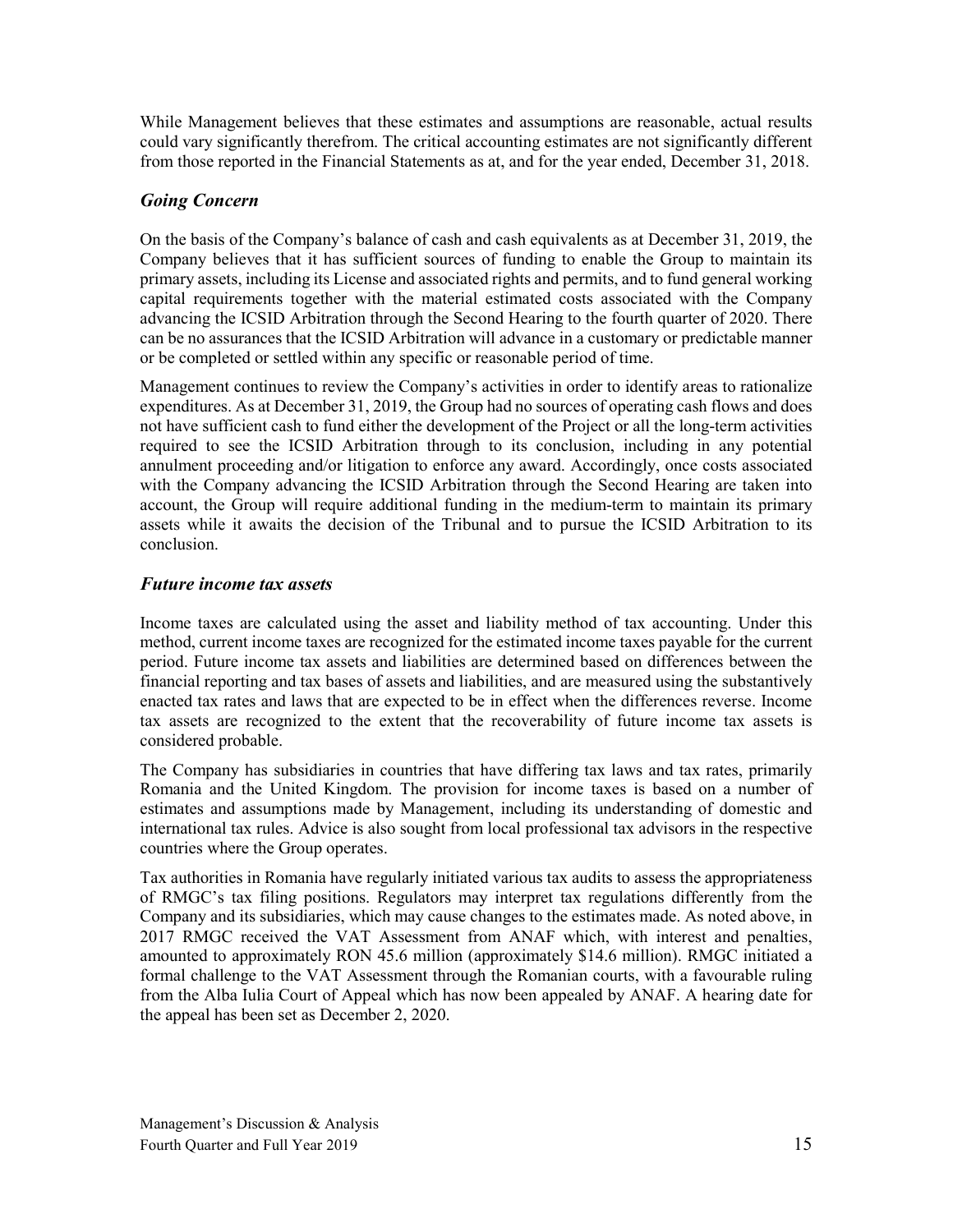While Management believes that these estimates and assumptions are reasonable, actual results could vary significantly therefrom. The critical accounting estimates are not significantly different from those reported in the Financial Statements as at, and for the year ended, December 31, 2018.

### *Going Concern*

On the basis of the Company's balance of cash and cash equivalents as at December 31, 2019, the Company believes that it has sufficient sources of funding to enable the Group to maintain its primary assets, including its License and associated rights and permits, and to fund general working capital requirements together with the material estimated costs associated with the Company advancing the ICSID Arbitration through the Second Hearing to the fourth quarter of 2020. There can be no assurances that the ICSID Arbitration will advance in a customary or predictable manner or be completed or settled within any specific or reasonable period of time.

Management continues to review the Company's activities in order to identify areas to rationalize expenditures. As at December 31, 2019, the Group had no sources of operating cash flows and does not have sufficient cash to fund either the development of the Project or all the long-term activities required to see the ICSID Arbitration through to its conclusion, including in any potential annulment proceeding and/or litigation to enforce any award. Accordingly, once costs associated with the Company advancing the ICSID Arbitration through the Second Hearing are taken into account, the Group will require additional funding in the medium-term to maintain its primary assets while it awaits the decision of the Tribunal and to pursue the ICSID Arbitration to its conclusion.

### *Future income tax assets*

Income taxes are calculated using the asset and liability method of tax accounting. Under this method, current income taxes are recognized for the estimated income taxes payable for the current period. Future income tax assets and liabilities are determined based on differences between the financial reporting and tax bases of assets and liabilities, and are measured using the substantively enacted tax rates and laws that are expected to be in effect when the differences reverse. Income tax assets are recognized to the extent that the recoverability of future income tax assets is considered probable.

The Company has subsidiaries in countries that have differing tax laws and tax rates, primarily Romania and the United Kingdom. The provision for income taxes is based on a number of estimates and assumptions made by Management, including its understanding of domestic and international tax rules. Advice is also sought from local professional tax advisors in the respective countries where the Group operates.

Tax authorities in Romania have regularly initiated various tax audits to assess the appropriateness of RMGC's tax filing positions. Regulators may interpret tax regulations differently from the Company and its subsidiaries, which may cause changes to the estimates made. As noted above, in 2017 RMGC received the VAT Assessment from ANAF which, with interest and penalties, amounted to approximately RON 45.6 million (approximately $14.6 million). RMGC initiated a formal challenge to the VAT Assessment through the Romanian courts, with a favourable ruling from the Alba Iulia Court of Appeal which has now been appealed by ANAF. A hearing date for the appeal has been set as December 2, 2020.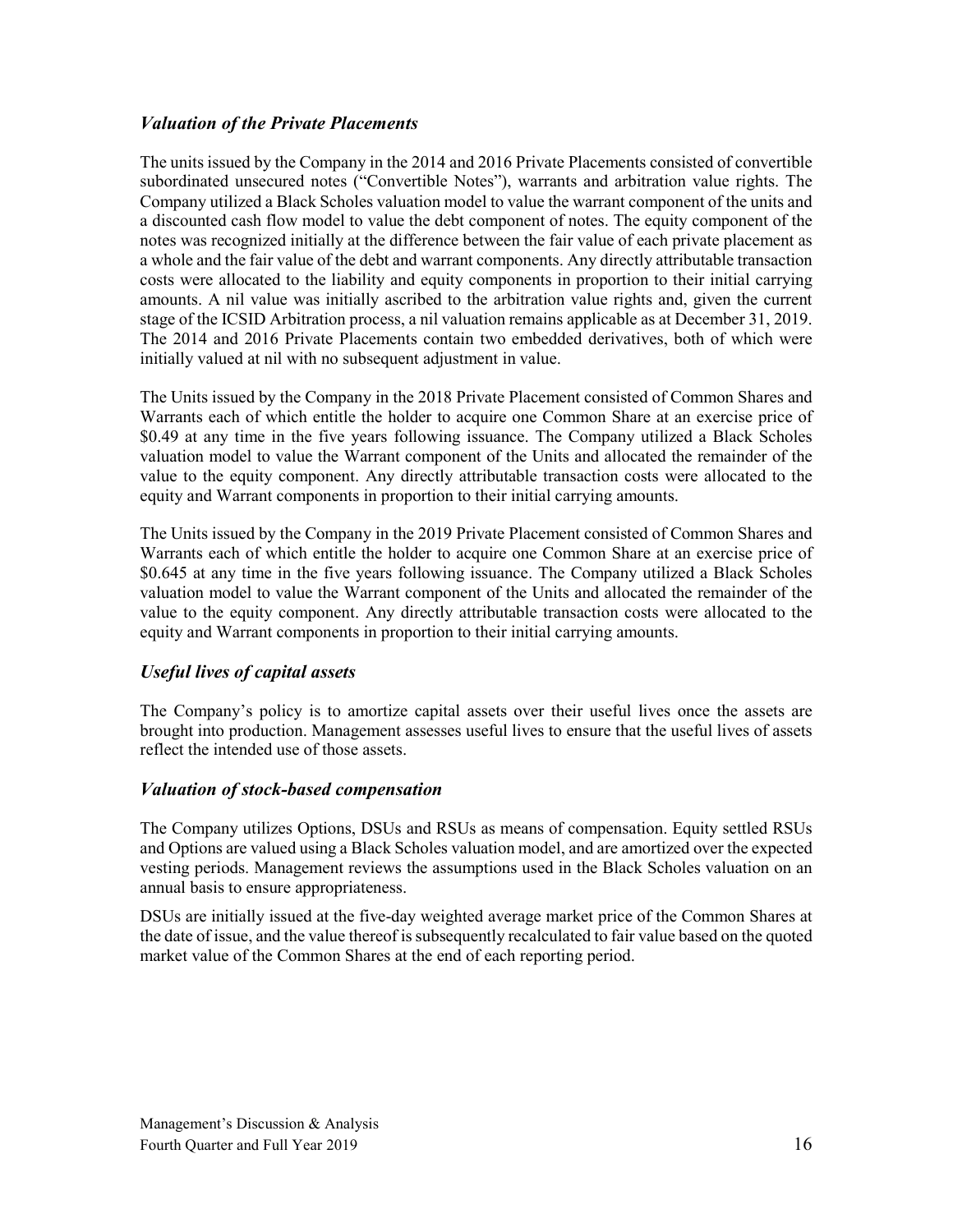### *Valuation of the Private Placements*

The units issued by the Company in the 2014 and 2016 Private Placements consisted of convertible subordinated unsecured notes ("Convertible Notes"), warrants and arbitration value rights. The Company utilized a Black Scholes valuation model to value the warrant component of the units and a discounted cash flow model to value the debt component of notes. The equity component of the notes was recognized initially at the difference between the fair value of each private placement as a whole and the fair value of the debt and warrant components. Any directly attributable transaction costs were allocated to the liability and equity components in proportion to their initial carrying amounts. A nil value was initially ascribed to the arbitration value rights and, given the current stage of the ICSID Arbitration process, a nil valuation remains applicable as at December 31, 2019. The 2014 and 2016 Private Placements contain two embedded derivatives, both of which were initially valued at nil with no subsequent adjustment in value.

The Units issued by the Company in the 2018 Private Placement consisted of Common Shares and Warrants each of which entitle the holder to acquire one Common Share at an exercise price of $0.49 at any time in the five years following issuance. The Company utilized a Black Scholes valuation model to value the Warrant component of the Units and allocated the remainder of the value to the equity component. Any directly attributable transaction costs were allocated to the equity and Warrant components in proportion to their initial carrying amounts.

The Units issued by the Company in the 2019 Private Placement consisted of Common Shares and Warrants each of which entitle the holder to acquire one Common Share at an exercise price of $0.645 at any time in the five years following issuance. The Company utilized a Black Scholes valuation model to value the Warrant component of the Units and allocated the remainder of the value to the equity component. Any directly attributable transaction costs were allocated to the equity and Warrant components in proportion to their initial carrying amounts.

### *Useful lives of capital assets*

The Company's policy is to amortize capital assets over their useful lives once the assets are brought into production. Management assesses useful lives to ensure that the useful lives of assets reflect the intended use of those assets.

### *Valuation of stock-based compensation*

The Company utilizes Options, DSUs and RSUs as means of compensation. Equity settled RSUs and Options are valued using a Black Scholes valuation model, and are amortized over the expected vesting periods. Management reviews the assumptions used in the Black Scholes valuation on an annual basis to ensure appropriateness.

DSUs are initially issued at the five-day weighted average market price of the Common Shares at the date of issue, and the value thereof is subsequently recalculated to fair value based on the quoted market value of the Common Shares at the end of each reporting period.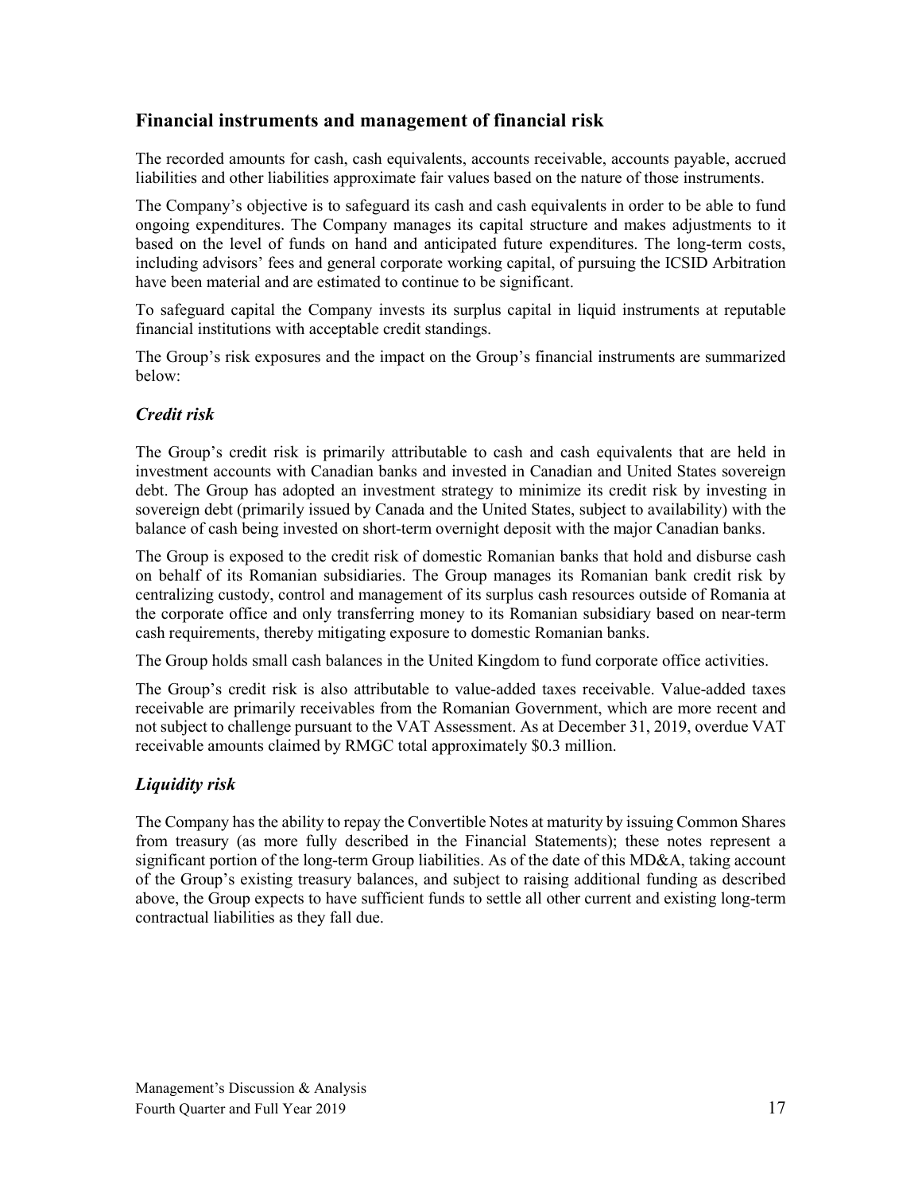## Financial instruments and management of financial risk

The recorded amounts for cash, cash equivalents, accounts receivable, accounts payable, accrued liabilities and other liabilities approximate fair values based on the nature of those instruments.

The Company's objective is to safeguard its cash and cash equivalents in order to be able to fund ongoing expenditures. The Company manages its capital structure and makes adjustments to it based on the level of funds on hand and anticipated future expenditures. The long-term costs, including advisors' fees and general corporate working capital, of pursuing the ICSID Arbitration have been material and are estimated to continue to be significant.

To safeguard capital the Company invests its surplus capital in liquid instruments at reputable financial institutions with acceptable credit standings.

The Group's risk exposures and the impact on the Group's financial instruments are summarized below:

### *Credit risk*

The Group's credit risk is primarily attributable to cash and cash equivalents that are held in investment accounts with Canadian banks and invested in Canadian and United States sovereign debt. The Group has adopted an investment strategy to minimize its credit risk by investing in sovereign debt (primarily issued by Canada and the United States, subject to availability) with the balance of cash being invested on short-term overnight deposit with the major Canadian banks.

The Group is exposed to the credit risk of domestic Romanian banks that hold and disburse cash on behalf of its Romanian subsidiaries. The Group manages its Romanian bank credit risk by centralizing custody, control and management of its surplus cash resources outside of Romania at the corporate office and only transferring money to its Romanian subsidiary based on near-term cash requirements, thereby mitigating exposure to domestic Romanian banks.

The Group holds small cash balances in the United Kingdom to fund corporate office activities.

The Group's credit risk is also attributable to value-added taxes receivable. Value-added taxes receivable are primarily receivables from the Romanian Government, which are more recent and not subject to challenge pursuant to the VAT Assessment. As at December 31, 2019, overdue VAT receivable amounts claimed by RMGC total approximately $0.3 million.

### *Liquidity risk*

The Company has the ability to repay the Convertible Notes at maturity by issuing Common Shares from treasury (as more fully described in the Financial Statements); these notes represent a significant portion of the long-term Group liabilities. As of the date of this MD&A, taking account of the Group's existing treasury balances, and subject to raising additional funding as described above, the Group expects to have sufficient funds to settle all other current and existing long-term contractual liabilities as they fall due.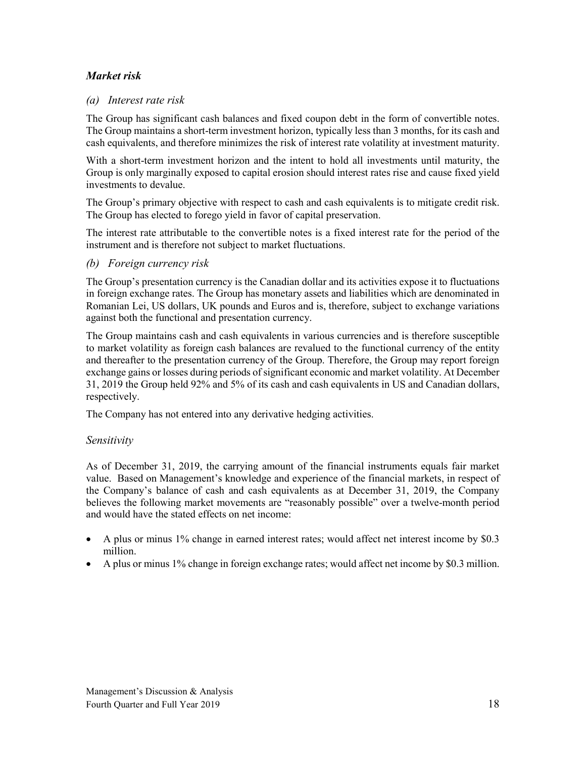### *Market risk*

#### *(a) Interest rate risk*

The Group has significant cash balances and fixed coupon debt in the form of convertible notes. The Group maintains a short-term investment horizon, typically less than 3 months, for its cash and cash equivalents, and therefore minimizes the risk of interest rate volatility at investment maturity.

With a short-term investment horizon and the intent to hold all investments until maturity, the Group is only marginally exposed to capital erosion should interest rates rise and cause fixed yield investments to devalue.

The Group's primary objective with respect to cash and cash equivalents is to mitigate credit risk. The Group has elected to forego yield in favor of capital preservation.

The interest rate attributable to the convertible notes is a fixed interest rate for the period of the instrument and is therefore not subject to market fluctuations.

#### *(b) Foreign currency risk*

The Group's presentation currency is the Canadian dollar and its activities expose it to fluctuations in foreign exchange rates. The Group has monetary assets and liabilities which are denominated in Romanian Lei, US dollars, UK pounds and Euros and is, therefore, subject to exchange variations against both the functional and presentation currency.

The Group maintains cash and cash equivalents in various currencies and is therefore susceptible to market volatility as foreign cash balances are revalued to the functional currency of the entity and thereafter to the presentation currency of the Group. Therefore, the Group may report foreign exchange gains or losses during periods of significant economic and market volatility. At December 31, 2019 the Group held 92% and 5% of its cash and cash equivalents in US and Canadian dollars, respectively.

The Company has not entered into any derivative hedging activities.

#### *Sensitivity*

As of December 31, 2019, the carrying amount of the financial instruments equals fair market value. Based on Management's knowledge and experience of the financial markets, in respect of the Company's balance of cash and cash equivalents as at December 31, 2019, the Company believes the following market movements are "reasonably possible" over a twelve-month period and would have the stated effects on net income:

- A plus or minus 1% change in earned interest rates; would affect net interest income by $0.3 million.
- A plus or minus 1% change in foreign exchange rates; would affect net income by $0.3 million.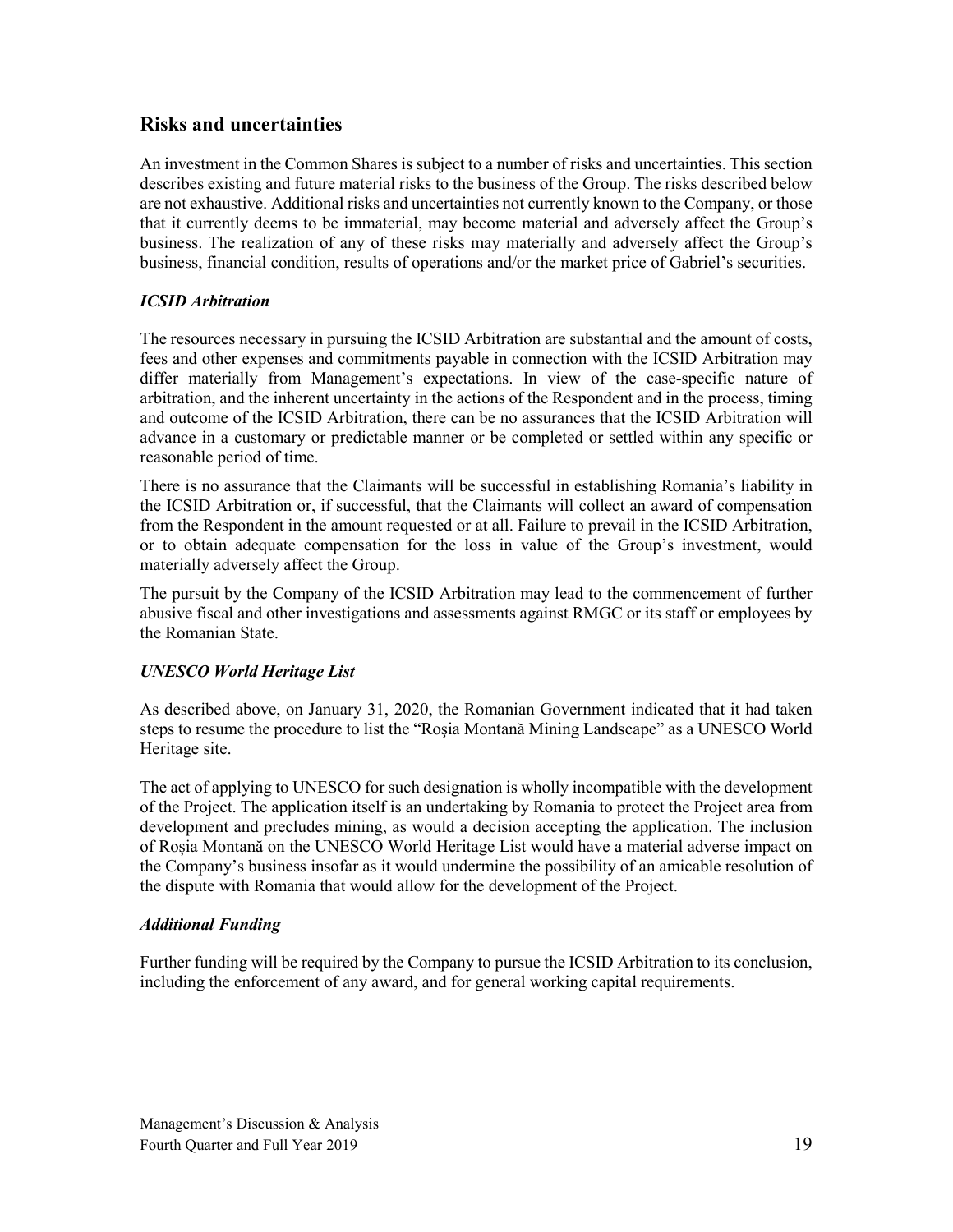## Risks and uncertainties

An investment in the Common Shares is subject to a number of risks and uncertainties. This section describes existing and future material risks to the business of the Group. The risks described below are not exhaustive. Additional risks and uncertainties not currently known to the Company, or those that it currently deems to be immaterial, may become material and adversely affect the Group's business. The realization of any of these risks may materially and adversely affect the Group's business, financial condition, results of operations and/or the market price of Gabriel's securities.

### *ICSID Arbitration*

The resources necessary in pursuing the ICSID Arbitration are substantial and the amount of costs, fees and other expenses and commitments payable in connection with the ICSID Arbitration may differ materially from Management's expectations. In view of the case-specific nature of arbitration, and the inherent uncertainty in the actions of the Respondent and in the process, timing and outcome of the ICSID Arbitration, there can be no assurances that the ICSID Arbitration will advance in a customary or predictable manner or be completed or settled within any specific or reasonable period of time.

There is no assurance that the Claimants will be successful in establishing Romania's liability in the ICSID Arbitration or, if successful, that the Claimants will collect an award of compensation from the Respondent in the amount requested or at all. Failure to prevail in the ICSID Arbitration, or to obtain adequate compensation for the loss in value of the Group's investment, would materially adversely affect the Group.

The pursuit by the Company of the ICSID Arbitration may lead to the commencement of further abusive fiscal and other investigations and assessments against RMGC or its staff or employees by the Romanian State.

### *UNESCO World Heritage List*

As described above, on January 31, 2020, the Romanian Government indicated that it had taken steps to resume the procedure to list the "Roşia Montană Mining Landscape" as a UNESCO World Heritage site.

The act of applying to UNESCO for such designation is wholly incompatible with the development of the Project. The application itself is an undertaking by Romania to protect the Project area from development and precludes mining, as would a decision accepting the application. The inclusion of Roșia Montană on the UNESCO World Heritage List would have a material adverse impact on the Company's business insofar as it would undermine the possibility of an amicable resolution of the dispute with Romania that would allow for the development of the Project.

### *Additional Funding*

Further funding will be required by the Company to pursue the ICSID Arbitration to its conclusion, including the enforcement of any award, and for general working capital requirements.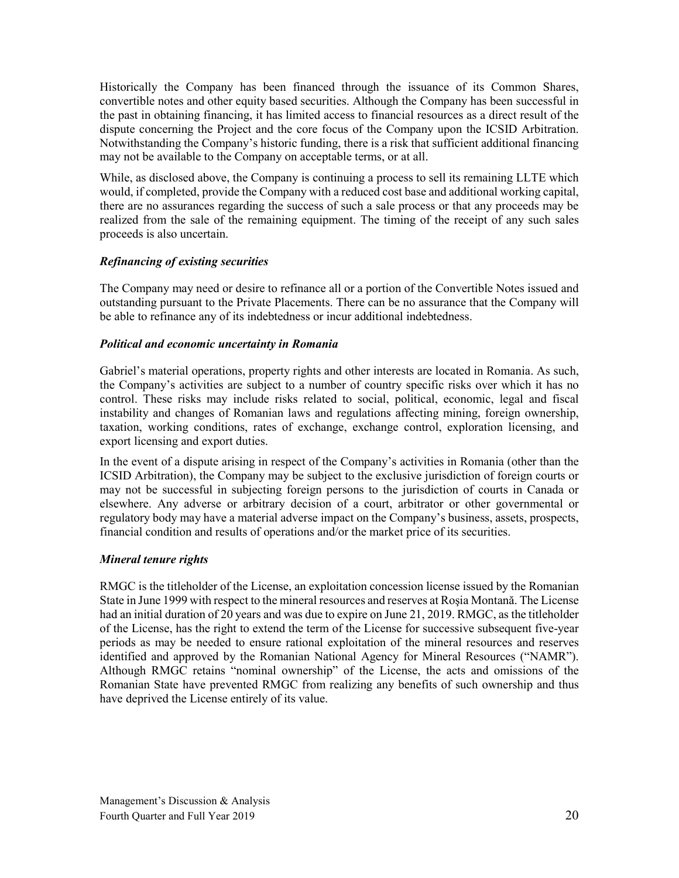Historically the Company has been financed through the issuance of its Common Shares, convertible notes and other equity based securities. Although the Company has been successful in the past in obtaining financing, it has limited access to financial resources as a direct result of the dispute concerning the Project and the core focus of the Company upon the ICSID Arbitration. Notwithstanding the Company's historic funding, there is a risk that sufficient additional financing may not be available to the Company on acceptable terms, or at all.

While, as disclosed above, the Company is continuing a process to sell its remaining LLTE which would, if completed, provide the Company with a reduced cost base and additional working capital, there are no assurances regarding the success of such a sale process or that any proceeds may be realized from the sale of the remaining equipment. The timing of the receipt of any such sales proceeds is also uncertain.

### *Refinancing of existing securities*

The Company may need or desire to refinance all or a portion of the Convertible Notes issued and outstanding pursuant to the Private Placements. There can be no assurance that the Company will be able to refinance any of its indebtedness or incur additional indebtedness.

### *Political and economic uncertainty in Romania*

Gabriel's material operations, property rights and other interests are located in Romania. As such, the Company's activities are subject to a number of country specific risks over which it has no control. These risks may include risks related to social, political, economic, legal and fiscal instability and changes of Romanian laws and regulations affecting mining, foreign ownership, taxation, working conditions, rates of exchange, exchange control, exploration licensing, and export licensing and export duties.

In the event of a dispute arising in respect of the Company's activities in Romania (other than the ICSID Arbitration), the Company may be subject to the exclusive jurisdiction of foreign courts or may not be successful in subjecting foreign persons to the jurisdiction of courts in Canada or elsewhere. Any adverse or arbitrary decision of a court, arbitrator or other governmental or regulatory body may have a material adverse impact on the Company's business, assets, prospects, financial condition and results of operations and/or the market price of its securities.

### *Mineral tenure rights*

RMGC is the titleholder of the License, an exploitation concession license issued by the Romanian State in June 1999 with respect to the mineral resources and reserves at Roşia Montană. The License had an initial duration of 20 years and was due to expire on June 21, 2019. RMGC, as the titleholder of the License, has the right to extend the term of the License for successive subsequent five-year periods as may be needed to ensure rational exploitation of the mineral resources and reserves identified and approved by the Romanian National Agency for Mineral Resources ("NAMR"). Although RMGC retains "nominal ownership" of the License, the acts and omissions of the Romanian State have prevented RMGC from realizing any benefits of such ownership and thus have deprived the License entirely of its value.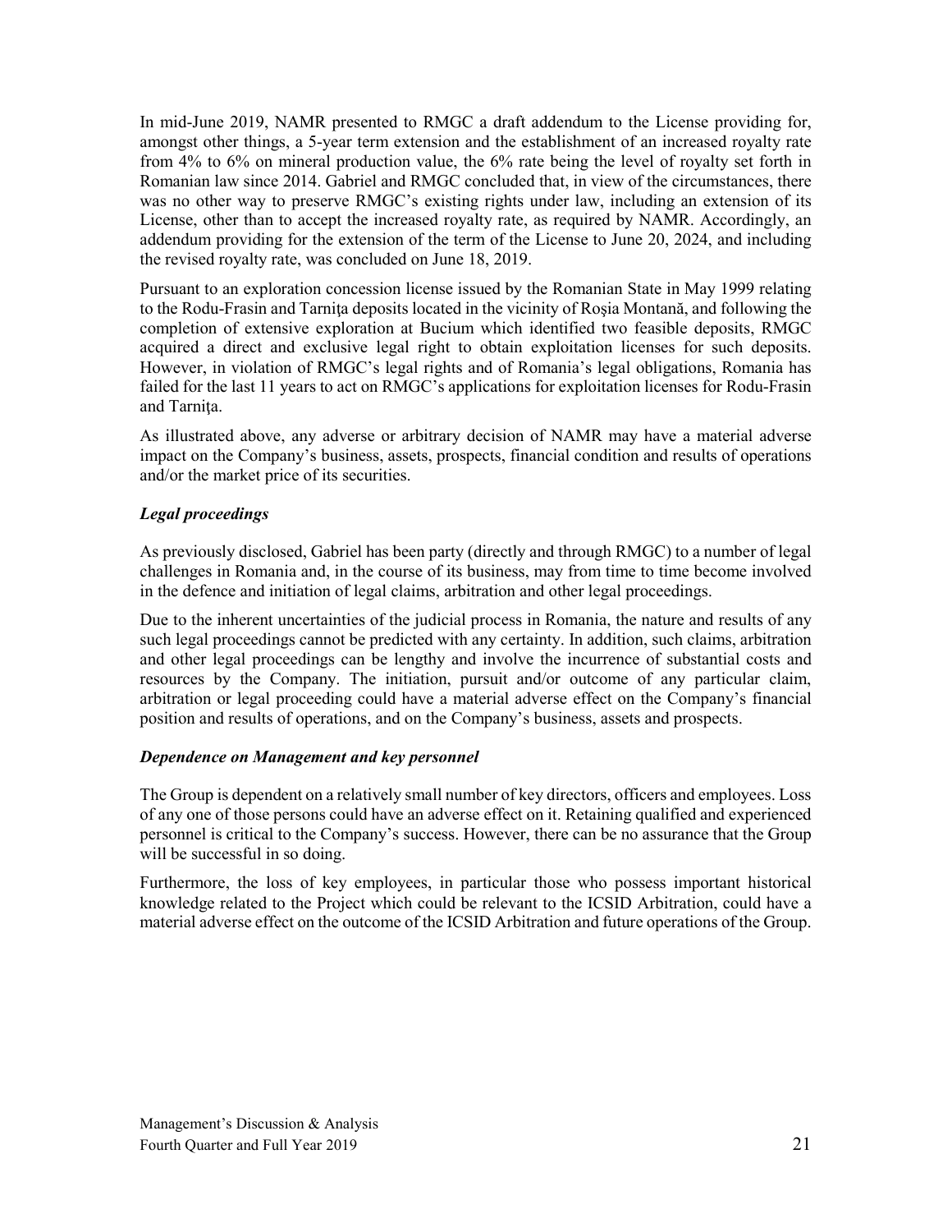In mid-June 2019, NAMR presented to RMGC a draft addendum to the License providing for, amongst other things, a 5-year term extension and the establishment of an increased royalty rate from 4% to 6% on mineral production value, the 6% rate being the level of royalty set forth in Romanian law since 2014. Gabriel and RMGC concluded that, in view of the circumstances, there was no other way to preserve RMGC's existing rights under law, including an extension of its License, other than to accept the increased royalty rate, as required by NAMR. Accordingly, an addendum providing for the extension of the term of the License to June 20, 2024, and including the revised royalty rate, was concluded on June 18, 2019.

Pursuant to an exploration concession license issued by the Romanian State in May 1999 relating to the Rodu-Frasin and Tarniţa deposits located in the vicinity of Roşia Montană, and following the completion of extensive exploration at Bucium which identified two feasible deposits, RMGC acquired a direct and exclusive legal right to obtain exploitation licenses for such deposits. However, in violation of RMGC's legal rights and of Romania's legal obligations, Romania has failed for the last 11 years to act on RMGC's applications for exploitation licenses for Rodu-Frasin and Tarniţa.

As illustrated above, any adverse or arbitrary decision of NAMR may have a material adverse impact on the Company's business, assets, prospects, financial condition and results of operations and/or the market price of its securities.

### *Legal proceedings*

As previously disclosed, Gabriel has been party (directly and through RMGC) to a number of legal challenges in Romania and, in the course of its business, may from time to time become involved in the defence and initiation of legal claims, arbitration and other legal proceedings.

Due to the inherent uncertainties of the judicial process in Romania, the nature and results of any such legal proceedings cannot be predicted with any certainty. In addition, such claims, arbitration and other legal proceedings can be lengthy and involve the incurrence of substantial costs and resources by the Company. The initiation, pursuit and/or outcome of any particular claim, arbitration or legal proceeding could have a material adverse effect on the Company's financial position and results of operations, and on the Company's business, assets and prospects.

### *Dependence on Management and key personnel*

The Group is dependent on a relatively small number of key directors, officers and employees. Loss of any one of those persons could have an adverse effect on it. Retaining qualified and experienced personnel is critical to the Company's success. However, there can be no assurance that the Group will be successful in so doing.

Furthermore, the loss of key employees, in particular those who possess important historical knowledge related to the Project which could be relevant to the ICSID Arbitration, could have a material adverse effect on the outcome of the ICSID Arbitration and future operations of the Group.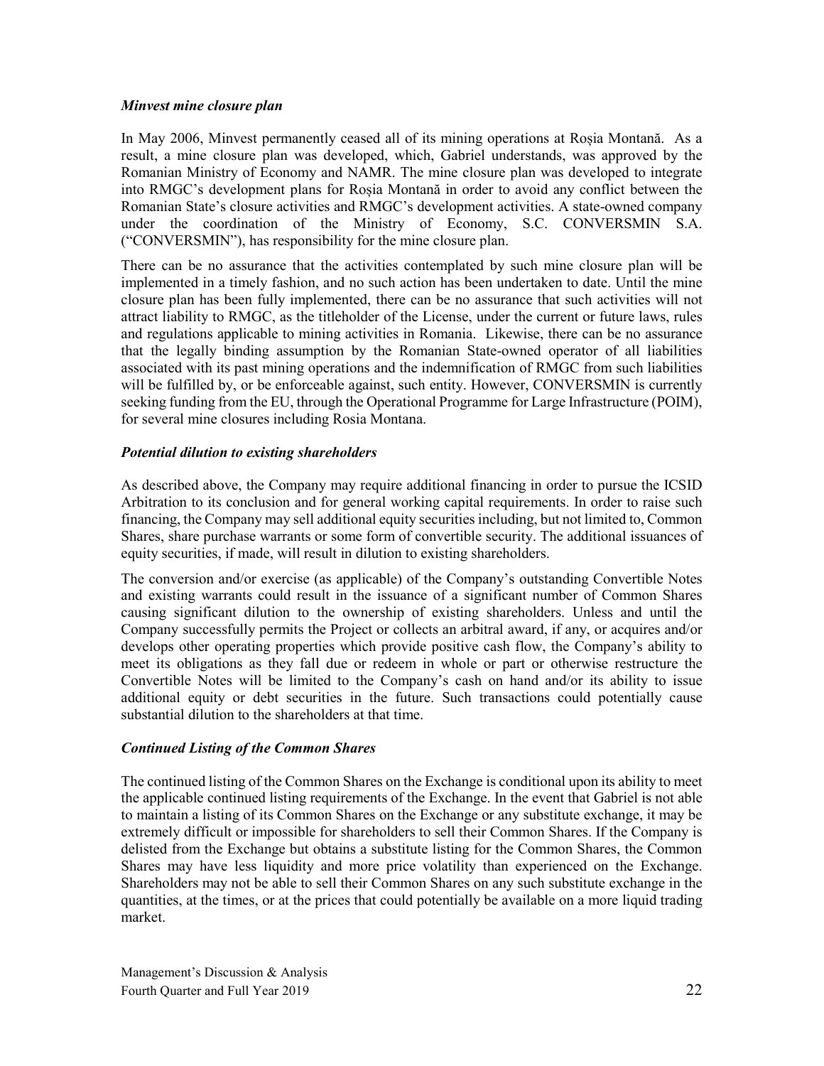### *Minvest mine closure plan*

In May 2006, Minvest permanently ceased all of its mining operations at Roșia Montană. As a result, a mine closure plan was developed, which, Gabriel understands, was approved by the Romanian Ministry of Economy and NAMR. The mine closure plan was developed to integrate into RMGC's development plans for Roșia Montană in order to avoid any conflict between the Romanian State's closure activities and RMGC's development activities. A state-owned company under the coordination of the Ministry of Economy, S.C. CONVERSMIN S.A. ("CONVERSMIN"), has responsibility for the mine closure plan.

There can be no assurance that the activities contemplated by such mine closure plan will be implemented in a timely fashion, and no such action has been undertaken to date. Until the mine closure plan has been fully implemented, there can be no assurance that such activities will not attract liability to RMGC, as the titleholder of the License, under the current or future laws, rules and regulations applicable to mining activities in Romania. Likewise, there can be no assurance that the legally binding assumption by the Romanian State-owned operator of all liabilities associated with its past mining operations and the indemnification of RMGC from such liabilities will be fulfilled by, or be enforceable against, such entity. However, CONVERSMIN is currently seeking funding from the EU, through the Operational Programme for Large Infrastructure (POIM), for several mine closures including Rosia Montana.

### *Potential dilution to existing shareholders*

As described above, the Company may require additional financing in order to pursue the ICSID Arbitration to its conclusion and for general working capital requirements. In order to raise such financing, the Company may sell additional equity securities including, but not limited to, Common Shares, share purchase warrants or some form of convertible security. The additional issuances of equity securities, if made, will result in dilution to existing shareholders.

The conversion and/or exercise (as applicable) of the Company's outstanding Convertible Notes and existing warrants could result in the issuance of a significant number of Common Shares causing significant dilution to the ownership of existing shareholders. Unless and until the Company successfully permits the Project or collects an arbitral award, if any, or acquires and/or develops other operating properties which provide positive cash flow, the Company's ability to meet its obligations as they fall due or redeem in whole or part or otherwise restructure the Convertible Notes will be limited to the Company's cash on hand and/or its ability to issue additional equity or debt securities in the future. Such transactions could potentially cause substantial dilution to the shareholders at that time.

### *Continued Listing of the Common Shares*

The continued listing of the Common Shares on the Exchange is conditional upon its ability to meet the applicable continued listing requirements of the Exchange. In the event that Gabriel is not able to maintain a listing of its Common Shares on the Exchange or any substitute exchange, it may be extremely difficult or impossible for shareholders to sell their Common Shares. If the Company is delisted from the Exchange but obtains a substitute listing for the Common Shares, the Common Shares may have less liquidity and more price volatility than experienced on the Exchange. Shareholders may not be able to sell their Common Shares on any such substitute exchange in the quantities, at the times, or at the prices that could potentially be available on a more liquid trading market.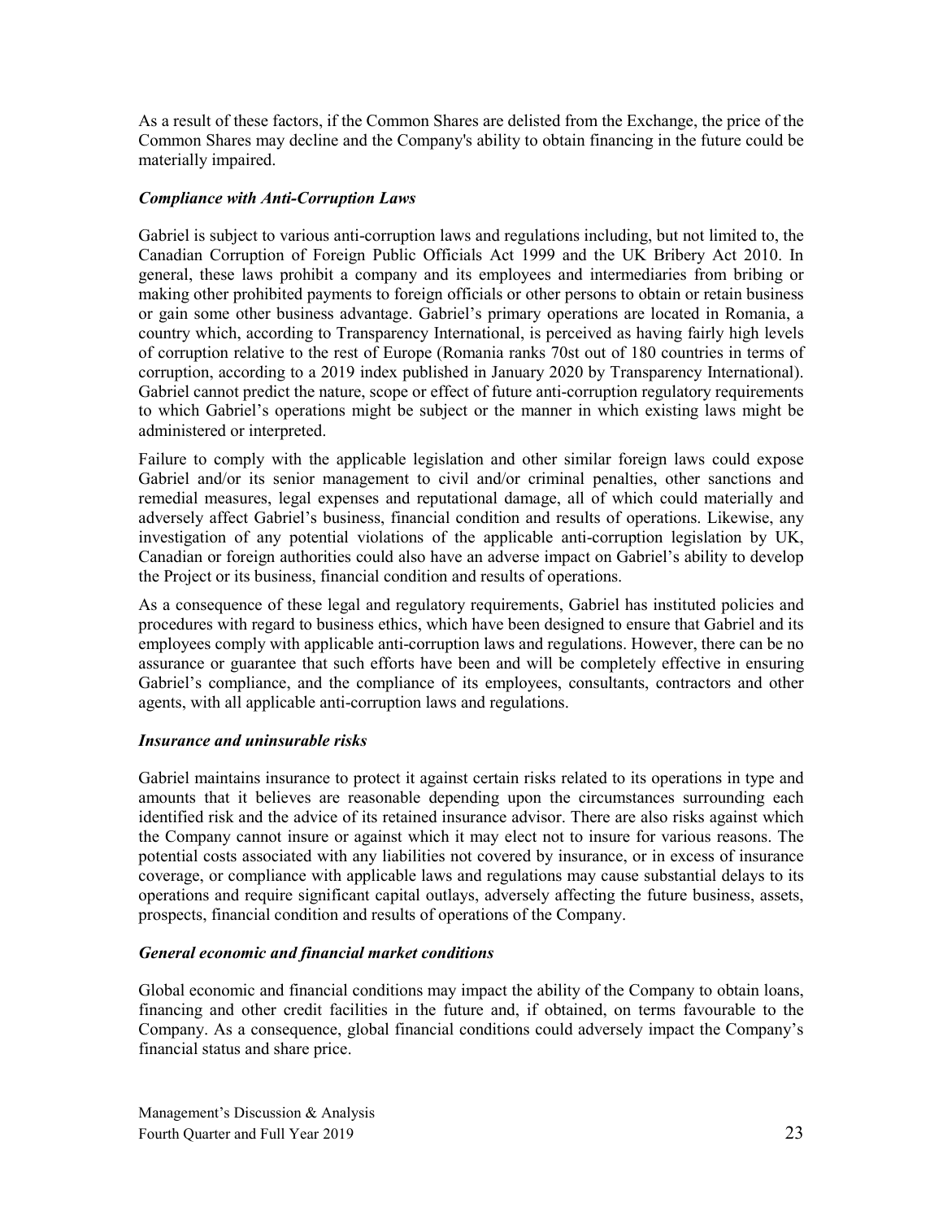As a result of these factors, if the Common Shares are delisted from the Exchange, the price of the Common Shares may decline and the Company's ability to obtain financing in the future could be materially impaired.

### *Compliance with Anti-Corruption Laws*

Gabriel is subject to various anti-corruption laws and regulations including, but not limited to, the Canadian Corruption of Foreign Public Officials Act 1999 and the UK Bribery Act 2010. In general, these laws prohibit a company and its employees and intermediaries from bribing or making other prohibited payments to foreign officials or other persons to obtain or retain business or gain some other business advantage. Gabriel's primary operations are located in Romania, a country which, according to Transparency International, is perceived as having fairly high levels of corruption relative to the rest of Europe (Romania ranks 70st out of 180 countries in terms of corruption, according to a 2019 index published in January 2020 by Transparency International). Gabriel cannot predict the nature, scope or effect of future anti-corruption regulatory requirements to which Gabriel's operations might be subject or the manner in which existing laws might be administered or interpreted.

Failure to comply with the applicable legislation and other similar foreign laws could expose Gabriel and/or its senior management to civil and/or criminal penalties, other sanctions and remedial measures, legal expenses and reputational damage, all of which could materially and adversely affect Gabriel's business, financial condition and results of operations. Likewise, any investigation of any potential violations of the applicable anti-corruption legislation by UK, Canadian or foreign authorities could also have an adverse impact on Gabriel's ability to develop the Project or its business, financial condition and results of operations.

As a consequence of these legal and regulatory requirements, Gabriel has instituted policies and procedures with regard to business ethics, which have been designed to ensure that Gabriel and its employees comply with applicable anti-corruption laws and regulations. However, there can be no assurance or guarantee that such efforts have been and will be completely effective in ensuring Gabriel's compliance, and the compliance of its employees, consultants, contractors and other agents, with all applicable anti-corruption laws and regulations.

### *Insurance and uninsurable risks*

Gabriel maintains insurance to protect it against certain risks related to its operations in type and amounts that it believes are reasonable depending upon the circumstances surrounding each identified risk and the advice of its retained insurance advisor. There are also risks against which the Company cannot insure or against which it may elect not to insure for various reasons. The potential costs associated with any liabilities not covered by insurance, or in excess of insurance coverage, or compliance with applicable laws and regulations may cause substantial delays to its operations and require significant capital outlays, adversely affecting the future business, assets, prospects, financial condition and results of operations of the Company.

### *General economic and financial market conditions*

Global economic and financial conditions may impact the ability of the Company to obtain loans, financing and other credit facilities in the future and, if obtained, on terms favourable to the Company. As a consequence, global financial conditions could adversely impact the Company's financial status and share price.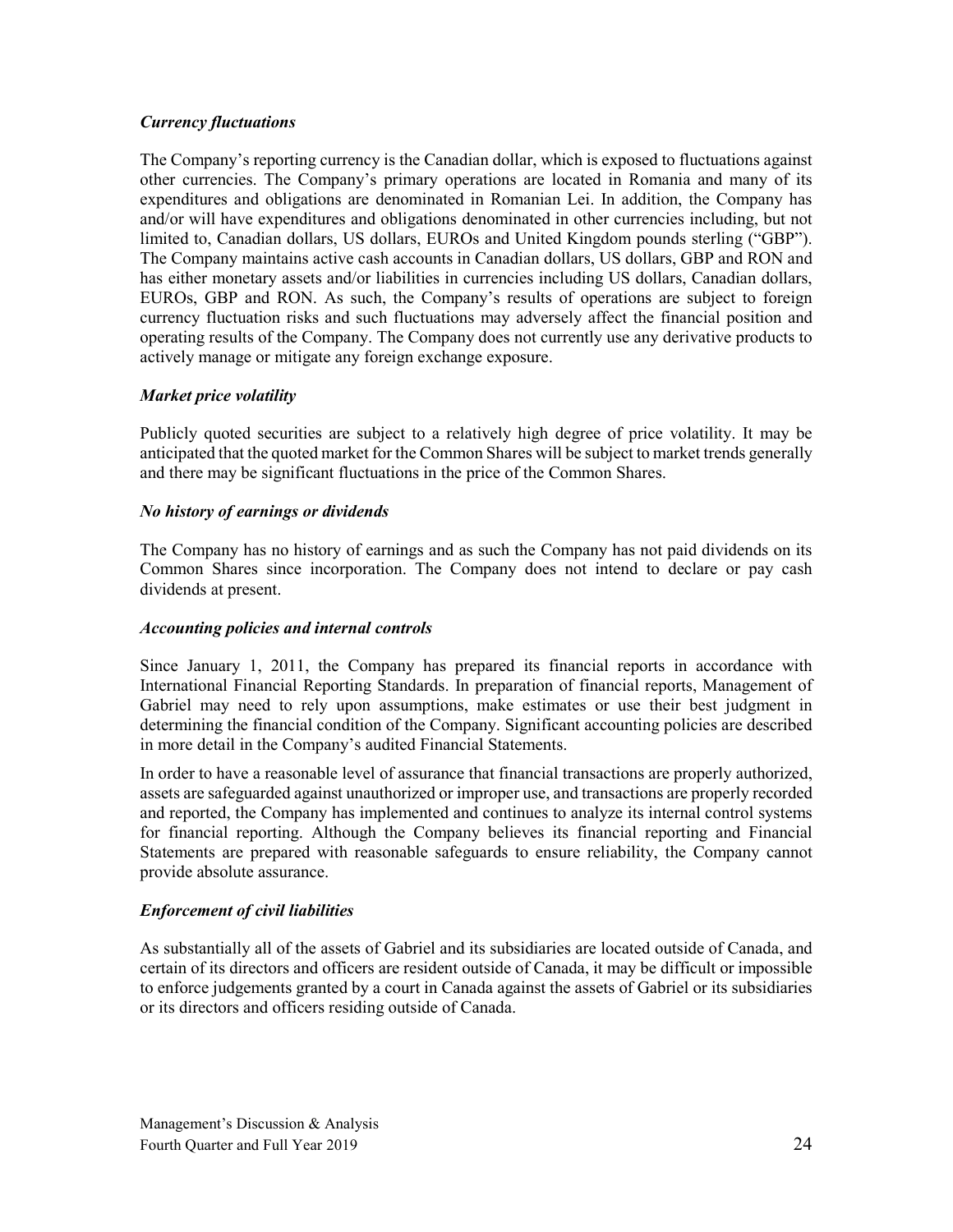### *Currency fluctuations*

The Company's reporting currency is the Canadian dollar, which is exposed to fluctuations against other currencies. The Company's primary operations are located in Romania and many of its expenditures and obligations are denominated in Romanian Lei. In addition, the Company has and/or will have expenditures and obligations denominated in other currencies including, but not limited to, Canadian dollars, US dollars, EUROs and United Kingdom pounds sterling ("GBP"). The Company maintains active cash accounts in Canadian dollars, US dollars, GBP and RON and has either monetary assets and/or liabilities in currencies including US dollars, Canadian dollars, EUROs, GBP and RON. As such, the Company's results of operations are subject to foreign currency fluctuation risks and such fluctuations may adversely affect the financial position and operating results of the Company. The Company does not currently use any derivative products to actively manage or mitigate any foreign exchange exposure.

### *Market price volatility*

Publicly quoted securities are subject to a relatively high degree of price volatility. It may be anticipated that the quoted market for the Common Shares will be subject to market trends generally and there may be significant fluctuations in the price of the Common Shares.

### *No history of earnings or dividends*

The Company has no history of earnings and as such the Company has not paid dividends on its Common Shares since incorporation. The Company does not intend to declare or pay cash dividends at present.

### *Accounting policies and internal controls*

Since January 1, 2011, the Company has prepared its financial reports in accordance with International Financial Reporting Standards. In preparation of financial reports, Management of Gabriel may need to rely upon assumptions, make estimates or use their best judgment in determining the financial condition of the Company. Significant accounting policies are described in more detail in the Company's audited Financial Statements.

In order to have a reasonable level of assurance that financial transactions are properly authorized, assets are safeguarded against unauthorized or improper use, and transactions are properly recorded and reported, the Company has implemented and continues to analyze its internal control systems for financial reporting. Although the Company believes its financial reporting and Financial Statements are prepared with reasonable safeguards to ensure reliability, the Company cannot provide absolute assurance.

### *Enforcement of civil liabilities*

As substantially all of the assets of Gabriel and its subsidiaries are located outside of Canada, and certain of its directors and officers are resident outside of Canada, it may be difficult or impossible to enforce judgements granted by a court in Canada against the assets of Gabriel or its subsidiaries or its directors and officers residing outside of Canada.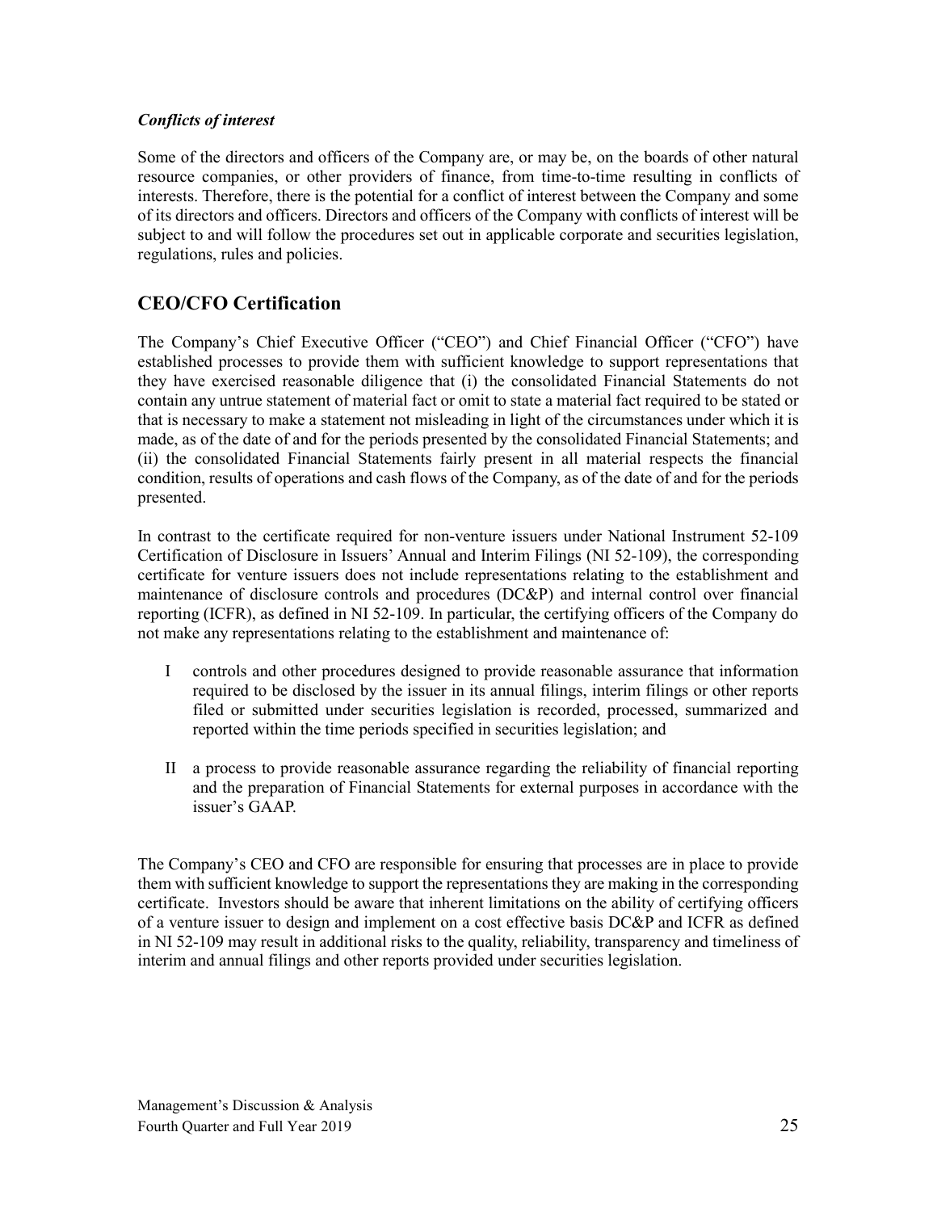### *Conflicts of interest*

Some of the directors and officers of the Company are, or may be, on the boards of other natural resource companies, or other providers of finance, from time-to-time resulting in conflicts of interests. Therefore, there is the potential for a conflict of interest between the Company and some of its directors and officers. Directors and officers of the Company with conflicts of interest will be subject to and will follow the procedures set out in applicable corporate and securities legislation, regulations, rules and policies.

## CEO/CFO Certification

The Company's Chief Executive Officer ("CEO") and Chief Financial Officer ("CFO") have established processes to provide them with sufficient knowledge to support representations that they have exercised reasonable diligence that (i) the consolidated Financial Statements do not contain any untrue statement of material fact or omit to state a material fact required to be stated or that is necessary to make a statement not misleading in light of the circumstances under which it is made, as of the date of and for the periods presented by the consolidated Financial Statements; and (ii) the consolidated Financial Statements fairly present in all material respects the financial condition, results of operations and cash flows of the Company, as of the date of and for the periods presented.

In contrast to the certificate required for non-venture issuers under National Instrument 52-109 Certification of Disclosure in Issuers' Annual and Interim Filings (NI 52-109), the corresponding certificate for venture issuers does not include representations relating to the establishment and maintenance of disclosure controls and procedures (DC&P) and internal control over financial reporting (ICFR), as defined in NI 52-109. In particular, the certifying officers of the Company do not make any representations relating to the establishment and maintenance of:

I controls and other procedures designed to provide reasonable assurance that information required to be disclosed by the issuer in its annual filings, interim filings or other reports filed or submitted under securities legislation is recorded, processed, summarized and reported within the time periods specified in securities legislation; and

II a process to provide reasonable assurance regarding the reliability of financial reporting and the preparation of Financial Statements for external purposes in accordance with the issuer's GAAP.

The Company's CEO and CFO are responsible for ensuring that processes are in place to provide them with sufficient knowledge to support the representations they are making in the corresponding certificate. Investors should be aware that inherent limitations on the ability of certifying officers of a venture issuer to design and implement on a cost effective basis DC&P and ICFR as defined in NI 52-109 may result in additional risks to the quality, reliability, transparency and timeliness of interim and annual filings and other reports provided under securities legislation.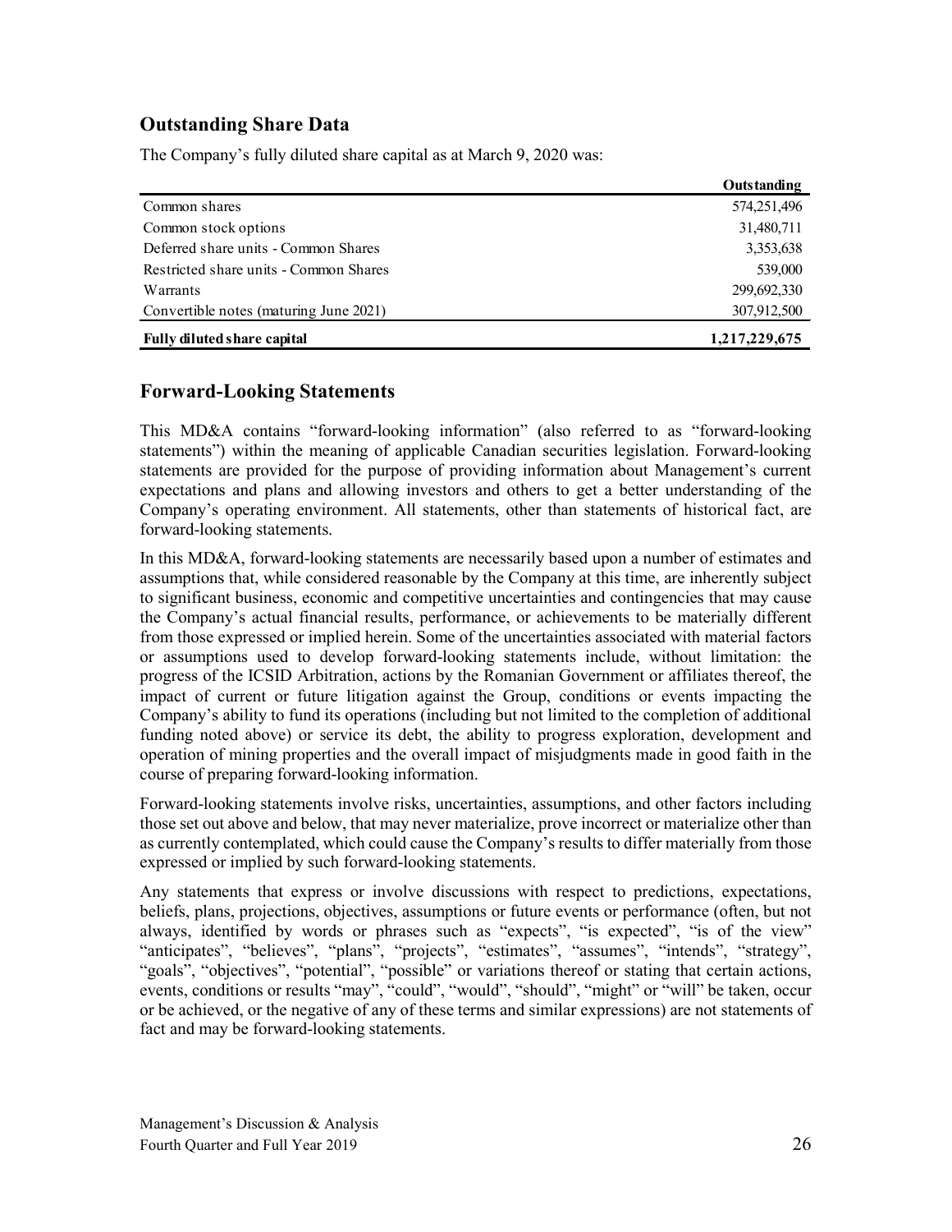## Outstanding Share Data

The Company's fully diluted share capital as at March 9, 2020 was:

| | Outstanding |
|---|---|
| Common shares | 574,251,496 |
| Common stock options | 31,480,711 |
| Deferred share units - Common Shares | 3,353,638 |
| Restricted share units - Common Shares | 539,000 |
| Warrants | 299,692,330 |
| Convertible notes (maturing June 2021) | 307,912,500 |
| **Fully diluted share capital** | **1,217,229,675** |

## Forward-Looking Statements

This MD&A contains "forward-looking information" (also referred to as "forward-looking statements") within the meaning of applicable Canadian securities legislation. Forward-looking statements are provided for the purpose of providing information about Management's current expectations and plans and allowing investors and others to get a better understanding of the Company's operating environment. All statements, other than statements of historical fact, are forward-looking statements.

In this MD&A, forward-looking statements are necessarily based upon a number of estimates and assumptions that, while considered reasonable by the Company at this time, are inherently subject to significant business, economic and competitive uncertainties and contingencies that may cause the Company's actual financial results, performance, or achievements to be materially different from those expressed or implied herein. Some of the uncertainties associated with material factors or assumptions used to develop forward-looking statements include, without limitation: the progress of the ICSID Arbitration, actions by the Romanian Government or affiliates thereof, the impact of current or future litigation against the Group, conditions or events impacting the Company's ability to fund its operations (including but not limited to the completion of additional funding noted above) or service its debt, the ability to progress exploration, development and operation of mining properties and the overall impact of misjudgments made in good faith in the course of preparing forward-looking information.

Forward-looking statements involve risks, uncertainties, assumptions, and other factors including those set out above and below, that may never materialize, prove incorrect or materialize other than as currently contemplated, which could cause the Company's results to differ materially from those expressed or implied by such forward-looking statements.

Any statements that express or involve discussions with respect to predictions, expectations, beliefs, plans, projections, objectives, assumptions or future events or performance (often, but not always, identified by words or phrases such as "expects", "is expected", "is of the view" "anticipates", "believes", "plans", "projects", "estimates", "assumes", "intends", "strategy", "goals", "objectives", "potential", "possible" or variations thereof or stating that certain actions, events, conditions or results "may", "could", "would", "should", "might" or "will" be taken, occur or be achieved, or the negative of any of these terms and similar expressions) are not statements of fact and may be forward-looking statements.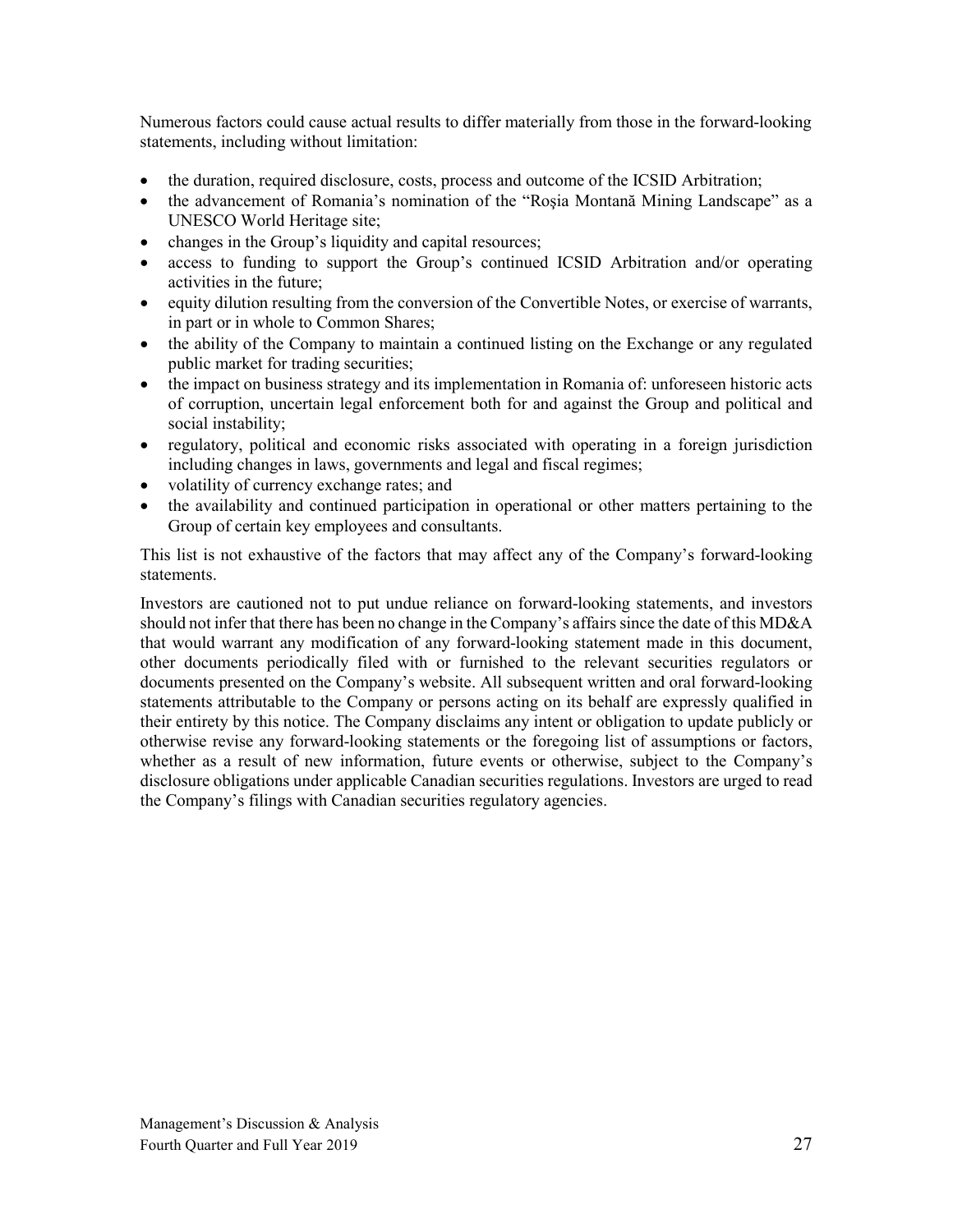Numerous factors could cause actual results to differ materially from those in the forward-looking statements, including without limitation:

- the duration, required disclosure, costs, process and outcome of the ICSID Arbitration;
- the advancement of Romania's nomination of the "Roşia Montană Mining Landscape" as a UNESCO World Heritage site;
- changes in the Group's liquidity and capital resources;
- access to funding to support the Group's continued ICSID Arbitration and/or operating activities in the future;
- equity dilution resulting from the conversion of the Convertible Notes, or exercise of warrants, in part or in whole to Common Shares;
- the ability of the Company to maintain a continued listing on the Exchange or any regulated public market for trading securities;
- the impact on business strategy and its implementation in Romania of: unforeseen historic acts of corruption, uncertain legal enforcement both for and against the Group and political and social instability;
- regulatory, political and economic risks associated with operating in a foreign jurisdiction including changes in laws, governments and legal and fiscal regimes;
- volatility of currency exchange rates; and
- the availability and continued participation in operational or other matters pertaining to the Group of certain key employees and consultants.

This list is not exhaustive of the factors that may affect any of the Company's forward-looking statements.

Investors are cautioned not to put undue reliance on forward-looking statements, and investors should not infer that there has been no change in the Company's affairs since the date of this MD&A that would warrant any modification of any forward-looking statement made in this document, other documents periodically filed with or furnished to the relevant securities regulators or documents presented on the Company's website. All subsequent written and oral forward-looking statements attributable to the Company or persons acting on its behalf are expressly qualified in their entirety by this notice. The Company disclaims any intent or obligation to update publicly or otherwise revise any forward-looking statements or the foregoing list of assumptions or factors, whether as a result of new information, future events or otherwise, subject to the Company's disclosure obligations under applicable Canadian securities regulations. Investors are urged to read the Company's filings with Canadian securities regulatory agencies.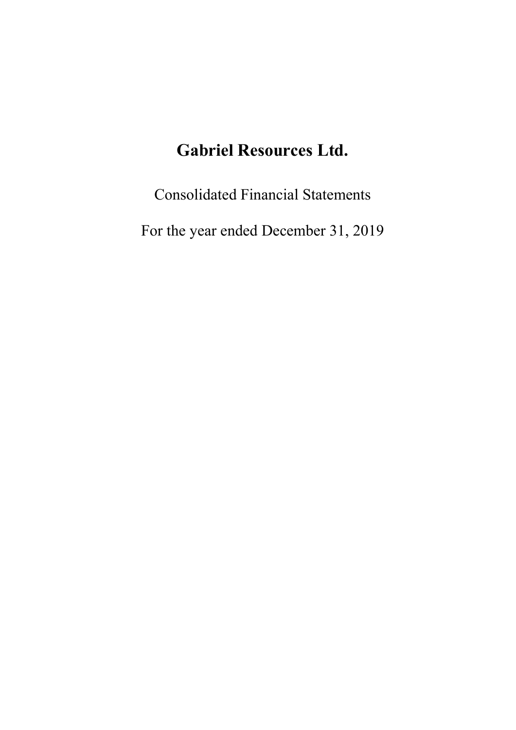# Gabriel Resources Ltd.

Consolidated Financial Statements

For the year ended December 31, 2019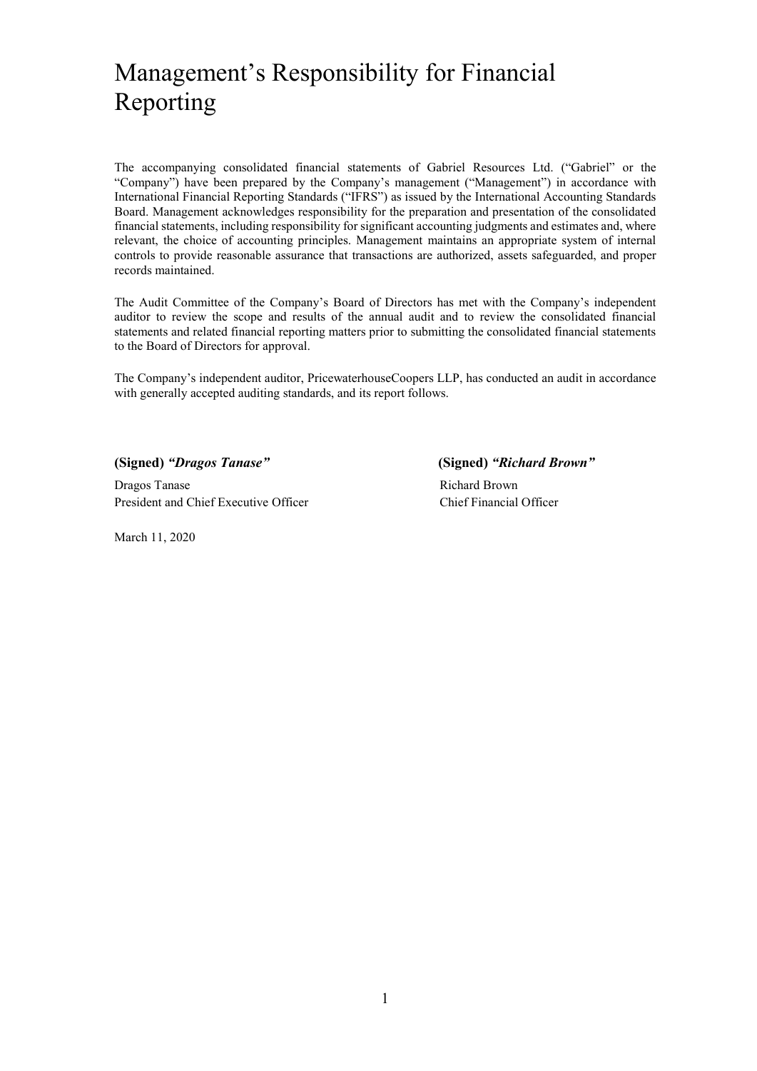# Management's Responsibility for Financial Reporting

The accompanying consolidated financial statements of Gabriel Resources Ltd. ("Gabriel" or the "Company") have been prepared by the Company's management ("Management") in accordance with International Financial Reporting Standards ("IFRS") as issued by the International Accounting Standards Board. Management acknowledges responsibility for the preparation and presentation of the consolidated financial statements, including responsibility for significant accounting judgments and estimates and, where relevant, the choice of accounting principles. Management maintains an appropriate system of internal controls to provide reasonable assurance that transactions are authorized, assets safeguarded, and proper records maintained.

The Audit Committee of the Company's Board of Directors has met with the Company's independent auditor to review the scope and results of the annual audit and to review the consolidated financial statements and related financial reporting matters prior to submitting the consolidated financial statements to the Board of Directors for approval.

The Company's independent auditor, PricewaterhouseCoopers LLP, has conducted an audit in accordance with generally accepted auditing standards, and its report follows.

**(Signed)** ***"Dragos Tanase"***

Dragos Tanase
President and Chief Executive Officer

**(Signed)** ***"Richard Brown"***

Richard Brown
Chief Financial Officer

March 11, 2020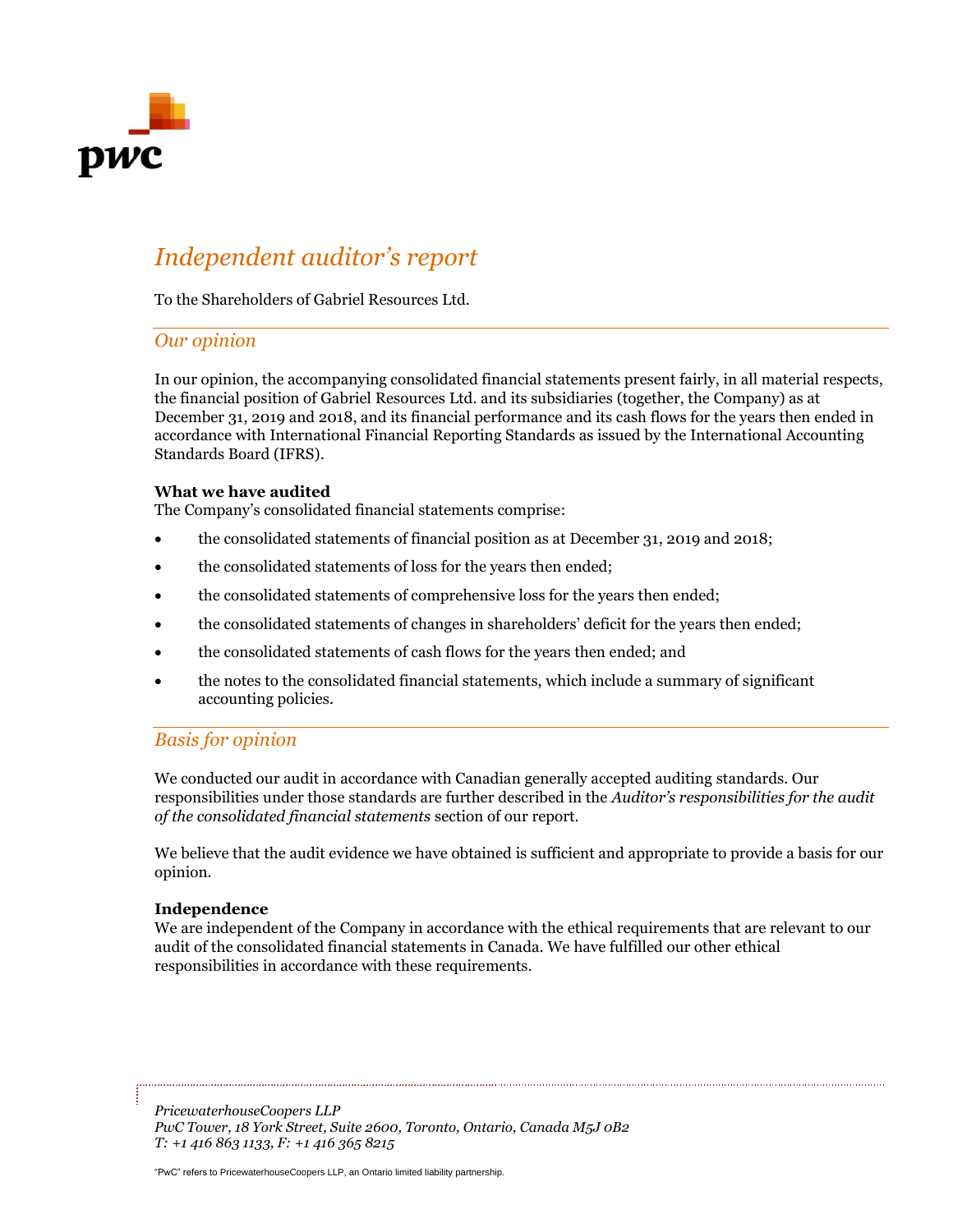# *Independent auditor's report*

To the Shareholders of Gabriel Resources Ltd.

## *Our opinion*

In our opinion, the accompanying consolidated financial statements present fairly, in all material respects, the financial position of Gabriel Resources Ltd. and its subsidiaries (together, the Company) as at December 31, 2019 and 2018, and its financial performance and its cash flows for the years then ended in accordance with International Financial Reporting Standards as issued by the International Accounting Standards Board (IFRS).

**What we have audited**

The Company's consolidated financial statements comprise:

- the consolidated statements of financial position as at December 31, 2019 and 2018;
- the consolidated statements of loss for the years then ended;
- the consolidated statements of comprehensive loss for the years then ended;
- the consolidated statements of changes in shareholders' deficit for the years then ended;
- the consolidated statements of cash flows for the years then ended; and
- the notes to the consolidated financial statements, which include a summary of significant accounting policies.

## *Basis for opinion*

We conducted our audit in accordance with Canadian generally accepted auditing standards. Our responsibilities under those standards are further described in the *Auditor's responsibilities for the audit of the consolidated financial statements* section of our report.

We believe that the audit evidence we have obtained is sufficient and appropriate to provide a basis for our opinion.

**Independence**

We are independent of the Company in accordance with the ethical requirements that are relevant to our audit of the consolidated financial statements in Canada. We have fulfilled our other ethical responsibilities in accordance with these requirements.

*PricewaterhouseCoopers LLP*
*PwC Tower, 18 York Street, Suite 2600, Toronto, Ontario, Canada M5J 0B2*
*T: +1 416 863 1133, F: +1 416 365 8215*

"PwC" refers to PricewaterhouseCoopers LLP, an Ontario limited liability partnership.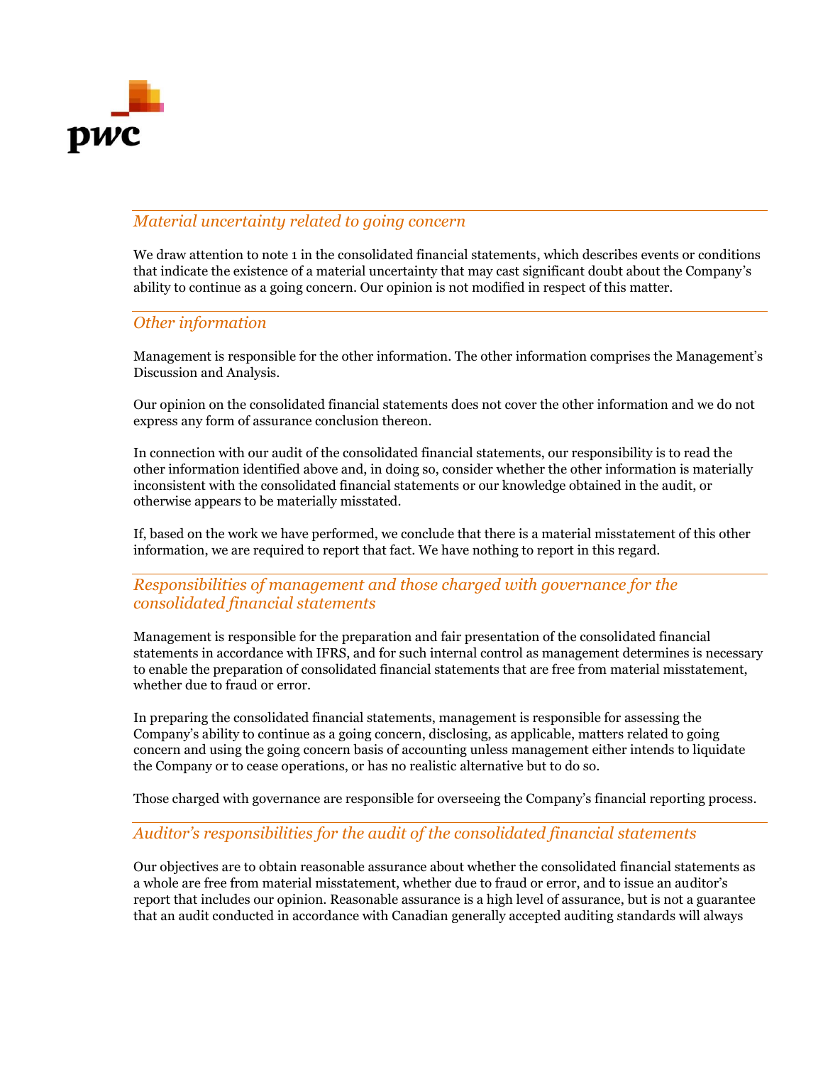## *Material uncertainty related to going concern*

We draw attention to note 1 in the consolidated financial statements, which describes events or conditions that indicate the existence of a material uncertainty that may cast significant doubt about the Company's ability to continue as a going concern. Our opinion is not modified in respect of this matter.

## *Other information*

Management is responsible for the other information. The other information comprises the Management's Discussion and Analysis.

Our opinion on the consolidated financial statements does not cover the other information and we do not express any form of assurance conclusion thereon.

In connection with our audit of the consolidated financial statements, our responsibility is to read the other information identified above and, in doing so, consider whether the other information is materially inconsistent with the consolidated financial statements or our knowledge obtained in the audit, or otherwise appears to be materially misstated.

If, based on the work we have performed, we conclude that there is a material misstatement of this other information, we are required to report that fact. We have nothing to report in this regard.

## *Responsibilities of management and those charged with governance for the consolidated financial statements*

Management is responsible for the preparation and fair presentation of the consolidated financial statements in accordance with IFRS, and for such internal control as management determines is necessary to enable the preparation of consolidated financial statements that are free from material misstatement, whether due to fraud or error.

In preparing the consolidated financial statements, management is responsible for assessing the Company's ability to continue as a going concern, disclosing, as applicable, matters related to going concern and using the going concern basis of accounting unless management either intends to liquidate the Company or to cease operations, or has no realistic alternative but to do so.

Those charged with governance are responsible for overseeing the Company's financial reporting process.

## *Auditor's responsibilities for the audit of the consolidated financial statements*

Our objectives are to obtain reasonable assurance about whether the consolidated financial statements as a whole are free from material misstatement, whether due to fraud or error, and to issue an auditor's report that includes our opinion. Reasonable assurance is a high level of assurance, but is not a guarantee that an audit conducted in accordance with Canadian generally accepted auditing standards will always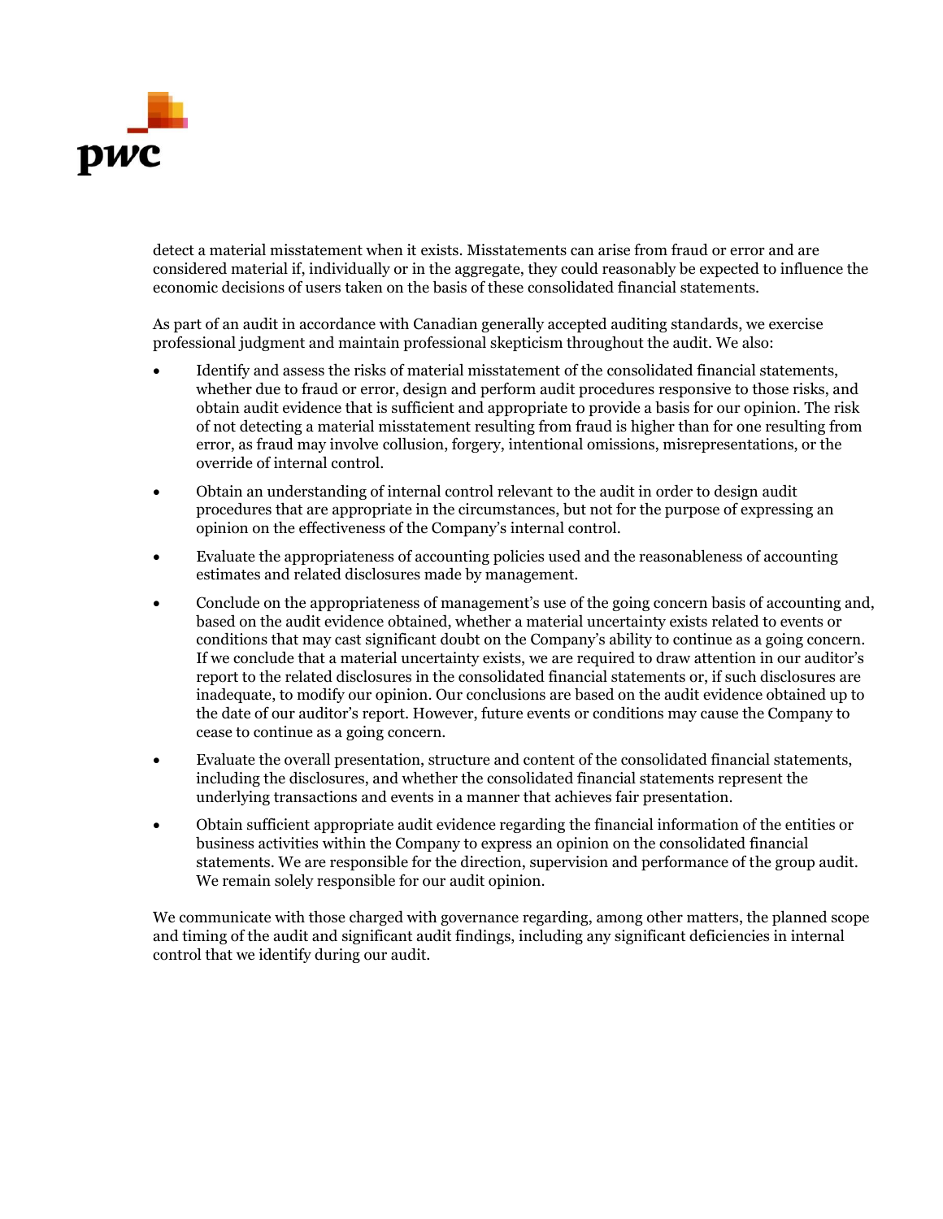detect a material misstatement when it exists. Misstatements can arise from fraud or error and are considered material if, individually or in the aggregate, they could reasonably be expected to influence the economic decisions of users taken on the basis of these consolidated financial statements.

As part of an audit in accordance with Canadian generally accepted auditing standards, we exercise professional judgment and maintain professional skepticism throughout the audit. We also:

- Identify and assess the risks of material misstatement of the consolidated financial statements, whether due to fraud or error, design and perform audit procedures responsive to those risks, and obtain audit evidence that is sufficient and appropriate to provide a basis for our opinion. The risk of not detecting a material misstatement resulting from fraud is higher than for one resulting from error, as fraud may involve collusion, forgery, intentional omissions, misrepresentations, or the override of internal control.
- Obtain an understanding of internal control relevant to the audit in order to design audit procedures that are appropriate in the circumstances, but not for the purpose of expressing an opinion on the effectiveness of the Company's internal control.
- Evaluate the appropriateness of accounting policies used and the reasonableness of accounting estimates and related disclosures made by management.
- Conclude on the appropriateness of management's use of the going concern basis of accounting and, based on the audit evidence obtained, whether a material uncertainty exists related to events or conditions that may cast significant doubt on the Company's ability to continue as a going concern. If we conclude that a material uncertainty exists, we are required to draw attention in our auditor's report to the related disclosures in the consolidated financial statements or, if such disclosures are inadequate, to modify our opinion. Our conclusions are based on the audit evidence obtained up to the date of our auditor's report. However, future events or conditions may cause the Company to cease to continue as a going concern.
- Evaluate the overall presentation, structure and content of the consolidated financial statements, including the disclosures, and whether the consolidated financial statements represent the underlying transactions and events in a manner that achieves fair presentation.
- Obtain sufficient appropriate audit evidence regarding the financial information of the entities or business activities within the Company to express an opinion on the consolidated financial statements. We are responsible for the direction, supervision and performance of the group audit. We remain solely responsible for our audit opinion.

We communicate with those charged with governance regarding, among other matters, the planned scope and timing of the audit and significant audit findings, including any significant deficiencies in internal control that we identify during our audit.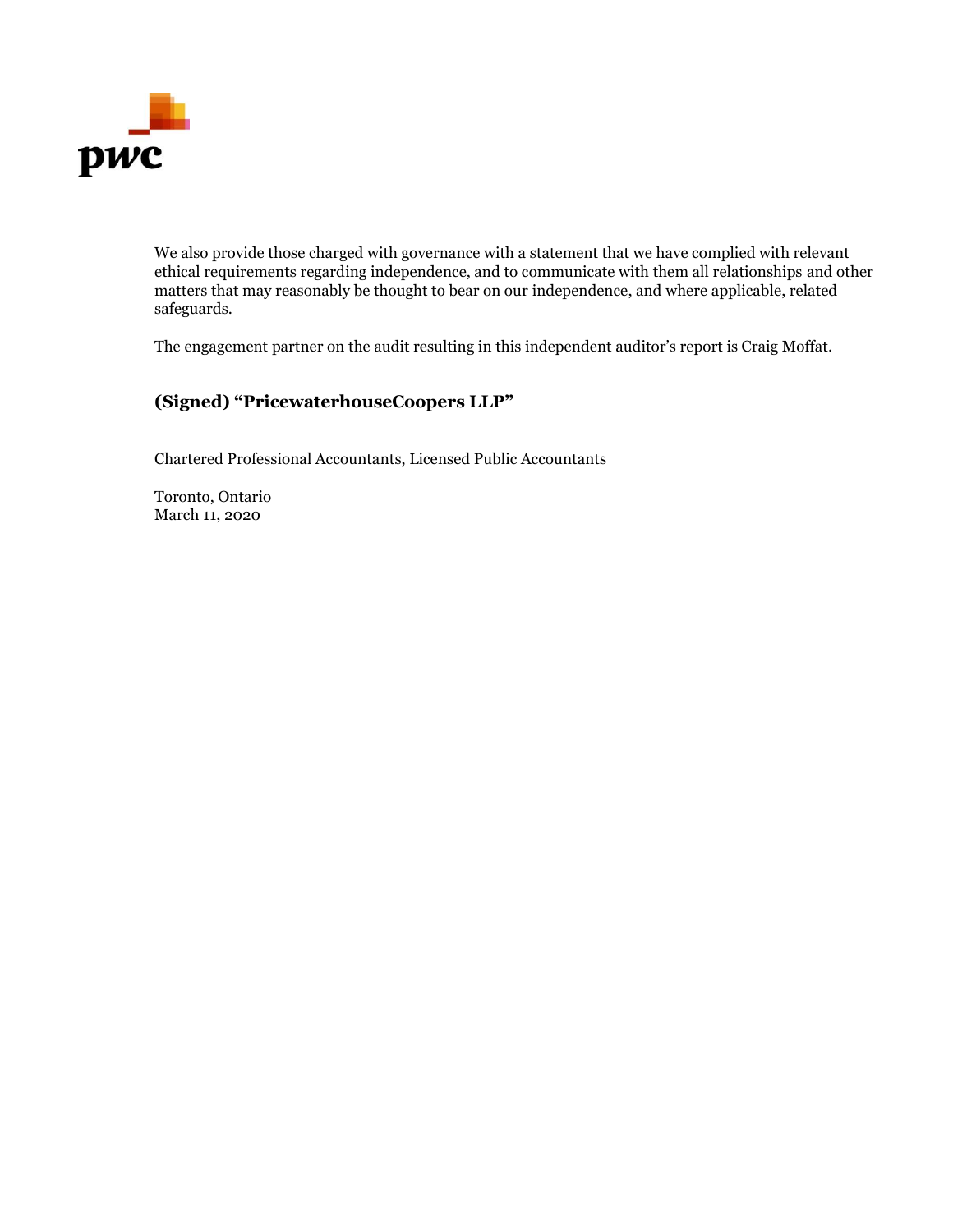We also provide those charged with governance with a statement that we have complied with relevant ethical requirements regarding independence, and to communicate with them all relationships and other matters that may reasonably be thought to bear on our independence, and where applicable, related safeguards.

The engagement partner on the audit resulting in this independent auditor's report is Craig Moffat.

**(Signed) "PricewaterhouseCoopers LLP"**

Chartered Professional Accountants, Licensed Public Accountants

Toronto, Ontario
March 11, 2020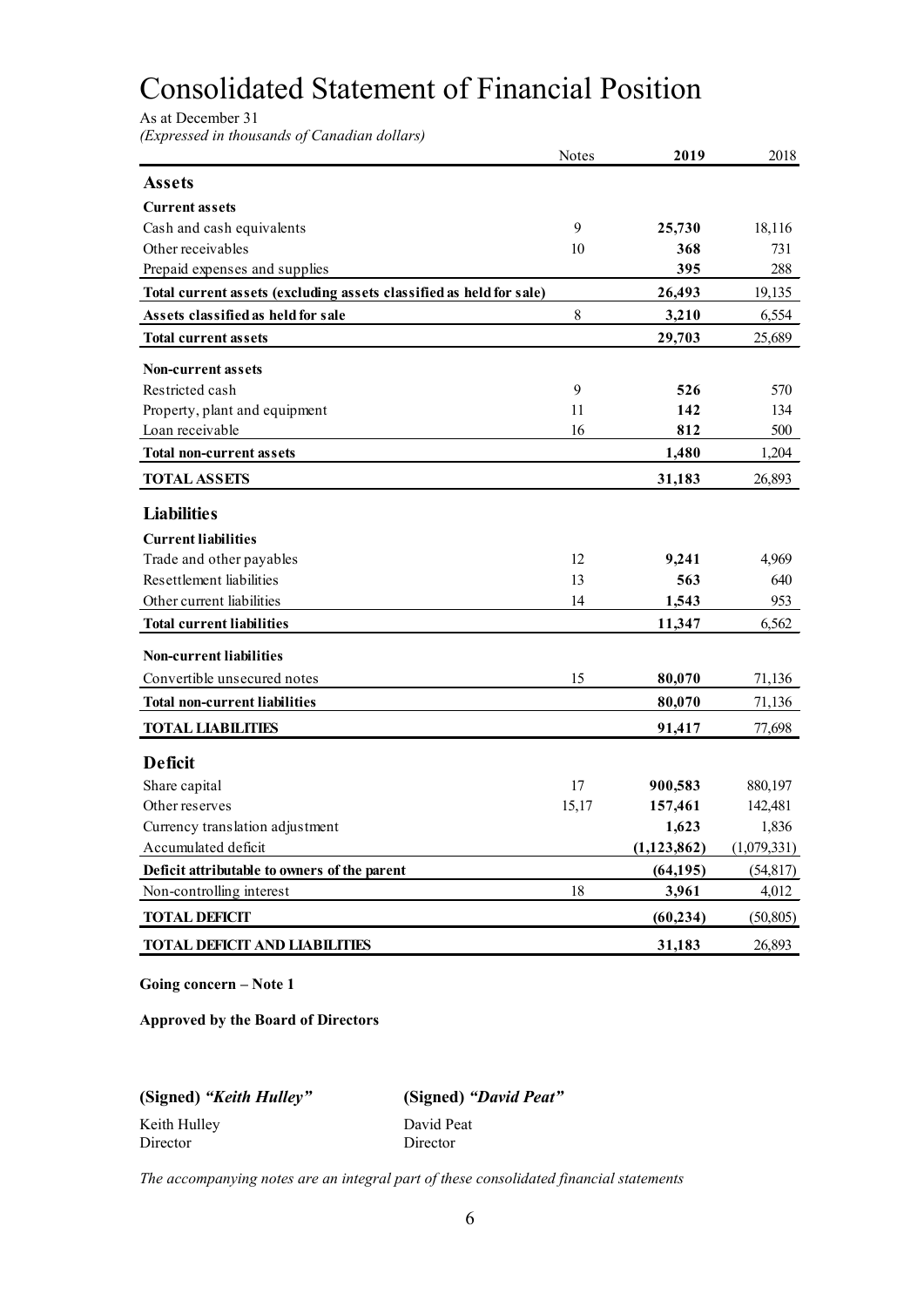# Consolidated Statement of Financial Position

As at December 31
*(Expressed in thousands of Canadian dollars)*

| | Notes | **2019** | 2018 |
|---|---|---|---|
| **Assets** | | | |
| **Current assets** | | | |
| Cash and cash equivalents | 9 | **25,730** | 18,116 |
| Other receivables | 10 | **368** | 731 |
| Prepaid expenses and supplies | | **395** | 288 |
| **Total current assets (excluding assets classified as held for sale)** | | **26,493** | 19,135 |
| **Assets classified as held for sale** | 8 | **3,210** | 6,554 |
| **Total current assets** | | **29,703** | 25,689 |
| **Non-current assets** | | | |
| Restricted cash | 9 | **526** | 570 |
| Property, plant and equipment | 11 | **142** | 134 |
| Loan receivable | 16 | **812** | 500 |
| **Total non-current assets** | | **1,480** | 1,204 |
| **TOTAL ASSETS** | | **31,183** | 26,893 |
| **Liabilities** | | | |
| **Current liabilities** | | | |
| Trade and other payables | 12 | **9,241** | 4,969 |
| Resettlement liabilities | 13 | **563** | 640 |
| Other current liabilities | 14 | **1,543** | 953 |
| **Total current liabilities** | | **11,347** | 6,562 |
| **Non-current liabilities** | | | |
| Convertible unsecured notes | 15 | **80,070** | 71,136 |
| **Total non-current liabilities** | | **80,070** | 71,136 |
| **TOTAL LIABILITIES** | | **91,417** | 77,698 |
| **Deficit** | | | |
| Share capital | 17 | **900,583** | 880,197 |
| Other reserves | 15,17 | **157,461** | 142,481 |
| Currency translation adjustment | | **1,623** | 1,836 |
| Accumulated deficit | | **(1,123,862)** | (1,079,331) |
| **Deficit attributable to owners of the parent** | | **(64,195)** | (54,817) |
| Non-controlling interest | 18 | **3,961** | 4,012 |
| **TOTAL DEFICIT** | | **(60,234)** | (50,805) |
| **TOTAL DEFICIT AND LIABILITIES** | | **31,183** | 26,893 |

**Going concern – Note 1**

**Approved by the Board of Directors**

**(Signed)** ***"Keith Hulley"***
Keith Hulley
Director

**(Signed)** ***"David Peat"***
David Peat
Director

*The accompanying notes are an integral part of these consolidated financial statements*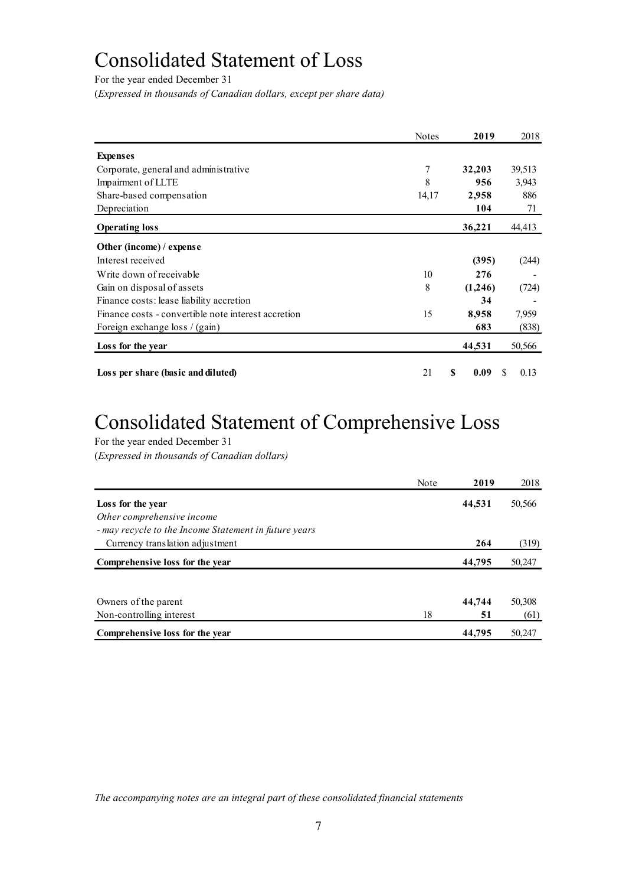# Consolidated Statement of Loss

For the year ended December 31

(*Expressed in thousands of Canadian dollars, except per share data)*

| | Notes | 2019 | 2018 |
|---|---|---|---|
| **Expenses** | | | |
| Corporate, general and administrative | 7 | **32,203** | 39,513 |
| Impairment of LLTE | 8 | **956** | 3,943 |
| Share-based compensation | 14,17 | **2,958** | 886 |
| Depreciation | | **104** | 71 |
| **Operating loss** | | **36,221** | 44,413 |
| **Other (income) / expense** | | | |
| Interest received | | **(395)** | (244) |
| Write down of receivable | 10 | **276** | - |
| Gain on disposal of assets | 8 | **(1,246)** | (724) |
| Finance costs: lease liability accretion | | **34** | - |
| Finance costs - convertible note interest accretion | 15 | **8,958** | 7,959 |
| Foreign exchange loss / (gain) | | **683** | (838) |
| **Loss for the year** | | **44,531** | 50,566 |
| **Loss per share (basic and diluted)** | 21 | **$ 0.09** | $ 0.13 |

# Consolidated Statement of Comprehensive Loss

For the year ended December 31

(*Expressed in thousands of Canadian dollars)*

| | Note | 2019 | 2018 |
|---|---|---|---|
| **Loss for the year** | | **44,531** | 50,566 |
| *Other comprehensive income* | | | |
| *- may recycle to the Income Statement in future years* | | | |
| Currency translation adjustment | | **264** | (319) |
| **Comprehensive loss for the year** | | **44,795** | 50,247 |
| | | | |
| Owners of the parent | | **44,744** | 50,308 |
| Non-controlling interest | 18 | **51** | (61) |
| **Comprehensive loss for the year** | | **44,795** | 50,247 |

*The accompanying notes are an integral part of these consolidated financial statements*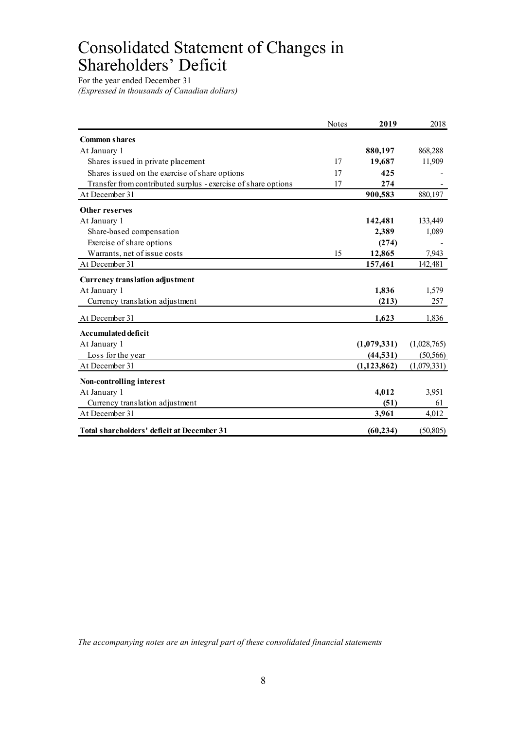# Consolidated Statement of Changes in Shareholders' Deficit

For the year ended December 31

*(Expressed in thousands of Canadian dollars)*

| | Notes | 2019 | 2018 |
|---|---|---|---|
| **Common shares** | | | |
| At January 1 | | **880,197** | 868,288 |
| Shares issued in private placement | 17 | **19,687** | 11,909 |
| Shares issued on the exercise of share options | 17 | **425** | - |
| Transfer from contributed surplus - exercise of share options | 17 | **274** | - |
| At December 31 | | **900,583** | 880,197 |
| **Other reserves** | | | |
| At January 1 | | **142,481** | 133,449 |
| Share-based compensation | | **2,389** | 1,089 |
| Exercise of share options | | **(274)** | - |
| Warrants, net of issue costs | 15 | **12,865** | 7,943 |
| At December 31 | | **157,461** | 142,481 |
| **Currency translation adjustment** | | | |
| At January 1 | | **1,836** | 1,579 |
| Currency translation adjustment | | **(213)** | 257 |
| At December 31 | | **1,623** | 1,836 |
| **Accumulated deficit** | | | |
| At January 1 | | **(1,079,331)** | (1,028,765) |
| Loss for the year | | **(44,531)** | (50,566) |
| At December 31 | | **(1,123,862)** | (1,079,331) |
| **Non-controlling interest** | | | |
| At January 1 | | **4,012** | 3,951 |
| Currency translation adjustment | | **(51)** | 61 |
| At December 31 | | **3,961** | 4,012 |
| **Total shareholders' deficit at December 31** | | **(60,234)** | (50,805) |

*The accompanying notes are an integral part of these consolidated financial statements*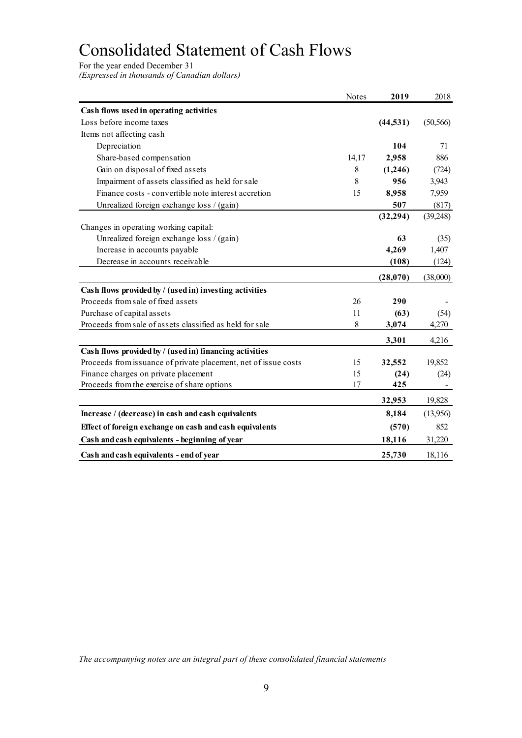# Consolidated Statement of Cash Flows

For the year ended December 31
*(Expressed in thousands of Canadian dollars)*

| | Notes | 2019 | 2018 |
|---|---|---|---|
| **Cash flows used in operating activities** | | | |
| Loss before income taxes | | **(44,531)** | (50,566) |
| Items not affecting cash | | | |
| Depreciation | | **104** | 71 |
| Share-based compensation | 14,17 | **2,958** | 886 |
| Gain on disposal of fixed assets | 8 | **(1,246)** | (724) |
| Impairment of assets classified as held for sale | 8 | **956** | 3,943 |
| Finance costs - convertible note interest accretion | 15 | **8,958** | 7,959 |
| Unrealized foreign exchange loss / (gain) | | **507** | (817) |
| | | **(32,294)** | (39,248) |
| Changes in operating working capital: | | | |
| Unrealized foreign exchange loss / (gain) | | **63** | (35) |
| Increase in accounts payable | | **4,269** | 1,407 |
| Decrease in accounts receivable | | **(108)** | (124) |
| | | **(28,070)** | (38,000) |
| **Cash flows provided by / (used in) investing activities** | | | |
| Proceeds from sale of fixed assets | 26 | **290** | - |
| Purchase of capital assets | 11 | **(63)** | (54) |
| Proceeds from sale of assets classified as held for sale | 8 | **3,074** | 4,270 |
| | | **3,301** | 4,216 |
| **Cash flows provided by / (used in) financing activities** | | | |
| Proceeds from issuance of private placement, net of issue costs | 15 | **32,552** | 19,852 |
| Finance charges on private placement | 15 | **(24)** | (24) |
| Proceeds from the exercise of share options | 17 | **425** | - |
| | | **32,953** | 19,828 |
| **Increase / (decrease) in cash and cash equivalents** | | **8,184** | (13,956) |
| **Effect of foreign exchange on cash and cash equivalents** | | **(570)** | 852 |
| **Cash and cash equivalents - beginning of year** | | **18,116** | 31,220 |
| **Cash and cash equivalents - end of year** | | **25,730** | 18,116 |

*The accompanying notes are an integral part of these consolidated financial statements*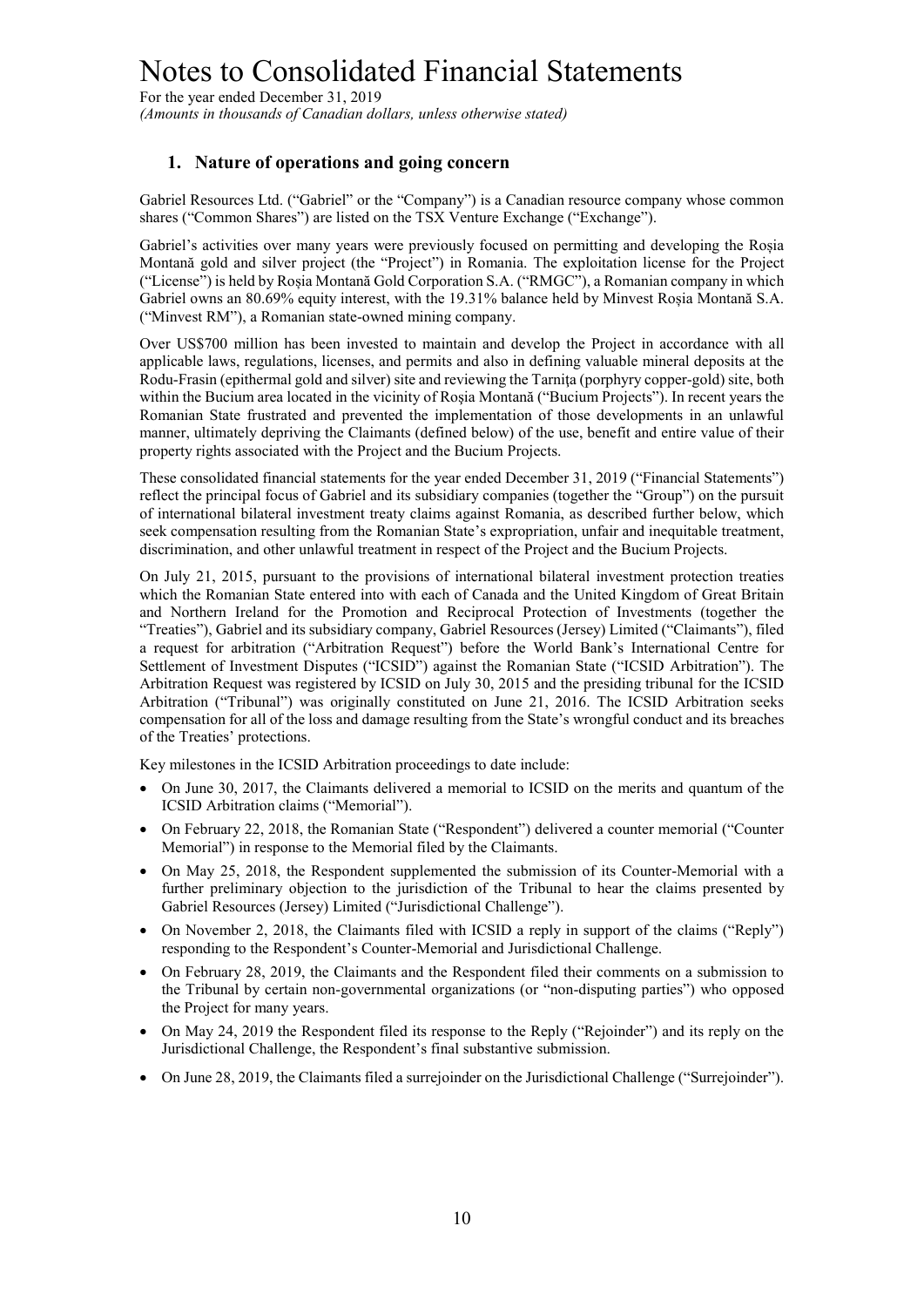# Notes to Consolidated Financial Statements

For the year ended December 31, 2019
*(Amounts in thousands of Canadian dollars, unless otherwise stated)*

## 1. Nature of operations and going concern

Gabriel Resources Ltd. ("Gabriel" or the "Company") is a Canadian resource company whose common shares ("Common Shares") are listed on the TSX Venture Exchange ("Exchange").

Gabriel's activities over many years were previously focused on permitting and developing the Roșia Montană gold and silver project (the "Project") in Romania. The exploitation license for the Project ("License") is held by Roșia Montană Gold Corporation S.A. ("RMGC"), a Romanian company in which Gabriel owns an 80.69% equity interest, with the 19.31% balance held by Minvest Roșia Montană S.A. ("Minvest RM"), a Romanian state-owned mining company.

Over US$700 million has been invested to maintain and develop the Project in accordance with all applicable laws, regulations, licenses, and permits and also in defining valuable mineral deposits at the Rodu-Frasin (epithermal gold and silver) site and reviewing the Tarnița (porphyry copper-gold) site, both within the Bucium area located in the vicinity of Roșia Montană ("Bucium Projects"). In recent years the Romanian State frustrated and prevented the implementation of those developments in an unlawful manner, ultimately depriving the Claimants (defined below) of the use, benefit and entire value of their property rights associated with the Project and the Bucium Projects.

These consolidated financial statements for the year ended December 31, 2019 ("Financial Statements") reflect the principal focus of Gabriel and its subsidiary companies (together the "Group") on the pursuit of international bilateral investment treaty claims against Romania, as described further below, which seek compensation resulting from the Romanian State's expropriation, unfair and inequitable treatment, discrimination, and other unlawful treatment in respect of the Project and the Bucium Projects.

On July 21, 2015, pursuant to the provisions of international bilateral investment protection treaties which the Romanian State entered into with each of Canada and the United Kingdom of Great Britain and Northern Ireland for the Promotion and Reciprocal Protection of Investments (together the "Treaties"), Gabriel and its subsidiary company, Gabriel Resources (Jersey) Limited ("Claimants"), filed a request for arbitration ("Arbitration Request") before the World Bank's International Centre for Settlement of Investment Disputes ("ICSID") against the Romanian State ("ICSID Arbitration"). The Arbitration Request was registered by ICSID on July 30, 2015 and the presiding tribunal for the ICSID Arbitration ("Tribunal") was originally constituted on June 21, 2016. The ICSID Arbitration seeks compensation for all of the loss and damage resulting from the State's wrongful conduct and its breaches of the Treaties' protections.

Key milestones in the ICSID Arbitration proceedings to date include:

- On June 30, 2017, the Claimants delivered a memorial to ICSID on the merits and quantum of the ICSID Arbitration claims ("Memorial").
- On February 22, 2018, the Romanian State ("Respondent") delivered a counter memorial ("Counter Memorial") in response to the Memorial filed by the Claimants.
- On May 25, 2018, the Respondent supplemented the submission of its Counter-Memorial with a further preliminary objection to the jurisdiction of the Tribunal to hear the claims presented by Gabriel Resources (Jersey) Limited ("Jurisdictional Challenge").
- On November 2, 2018, the Claimants filed with ICSID a reply in support of the claims ("Reply") responding to the Respondent's Counter-Memorial and Jurisdictional Challenge.
- On February 28, 2019, the Claimants and the Respondent filed their comments on a submission to the Tribunal by certain non-governmental organizations (or "non-disputing parties") who opposed the Project for many years.
- On May 24, 2019 the Respondent filed its response to the Reply ("Rejoinder") and its reply on the Jurisdictional Challenge, the Respondent's final substantive submission.
- On June 28, 2019, the Claimants filed a surrejoinder on the Jurisdictional Challenge ("Surrejoinder").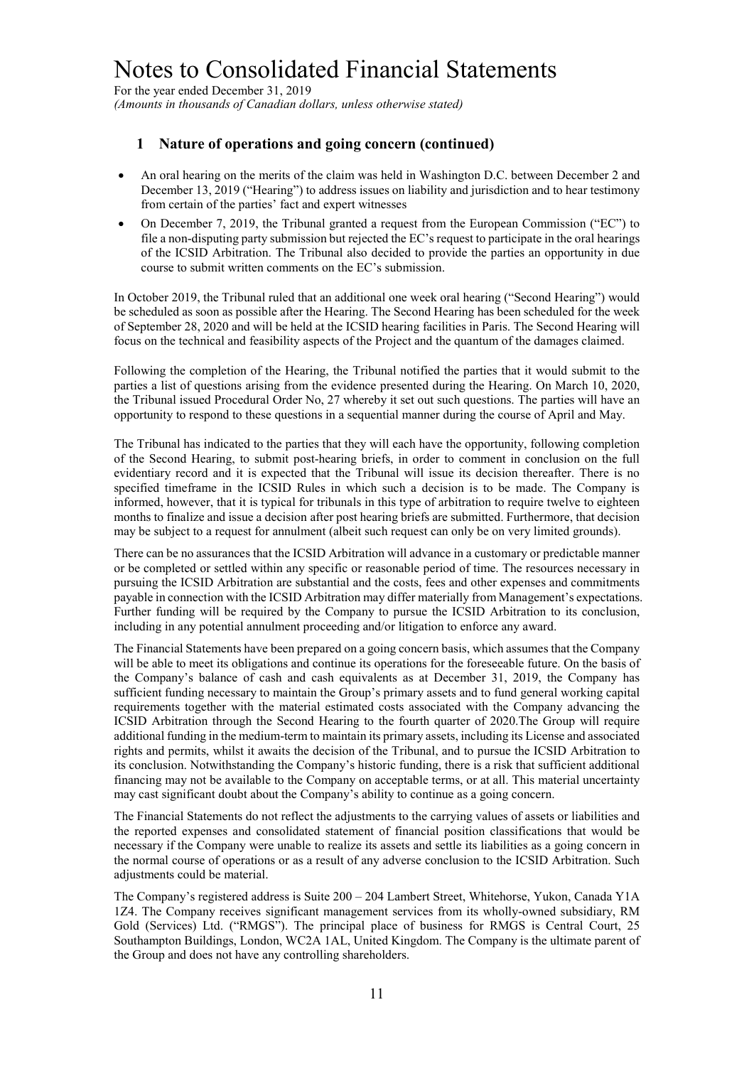## 1 Nature of operations and going concern (continued)

- An oral hearing on the merits of the claim was held in Washington D.C. between December 2 and December 13, 2019 ("Hearing") to address issues on liability and jurisdiction and to hear testimony from certain of the parties' fact and expert witnesses
- On December 7, 2019, the Tribunal granted a request from the European Commission ("EC") to file a non-disputing party submission but rejected the EC's request to participate in the oral hearings of the ICSID Arbitration. The Tribunal also decided to provide the parties an opportunity in due course to submit written comments on the EC's submission.

In October 2019, the Tribunal ruled that an additional one week oral hearing ("Second Hearing") would be scheduled as soon as possible after the Hearing. The Second Hearing has been scheduled for the week of September 28, 2020 and will be held at the ICSID hearing facilities in Paris. The Second Hearing will focus on the technical and feasibility aspects of the Project and the quantum of the damages claimed.

Following the completion of the Hearing, the Tribunal notified the parties that it would submit to the parties a list of questions arising from the evidence presented during the Hearing. On March 10, 2020, the Tribunal issued Procedural Order No, 27 whereby it set out such questions. The parties will have an opportunity to respond to these questions in a sequential manner during the course of April and May.

The Tribunal has indicated to the parties that they will each have the opportunity, following completion of the Second Hearing, to submit post-hearing briefs, in order to comment in conclusion on the full evidentiary record and it is expected that the Tribunal will issue its decision thereafter. There is no specified timeframe in the ICSID Rules in which such a decision is to be made. The Company is informed, however, that it is typical for tribunals in this type of arbitration to require twelve to eighteen months to finalize and issue a decision after post hearing briefs are submitted. Furthermore, that decision may be subject to a request for annulment (albeit such request can only be on very limited grounds).

There can be no assurances that the ICSID Arbitration will advance in a customary or predictable manner or be completed or settled within any specific or reasonable period of time. The resources necessary in pursuing the ICSID Arbitration are substantial and the costs, fees and other expenses and commitments payable in connection with the ICSID Arbitration may differ materially from Management's expectations. Further funding will be required by the Company to pursue the ICSID Arbitration to its conclusion, including in any potential annulment proceeding and/or litigation to enforce any award.

The Financial Statements have been prepared on a going concern basis, which assumes that the Company will be able to meet its obligations and continue its operations for the foreseeable future. On the basis of the Company's balance of cash and cash equivalents as at December 31, 2019, the Company has sufficient funding necessary to maintain the Group's primary assets and to fund general working capital requirements together with the material estimated costs associated with the Company advancing the ICSID Arbitration through the Second Hearing to the fourth quarter of 2020.The Group will require additional funding in the medium-term to maintain its primary assets, including its License and associated rights and permits, whilst it awaits the decision of the Tribunal, and to pursue the ICSID Arbitration to its conclusion. Notwithstanding the Company's historic funding, there is a risk that sufficient additional financing may not be available to the Company on acceptable terms, or at all. This material uncertainty may cast significant doubt about the Company's ability to continue as a going concern.

The Financial Statements do not reflect the adjustments to the carrying values of assets or liabilities and the reported expenses and consolidated statement of financial position classifications that would be necessary if the Company were unable to realize its assets and settle its liabilities as a going concern in the normal course of operations or as a result of any adverse conclusion to the ICSID Arbitration. Such adjustments could be material.

The Company's registered address is Suite 200 – 204 Lambert Street, Whitehorse, Yukon, Canada Y1A 1Z4. The Company receives significant management services from its wholly-owned subsidiary, RM Gold (Services) Ltd. ("RMGS"). The principal place of business for RMGS is Central Court, 25 Southampton Buildings, London, WC2A 1AL, United Kingdom. The Company is the ultimate parent of the Group and does not have any controlling shareholders.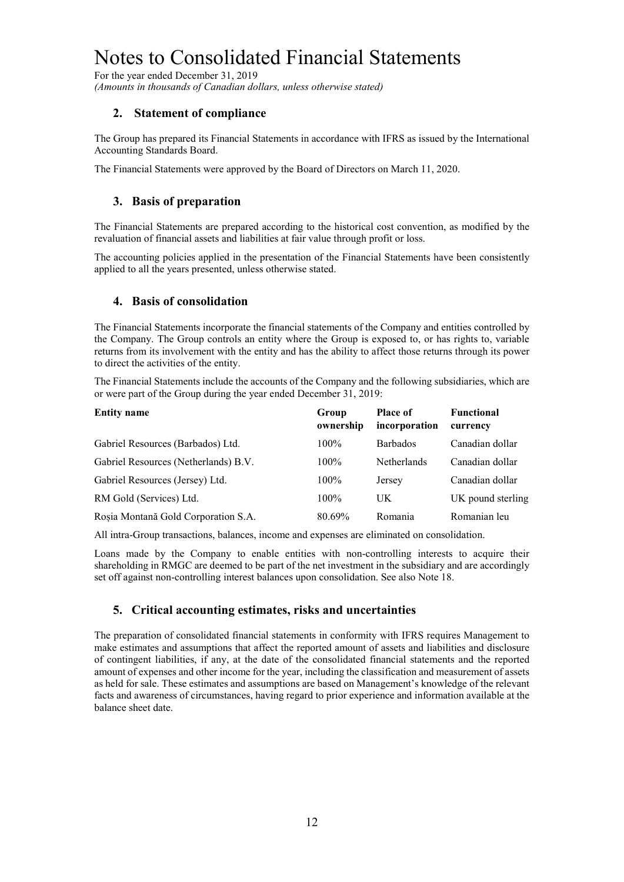# Notes to Consolidated Financial Statements

For the year ended December 31, 2019
*(Amounts in thousands of Canadian dollars, unless otherwise stated)*

## 2. Statement of compliance

The Group has prepared its Financial Statements in accordance with IFRS as issued by the International Accounting Standards Board.

The Financial Statements were approved by the Board of Directors on March 11, 2020.

## 3. Basis of preparation

The Financial Statements are prepared according to the historical cost convention, as modified by the revaluation of financial assets and liabilities at fair value through profit or loss.

The accounting policies applied in the presentation of the Financial Statements have been consistently applied to all the years presented, unless otherwise stated.

## 4. Basis of consolidation

The Financial Statements incorporate the financial statements of the Company and entities controlled by the Company. The Group controls an entity where the Group is exposed to, or has rights to, variable returns from its involvement with the entity and has the ability to affect those returns through its power to direct the activities of the entity.

The Financial Statements include the accounts of the Company and the following subsidiaries, which are or were part of the Group during the year ended December 31, 2019:

| Entity name | Group ownership | Place of incorporation | Functional currency |
|---|---|---|---|
| Gabriel Resources (Barbados) Ltd. | 100% | Barbados | Canadian dollar |
| Gabriel Resources (Netherlands) B.V. | 100% | Netherlands | Canadian dollar |
| Gabriel Resources (Jersey) Ltd. | 100% | Jersey | Canadian dollar |
| RM Gold (Services) Ltd. | 100% | UK | UK pound sterling |
| Roșia Montană Gold Corporation S.A. | 80.69% | Romania | Romanian leu |

All intra-Group transactions, balances, income and expenses are eliminated on consolidation.

Loans made by the Company to enable entities with non-controlling interests to acquire their shareholding in RMGC are deemed to be part of the net investment in the subsidiary and are accordingly set off against non-controlling interest balances upon consolidation. See also Note 18.

## 5. Critical accounting estimates, risks and uncertainties

The preparation of consolidated financial statements in conformity with IFRS requires Management to make estimates and assumptions that affect the reported amount of assets and liabilities and disclosure of contingent liabilities, if any, at the date of the consolidated financial statements and the reported amount of expenses and other income for the year, including the classification and measurement of assets as held for sale. These estimates and assumptions are based on Management's knowledge of the relevant facts and awareness of circumstances, having regard to prior experience and information available at the balance sheet date.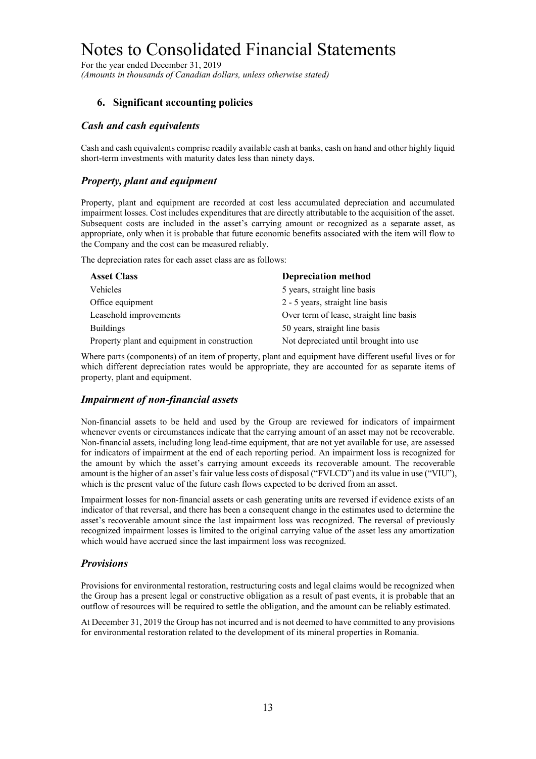# Notes to Consolidated Financial Statements

For the year ended December 31, 2019
*(Amounts in thousands of Canadian dollars, unless otherwise stated)*

## 6. Significant accounting policies

### *Cash and cash equivalents*

Cash and cash equivalents comprise readily available cash at banks, cash on hand and other highly liquid short-term investments with maturity dates less than ninety days.

### *Property, plant and equipment*

Property, plant and equipment are recorded at cost less accumulated depreciation and accumulated impairment losses. Cost includes expenditures that are directly attributable to the acquisition of the asset. Subsequent costs are included in the asset's carrying amount or recognized as a separate asset, as appropriate, only when it is probable that future economic benefits associated with the item will flow to the Company and the cost can be measured reliably.

The depreciation rates for each asset class are as follows:

| Asset Class | Depreciation method |
|---|---|
| Vehicles | 5 years, straight line basis |
| Office equipment | 2 - 5 years, straight line basis |
| Leasehold improvements | Over term of lease, straight line basis |
| Buildings | 50 years, straight line basis |
| Property plant and equipment in construction | Not depreciated until brought into use |

Where parts (components) of an item of property, plant and equipment have different useful lives or for which different depreciation rates would be appropriate, they are accounted for as separate items of property, plant and equipment.

### *Impairment of non-financial assets*

Non-financial assets to be held and used by the Group are reviewed for indicators of impairment whenever events or circumstances indicate that the carrying amount of an asset may not be recoverable. Non-financial assets, including long lead-time equipment, that are not yet available for use, are assessed for indicators of impairment at the end of each reporting period. An impairment loss is recognized for the amount by which the asset's carrying amount exceeds its recoverable amount. The recoverable amount is the higher of an asset's fair value less costs of disposal ("FVLCD") and its value in use ("VIU"), which is the present value of the future cash flows expected to be derived from an asset.

Impairment losses for non-financial assets or cash generating units are reversed if evidence exists of an indicator of that reversal, and there has been a consequent change in the estimates used to determine the asset's recoverable amount since the last impairment loss was recognized. The reversal of previously recognized impairment losses is limited to the original carrying value of the asset less any amortization which would have accrued since the last impairment loss was recognized.

### *Provisions*

Provisions for environmental restoration, restructuring costs and legal claims would be recognized when the Group has a present legal or constructive obligation as a result of past events, it is probable that an outflow of resources will be required to settle the obligation, and the amount can be reliably estimated.

At December 31, 2019 the Group has not incurred and is not deemed to have committed to any provisions for environmental restoration related to the development of its mineral properties in Romania.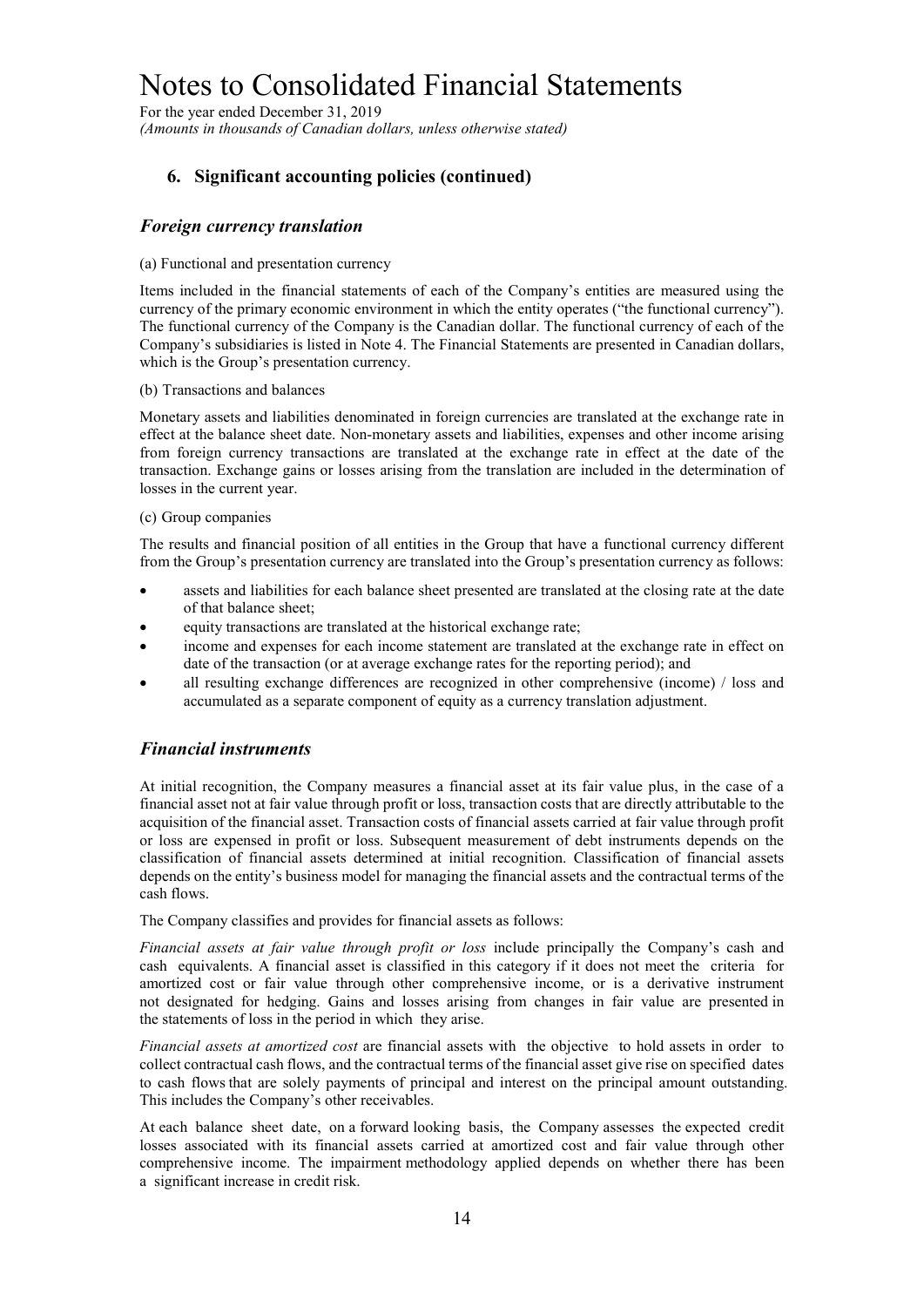## 6. Significant accounting policies (continued)

### *Foreign currency translation*

(a) Functional and presentation currency

Items included in the financial statements of each of the Company's entities are measured using the currency of the primary economic environment in which the entity operates ("the functional currency"). The functional currency of the Company is the Canadian dollar. The functional currency of each of the Company's subsidiaries is listed in Note 4. The Financial Statements are presented in Canadian dollars, which is the Group's presentation currency.

(b) Transactions and balances

Monetary assets and liabilities denominated in foreign currencies are translated at the exchange rate in effect at the balance sheet date. Non-monetary assets and liabilities, expenses and other income arising from foreign currency transactions are translated at the exchange rate in effect at the date of the transaction. Exchange gains or losses arising from the translation are included in the determination of losses in the current year.

(c) Group companies

The results and financial position of all entities in the Group that have a functional currency different from the Group's presentation currency are translated into the Group's presentation currency as follows:

- assets and liabilities for each balance sheet presented are translated at the closing rate at the date of that balance sheet;
- equity transactions are translated at the historical exchange rate;
- income and expenses for each income statement are translated at the exchange rate in effect on date of the transaction (or at average exchange rates for the reporting period); and
- all resulting exchange differences are recognized in other comprehensive (income) / loss and accumulated as a separate component of equity as a currency translation adjustment.

### *Financial instruments*

At initial recognition, the Company measures a financial asset at its fair value plus, in the case of a financial asset not at fair value through profit or loss, transaction costs that are directly attributable to the acquisition of the financial asset. Transaction costs of financial assets carried at fair value through profit or loss are expensed in profit or loss. Subsequent measurement of debt instruments depends on the classification of financial assets determined at initial recognition. Classification of financial assets depends on the entity's business model for managing the financial assets and the contractual terms of the cash flows.

The Company classifies and provides for financial assets as follows:

*Financial assets at fair value through profit or loss* include principally the Company's cash and cash equivalents. A financial asset is classified in this category if it does not meet the criteria for amortized cost or fair value through other comprehensive income, or is a derivative instrument not designated for hedging. Gains and losses arising from changes in fair value are presented in the statements of loss in the period in which they arise.

*Financial assets at amortized cost* are financial assets with the objective to hold assets in order to collect contractual cash flows, and the contractual terms of the financial asset give rise on specified dates to cash flows that are solely payments of principal and interest on the principal amount outstanding. This includes the Company's other receivables.

At each balance sheet date, on a forward looking basis, the Company assesses the expected credit losses associated with its financial assets carried at amortized cost and fair value through other comprehensive income. The impairment methodology applied depends on whether there has been a significant increase in credit risk.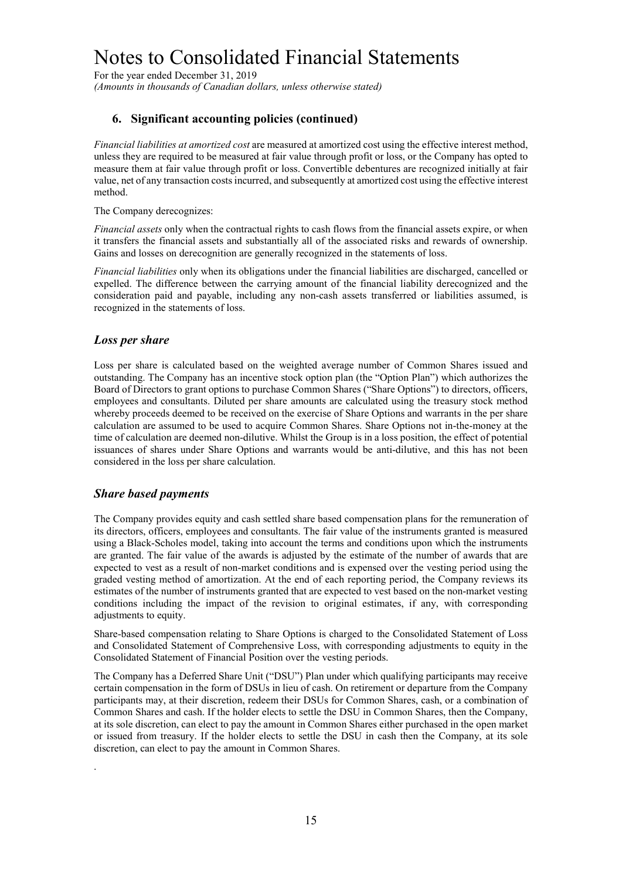## 6. Significant accounting policies (continued)

*Financial liabilities at amortized cost* are measured at amortized cost using the effective interest method, unless they are required to be measured at fair value through profit or loss, or the Company has opted to measure them at fair value through profit or loss. Convertible debentures are recognized initially at fair value, net of any transaction costs incurred, and subsequently at amortized cost using the effective interest method.

The Company derecognizes:

*Financial assets* only when the contractual rights to cash flows from the financial assets expire, or when it transfers the financial assets and substantially all of the associated risks and rewards of ownership. Gains and losses on derecognition are generally recognized in the statements of loss.

*Financial liabilities* only when its obligations under the financial liabilities are discharged, cancelled or expelled. The difference between the carrying amount of the financial liability derecognized and the consideration paid and payable, including any non-cash assets transferred or liabilities assumed, is recognized in the statements of loss.

### *Loss per share*

Loss per share is calculated based on the weighted average number of Common Shares issued and outstanding. The Company has an incentive stock option plan (the "Option Plan") which authorizes the Board of Directors to grant options to purchase Common Shares ("Share Options") to directors, officers, employees and consultants. Diluted per share amounts are calculated using the treasury stock method whereby proceeds deemed to be received on the exercise of Share Options and warrants in the per share calculation are assumed to be used to acquire Common Shares. Share Options not in-the-money at the time of calculation are deemed non-dilutive. Whilst the Group is in a loss position, the effect of potential issuances of shares under Share Options and warrants would be anti-dilutive, and this has not been considered in the loss per share calculation.

### *Share based payments*

The Company provides equity and cash settled share based compensation plans for the remuneration of its directors, officers, employees and consultants. The fair value of the instruments granted is measured using a Black-Scholes model, taking into account the terms and conditions upon which the instruments are granted. The fair value of the awards is adjusted by the estimate of the number of awards that are expected to vest as a result of non-market conditions and is expensed over the vesting period using the graded vesting method of amortization. At the end of each reporting period, the Company reviews its estimates of the number of instruments granted that are expected to vest based on the non-market vesting conditions including the impact of the revision to original estimates, if any, with corresponding adjustments to equity.

Share-based compensation relating to Share Options is charged to the Consolidated Statement of Loss and Consolidated Statement of Comprehensive Loss, with corresponding adjustments to equity in the Consolidated Statement of Financial Position over the vesting periods.

The Company has a Deferred Share Unit ("DSU") Plan under which qualifying participants may receive certain compensation in the form of DSUs in lieu of cash. On retirement or departure from the Company participants may, at their discretion, redeem their DSUs for Common Shares, cash, or a combination of Common Shares and cash. If the holder elects to settle the DSU in Common Shares, then the Company, at its sole discretion, can elect to pay the amount in Common Shares either purchased in the open market or issued from treasury. If the holder elects to settle the DSU in cash then the Company, at its sole discretion, can elect to pay the amount in Common Shares.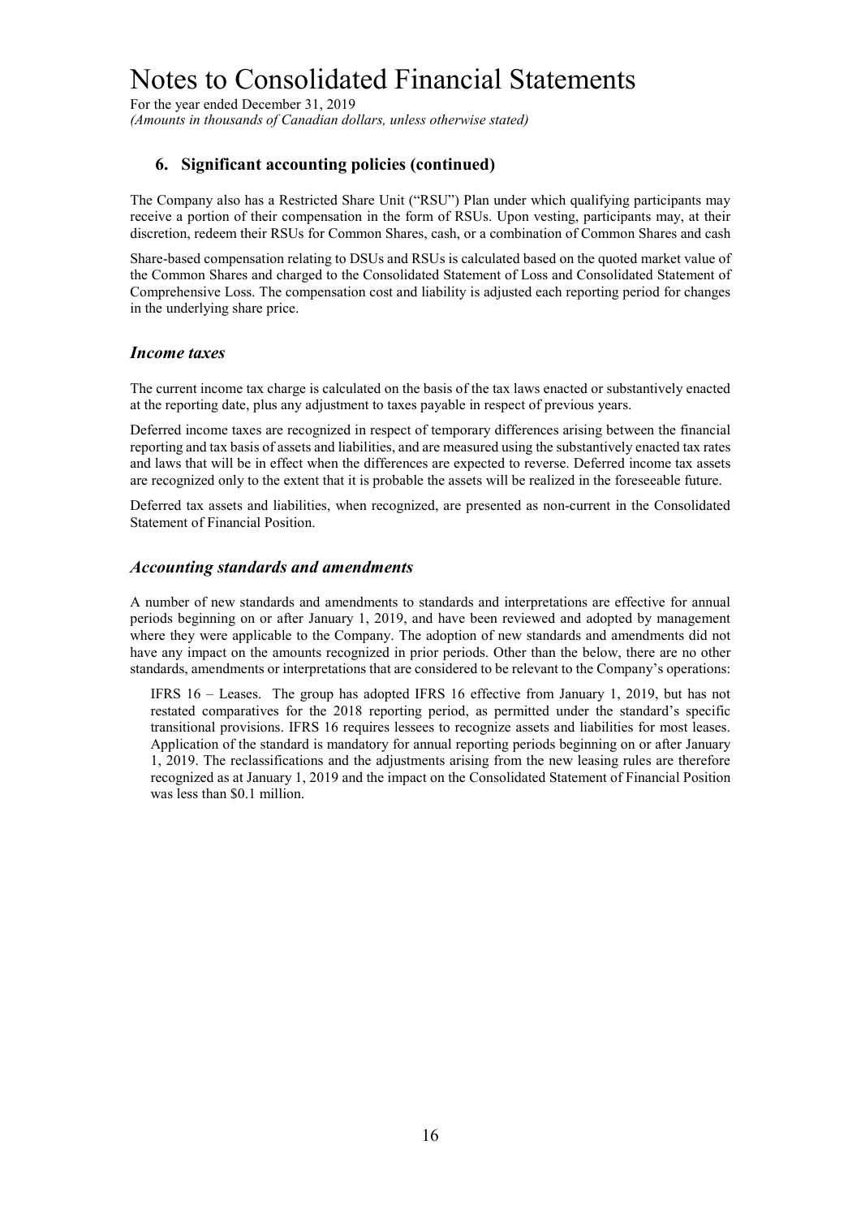## 6. Significant accounting policies (continued)

The Company also has a Restricted Share Unit ("RSU") Plan under which qualifying participants may receive a portion of their compensation in the form of RSUs. Upon vesting, participants may, at their discretion, redeem their RSUs for Common Shares, cash, or a combination of Common Shares and cash

Share-based compensation relating to DSUs and RSUs is calculated based on the quoted market value of the Common Shares and charged to the Consolidated Statement of Loss and Consolidated Statement of Comprehensive Loss. The compensation cost and liability is adjusted each reporting period for changes in the underlying share price.

### *Income taxes*

The current income tax charge is calculated on the basis of the tax laws enacted or substantively enacted at the reporting date, plus any adjustment to taxes payable in respect of previous years.

Deferred income taxes are recognized in respect of temporary differences arising between the financial reporting and tax basis of assets and liabilities, and are measured using the substantively enacted tax rates and laws that will be in effect when the differences are expected to reverse. Deferred income tax assets are recognized only to the extent that it is probable the assets will be realized in the foreseeable future.

Deferred tax assets and liabilities, when recognized, are presented as non-current in the Consolidated Statement of Financial Position.

### *Accounting standards and amendments*

A number of new standards and amendments to standards and interpretations are effective for annual periods beginning on or after January 1, 2019, and have been reviewed and adopted by management where they were applicable to the Company. The adoption of new standards and amendments did not have any impact on the amounts recognized in prior periods. Other than the below, there are no other standards, amendments or interpretations that are considered to be relevant to the Company's operations:

IFRS 16 – Leases. The group has adopted IFRS 16 effective from January 1, 2019, but has not restated comparatives for the 2018 reporting period, as permitted under the standard's specific transitional provisions. IFRS 16 requires lessees to recognize assets and liabilities for most leases. Application of the standard is mandatory for annual reporting periods beginning on or after January 1, 2019. The reclassifications and the adjustments arising from the new leasing rules are therefore recognized as at January 1, 2019 and the impact on the Consolidated Statement of Financial Position was less than $0.1 million.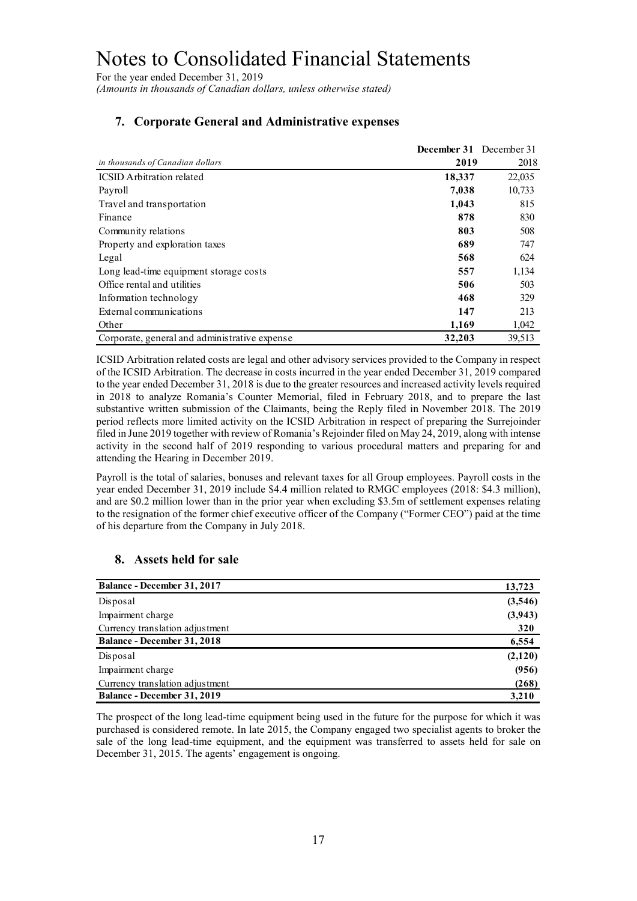# Notes to Consolidated Financial Statements

For the year ended December 31, 2019

*(Amounts in thousands of Canadian dollars, unless otherwise stated)*

## 7. Corporate General and Administrative expenses

| *in thousands of Canadian dollars* | **December 31 2019** | December 31 2018 |
|---|---|---|
| ICSID Arbitration related | **18,337** | 22,035 |
| Payroll | **7,038** | 10,733 |
| Travel and transportation | **1,043** | 815 |
| Finance | **878** | 830 |
| Community relations | **803** | 508 |
| Property and exploration taxes | **689** | 747 |
| Legal | **568** | 624 |
| Long lead-time equipment storage costs | **557** | 1,134 |
| Office rental and utilities | **506** | 503 |
| Information technology | **468** | 329 |
| External communications | **147** | 213 |
| Other | **1,169** | 1,042 |
| Corporate, general and administrative expense | **32,203** | 39,513 |

ICSID Arbitration related costs are legal and other advisory services provided to the Company in respect of the ICSID Arbitration. The decrease in costs incurred in the year ended December 31, 2019 compared to the year ended December 31, 2018 is due to the greater resources and increased activity levels required in 2018 to analyze Romania's Counter Memorial, filed in February 2018, and to prepare the last substantive written submission of the Claimants, being the Reply filed in November 2018. The 2019 period reflects more limited activity on the ICSID Arbitration in respect of preparing the Surrejoinder filed in June 2019 together with review of Romania's Rejoinder filed on May 24, 2019, along with intense activity in the second half of 2019 responding to various procedural matters and preparing for and attending the Hearing in December 2019.

Payroll is the total of salaries, bonuses and relevant taxes for all Group employees. Payroll costs in the year ended December 31, 2019 include $4.4 million related to RMGC employees (2018: $4.3 million), and are $0.2 million lower than in the prior year when excluding $3.5m of settlement expenses relating to the resignation of the former chief executive officer of the Company ("Former CEO") paid at the time of his departure from the Company in July 2018.

## 8. Assets held for sale

| | |
|---|---|
| **Balance - December 31, 2017** | **13,723** |
| Disposal | **(3,546)** |
| Impairment charge | **(3,943)** |
| Currency translation adjustment | **320** |
| **Balance - December 31, 2018** | **6,554** |
| Disposal | **(2,120)** |
| Impairment charge | **(956)** |
| Currency translation adjustment | **(268)** |
| **Balance - December 31, 2019** | **3,210** |

The prospect of the long lead-time equipment being used in the future for the purpose for which it was purchased is considered remote. In late 2015, the Company engaged two specialist agents to broker the sale of the long lead-time equipment, and the equipment was transferred to assets held for sale on December 31, 2015. The agents' engagement is ongoing.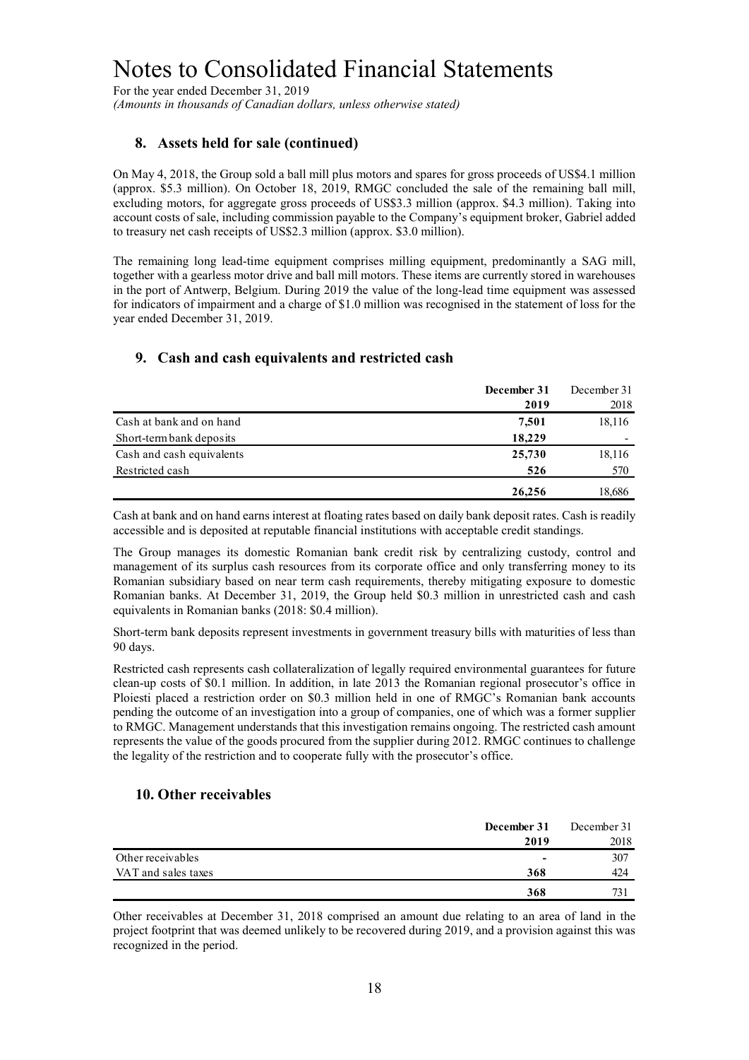# Notes to Consolidated Financial Statements

For the year ended December 31, 2019
*(Amounts in thousands of Canadian dollars, unless otherwise stated)*

## 8. Assets held for sale (continued)

On May 4, 2018, the Group sold a ball mill plus motors and spares for gross proceeds of US$4.1 million (approx. $5.3 million). On October 18, 2019, RMGC concluded the sale of the remaining ball mill, excluding motors, for aggregate gross proceeds of US$3.3 million (approx. $4.3 million). Taking into account costs of sale, including commission payable to the Company's equipment broker, Gabriel added to treasury net cash receipts of US$2.3 million (approx. $3.0 million).

The remaining long lead-time equipment comprises milling equipment, predominantly a SAG mill, together with a gearless motor drive and ball mill motors. These items are currently stored in warehouses in the port of Antwerp, Belgium. During 2019 the value of the long-lead time equipment was assessed for indicators of impairment and a charge of $1.0 million was recognised in the statement of loss for the year ended December 31, 2019.

## 9. Cash and cash equivalents and restricted cash

| | **December 31 2019** | December 31 2018 |
|---|---|---|
| Cash at bank and on hand | **7,501** | 18,116 |
| Short-term bank deposits | **18,229** | - |
| Cash and cash equivalents | **25,730** | 18,116 |
| Restricted cash | **526** | 570 |
| | **26,256** | 18,686 |

Cash at bank and on hand earns interest at floating rates based on daily bank deposit rates. Cash is readily accessible and is deposited at reputable financial institutions with acceptable credit standings.

The Group manages its domestic Romanian bank credit risk by centralizing custody, control and management of its surplus cash resources from its corporate office and only transferring money to its Romanian subsidiary based on near term cash requirements, thereby mitigating exposure to domestic Romanian banks. At December 31, 2019, the Group held $0.3 million in unrestricted cash and cash equivalents in Romanian banks (2018: $0.4 million).

Short-term bank deposits represent investments in government treasury bills with maturities of less than 90 days.

Restricted cash represents cash collateralization of legally required environmental guarantees for future clean-up costs of $0.1 million. In addition, in late 2013 the Romanian regional prosecutor's office in Ploiesti placed a restriction order on $0.3 million held in one of RMGC's Romanian bank accounts pending the outcome of an investigation into a group of companies, one of which was a former supplier to RMGC. Management understands that this investigation remains ongoing. The restricted cash amount represents the value of the goods procured from the supplier during 2012. RMGC continues to challenge the legality of the restriction and to cooperate fully with the prosecutor's office.

## 10. Other receivables

| | **December 31 2019** | December 31 2018 |
|---|---|---|
| Other receivables | **-** | 307 |
| VAT and sales taxes | **368** | 424 |
| | **368** | 731 |

Other receivables at December 31, 2018 comprised an amount due relating to an area of land in the project footprint that was deemed unlikely to be recovered during 2019, and a provision against this was recognized in the period.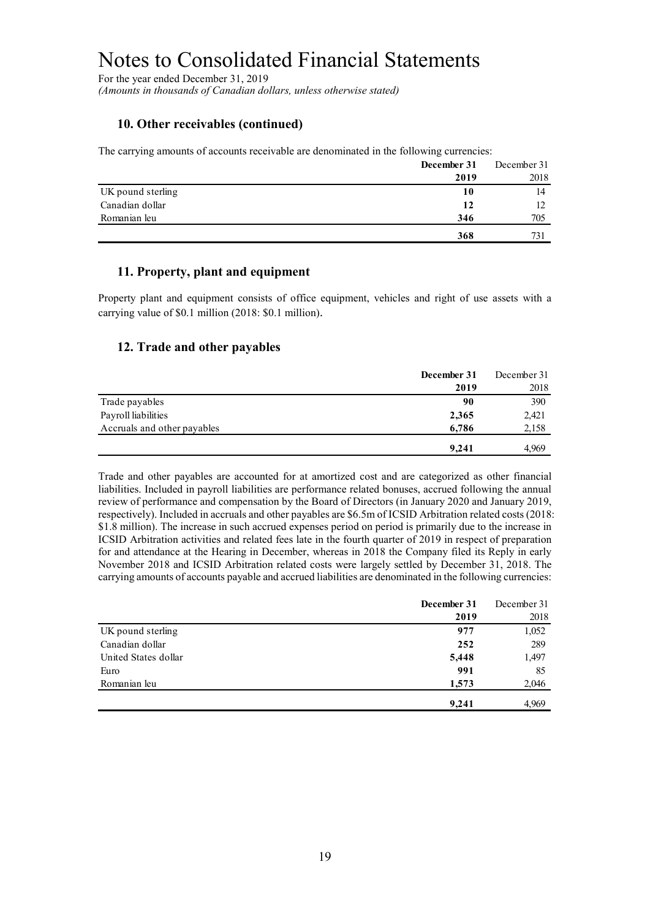# Notes to Consolidated Financial Statements

For the year ended December 31, 2019
*(Amounts in thousands of Canadian dollars, unless otherwise stated)*

## 10. Other receivables (continued)

The carrying amounts of accounts receivable are denominated in the following currencies:

| | **December 31 2019** | December 31 2018 |
|---|---|---|
| UK pound sterling | **10** | 14 |
| Canadian dollar | **12** | 12 |
| Romanian leu | **346** | 705 |
| | **368** | 731 |

## 11. Property, plant and equipment

Property plant and equipment consists of office equipment, vehicles and right of use assets with a carrying value of $0.1 million (2018: $0.1 million).

## 12. Trade and other payables

| | **December 31 2019** | December 31 2018 |
|---|---|---|
| Trade payables | **90** | 390 |
| Payroll liabilities | **2,365** | 2,421 |
| Accruals and other payables | **6,786** | 2,158 |
| | **9,241** | 4,969 |

Trade and other payables are accounted for at amortized cost and are categorized as other financial liabilities. Included in payroll liabilities are performance related bonuses, accrued following the annual review of performance and compensation by the Board of Directors (in January 2020 and January 2019, respectively). Included in accruals and other payables are $6.5m of ICSID Arbitration related costs (2018: $1.8 million). The increase in such accrued expenses period on period is primarily due to the increase in ICSID Arbitration activities and related fees late in the fourth quarter of 2019 in respect of preparation for and attendance at the Hearing in December, whereas in 2018 the Company filed its Reply in early November 2018 and ICSID Arbitration related costs were largely settled by December 31, 2018. The carrying amounts of accounts payable and accrued liabilities are denominated in the following currencies:

| | **December 31 2019** | December 31 2018 |
|---|---|---|
| UK pound sterling | **977** | 1,052 |
| Canadian dollar | **252** | 289 |
| United States dollar | **5,448** | 1,497 |
| Euro | **991** | 85 |
| Romanian leu | **1,573** | 2,046 |
| | **9,241** | 4,969 |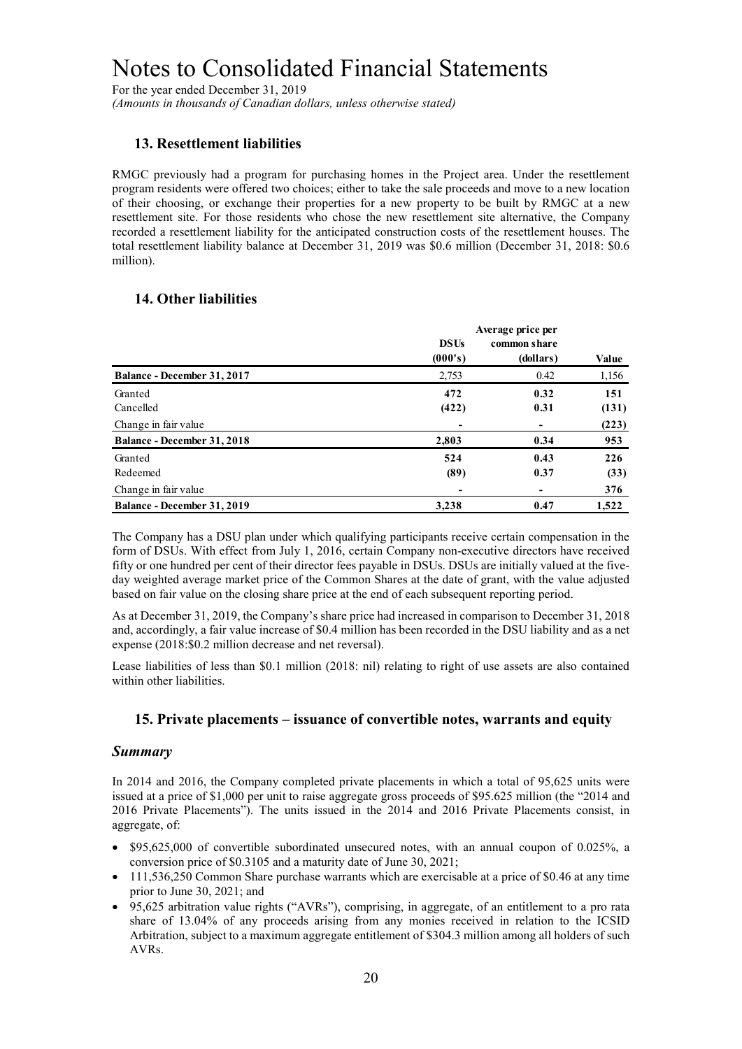# Notes to Consolidated Financial Statements

For the year ended December 31, 2019
*(Amounts in thousands of Canadian dollars, unless otherwise stated)*

## 13. Resettlement liabilities

RMGC previously had a program for purchasing homes in the Project area. Under the resettlement program residents were offered two choices; either to take the sale proceeds and move to a new location of their choosing, or exchange their properties for a new property to be built by RMGC at a new resettlement site. For those residents who chose the new resettlement site alternative, the Company recorded a resettlement liability for the anticipated construction costs of the resettlement houses. The total resettlement liability balance at December 31, 2019 was \$0.6 million (December 31, 2018: \$0.6 million).

## 14. Other liabilities

| | DSUs (000's) | Average price per common share (dollars) | Value |
|---|---|---|---|
| **Balance - December 31, 2017** | 2,753 | 0.42 | 1,156 |
| Granted | **472** | **0.32** | **151** |
| Cancelled | **(422)** | **0.31** | **(131)** |
| Change in fair value | **-** | **-** | **(223)** |
| **Balance - December 31, 2018** | **2,803** | **0.34** | **953** |
| Granted | **524** | **0.43** | **226** |
| Redeemed | **(89)** | **0.37** | **(33)** |
| Change in fair value | **-** | **-** | **376** |
| **Balance - December 31, 2019** | **3,238** | **0.47** | **1,522** |

The Company has a DSU plan under which qualifying participants receive certain compensation in the form of DSUs. With effect from July 1, 2016, certain Company non-executive directors have received fifty or one hundred per cent of their director fees payable in DSUs. DSUs are initially valued at the five-day weighted average market price of the Common Shares at the date of grant, with the value adjusted based on fair value on the closing share price at the end of each subsequent reporting period.

As at December 31, 2019, the Company's share price had increased in comparison to December 31, 2018 and, accordingly, a fair value increase of \$0.4 million has been recorded in the DSU liability and as a net expense (2018:\$0.2 million decrease and net reversal).

Lease liabilities of less than \$0.1 million (2018: nil) relating to right of use assets are also contained within other liabilities.

## 15. Private placements – issuance of convertible notes, warrants and equity

### *Summary*

In 2014 and 2016, the Company completed private placements in which a total of 95,625 units were issued at a price of \$1,000 per unit to raise aggregate gross proceeds of \$95.625 million (the "2014 and 2016 Private Placements"). The units issued in the 2014 and 2016 Private Placements consist, in aggregate, of:

- \$95,625,000 of convertible subordinated unsecured notes, with an annual coupon of 0.025%, a conversion price of \$0.3105 and a maturity date of June 30, 2021;
- 111,536,250 Common Share purchase warrants which are exercisable at a price of \$0.46 at any time prior to June 30, 2021; and
- 95,625 arbitration value rights ("AVRs"), comprising, in aggregate, of an entitlement to a pro rata share of 13.04% of any proceeds arising from any monies received in relation to the ICSID Arbitration, subject to a maximum aggregate entitlement of \$304.3 million among all holders of such AVRs.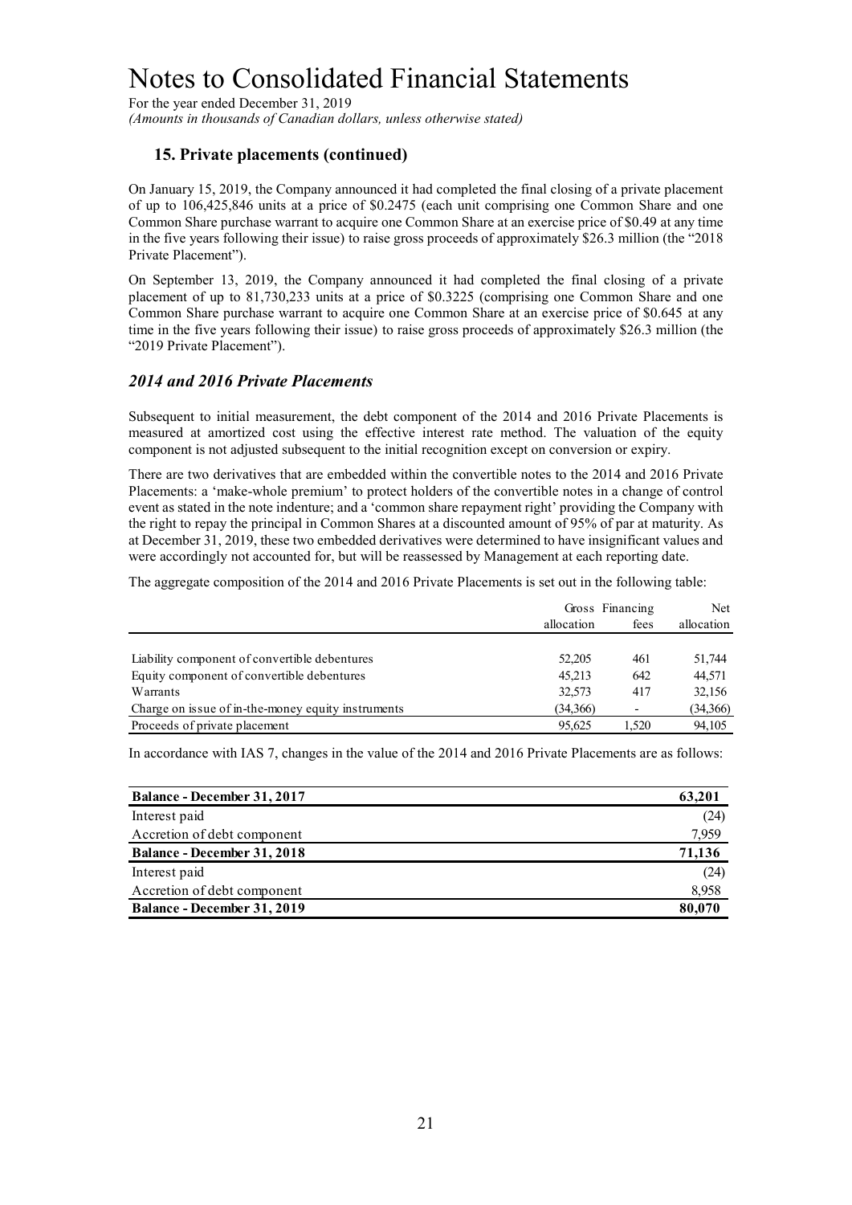# Notes to Consolidated Financial Statements

For the year ended December 31, 2019
*(Amounts in thousands of Canadian dollars, unless otherwise stated)*

## 15. Private placements (continued)

On January 15, 2019, the Company announced it had completed the final closing of a private placement of up to 106,425,846 units at a price of $0.2475 (each unit comprising one Common Share and one Common Share purchase warrant to acquire one Common Share at an exercise price of $0.49 at any time in the five years following their issue) to raise gross proceeds of approximately $26.3 million (the "2018 Private Placement").

On September 13, 2019, the Company announced it had completed the final closing of a private placement of up to 81,730,233 units at a price of $0.3225 (comprising one Common Share and one Common Share purchase warrant to acquire one Common Share at an exercise price of $0.645 at any time in the five years following their issue) to raise gross proceeds of approximately $26.3 million (the "2019 Private Placement").

### *2014 and 2016 Private Placements*

Subsequent to initial measurement, the debt component of the 2014 and 2016 Private Placements is measured at amortized cost using the effective interest rate method. The valuation of the equity component is not adjusted subsequent to the initial recognition except on conversion or expiry.

There are two derivatives that are embedded within the convertible notes to the 2014 and 2016 Private Placements: a 'make-whole premium' to protect holders of the convertible notes in a change of control event as stated in the note indenture; and a 'common share repayment right' providing the Company with the right to repay the principal in Common Shares at a discounted amount of 95% of par at maturity. As at December 31, 2019, these two embedded derivatives were determined to have insignificant values and were accordingly not accounted for, but will be reassessed by Management at each reporting date.

The aggregate composition of the 2014 and 2016 Private Placements is set out in the following table:

| | Gross allocation | Financing fees | Net allocation |
|---|---|---|---|
| Liability component of convertible debentures | 52,205 | 461 | 51,744 |
| Equity component of convertible debentures | 45,213 | 642 | 44,571 |
| Warrants | 32,573 | 417 | 32,156 |
| Charge on issue of in-the-money equity instruments | (34,366) | - | (34,366) |
| Proceeds of private placement | 95,625 | 1,520 | 94,105 |

In accordance with IAS 7, changes in the value of the 2014 and 2016 Private Placements are as follows:

| | |
|---|---|
| **Balance - December 31, 2017** | **63,201** |
| Interest paid | (24) |
| Accretion of debt component | 7,959 |
| **Balance - December 31, 2018** | **71,136** |
| Interest paid | (24) |
| Accretion of debt component | 8,958 |
| **Balance - December 31, 2019** | **80,070** |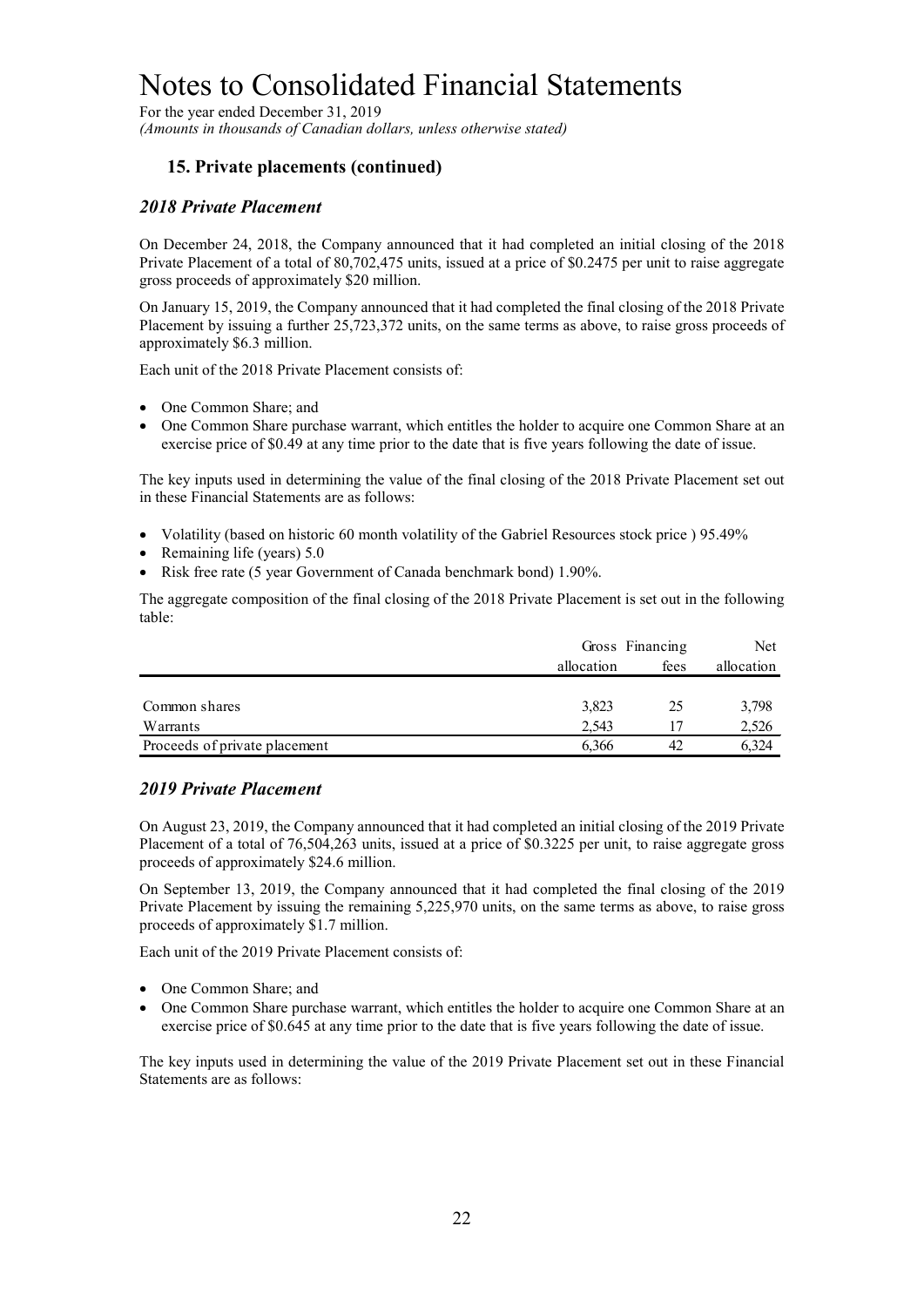# Notes to Consolidated Financial Statements

For the year ended December 31, 2019
*(Amounts in thousands of Canadian dollars, unless otherwise stated)*

## 15. Private placements (continued)

### *2018 Private Placement*

On December 24, 2018, the Company announced that it had completed an initial closing of the 2018 Private Placement of a total of 80,702,475 units, issued at a price of $0.2475 per unit to raise aggregate gross proceeds of approximately $20 million.

On January 15, 2019, the Company announced that it had completed the final closing of the 2018 Private Placement by issuing a further 25,723,372 units, on the same terms as above, to raise gross proceeds of approximately $6.3 million.

Each unit of the 2018 Private Placement consists of:

- One Common Share; and
- One Common Share purchase warrant, which entitles the holder to acquire one Common Share at an exercise price of $0.49 at any time prior to the date that is five years following the date of issue.

The key inputs used in determining the value of the final closing of the 2018 Private Placement set out in these Financial Statements are as follows:

- Volatility (based on historic 60 month volatility of the Gabriel Resources stock price ) 95.49%
- Remaining life (years) 5.0
- Risk free rate (5 year Government of Canada benchmark bond) 1.90%.

The aggregate composition of the final closing of the 2018 Private Placement is set out in the following table:

| | Gross allocation | Financing fees | Net allocation |
|---|---|---|---|
| Common shares | 3,823 | 25 | 3,798 |
| Warrants | 2,543 | 17 | 2,526 |
| Proceeds of private placement | 6,366 | 42 | 6,324 |

### *2019 Private Placement*

On August 23, 2019, the Company announced that it had completed an initial closing of the 2019 Private Placement of a total of 76,504,263 units, issued at a price of $0.3225 per unit, to raise aggregate gross proceeds of approximately $24.6 million.

On September 13, 2019, the Company announced that it had completed the final closing of the 2019 Private Placement by issuing the remaining 5,225,970 units, on the same terms as above, to raise gross proceeds of approximately $1.7 million.

Each unit of the 2019 Private Placement consists of:

- One Common Share; and
- One Common Share purchase warrant, which entitles the holder to acquire one Common Share at an exercise price of $0.645 at any time prior to the date that is five years following the date of issue.

The key inputs used in determining the value of the 2019 Private Placement set out in these Financial Statements are as follows: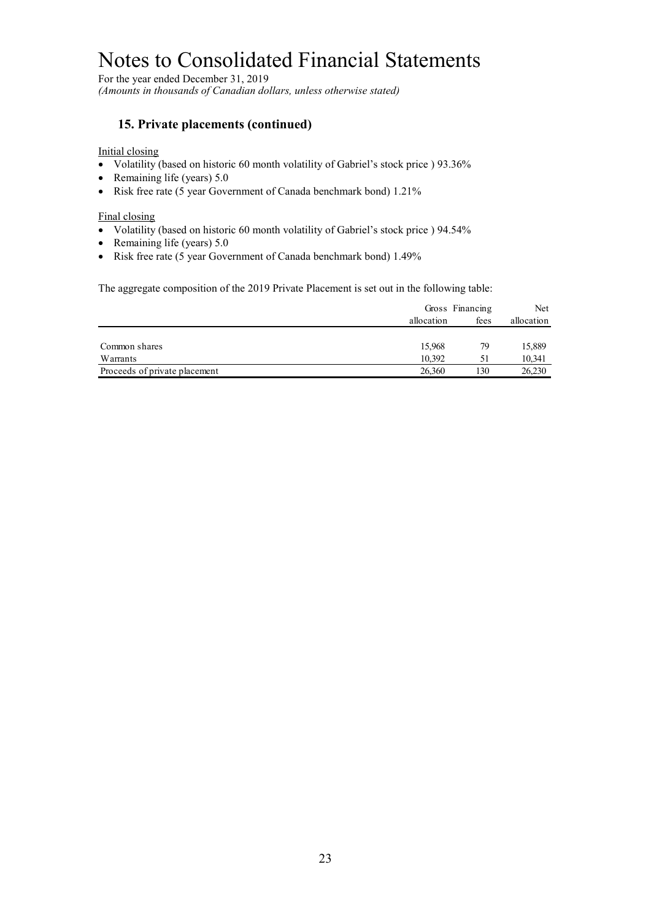# Notes to Consolidated Financial Statements

For the year ended December 31, 2019

*(Amounts in thousands of Canadian dollars, unless otherwise stated)*

## 15. Private placements (continued)

Initial closing

- Volatility (based on historic 60 month volatility of Gabriel's stock price ) 93.36%
- Remaining life (years) 5.0
- Risk free rate (5 year Government of Canada benchmark bond) 1.21%

Final closing

- Volatility (based on historic 60 month volatility of Gabriel's stock price ) 94.54%
- Remaining life (years) 5.0
- Risk free rate (5 year Government of Canada benchmark bond) 1.49%

The aggregate composition of the 2019 Private Placement is set out in the following table:

| | Gross allocation | Financing fees | Net allocation |
|---|---|---|---|
| Common shares | 15,968 | 79 | 15,889 |
| Warrants | 10,392 | 51 | 10,341 |
| Proceeds of private placement | 26,360 | 130 | 26,230 |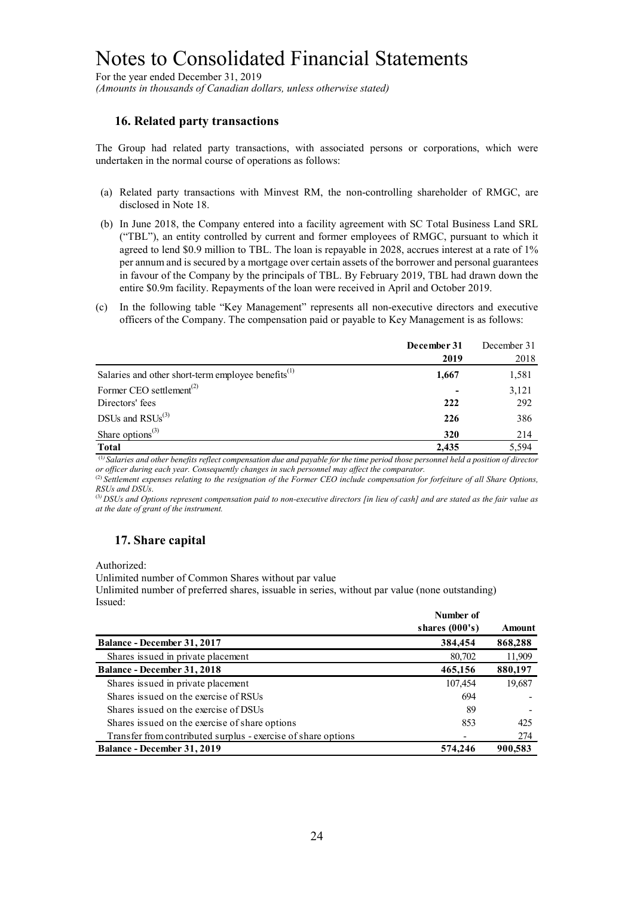# Notes to Consolidated Financial Statements

For the year ended December 31, 2019
*(Amounts in thousands of Canadian dollars, unless otherwise stated)*

## 16. Related party transactions

The Group had related party transactions, with associated persons or corporations, which were undertaken in the normal course of operations as follows:

(a) Related party transactions with Minvest RM, the non-controlling shareholder of RMGC, are disclosed in Note 18.

(b) In June 2018, the Company entered into a facility agreement with SC Total Business Land SRL ("TBL"), an entity controlled by current and former employees of RMGC, pursuant to which it agreed to lend $0.9 million to TBL. The loan is repayable in 2028, accrues interest at a rate of 1% per annum and is secured by a mortgage over certain assets of the borrower and personal guarantees in favour of the Company by the principals of TBL. By February 2019, TBL had drawn down the entire $0.9m facility. Repayments of the loan were received in April and October 2019.

(c) In the following table "Key Management" represents all non-executive directors and executive officers of the Company. The compensation paid or payable to Key Management is as follows:

| | **December 31 2019** | December 31 2018 |
|---|---|---|
| Salaries and other short-term employee benefits[1] | **1,667** | 1,581 |
| Former CEO settlement[2] | **-** | 3,121 |
| Directors' fees | **222** | 292 |
| DSUs and RSUs[3] | **226** | 386 |
| Share options[3] | **320** | 214 |
| **Total** | **2,435** | 5,594 |

*[1] Salaries and other benefits reflect compensation due and payable for the time period those personnel held a position of director or officer during each year. Consequently changes in such personnel may affect the comparator.*

*[2] Settlement expenses relating to the resignation of the Former CEO include compensation for forfeiture of all Share Options, RSUs and DSUs.*

*[3] DSUs and Options represent compensation paid to non-executive directors [in lieu of cash] and are stated as the fair value as at the date of grant of the instrument.*

## 17. Share capital

Authorized:

Unlimited number of Common Shares without par value

Unlimited number of preferred shares, issuable in series, without par value (none outstanding)

Issued:

| | **Number of shares (000's)** | **Amount** |
|---|---|---|
| **Balance - December 31, 2017** | **384,454** | **868,288** |
| Shares issued in private placement | 80,702 | 11,909 |
| **Balance - December 31, 2018** | **465,156** | **880,197** |
| Shares issued in private placement | 107,454 | 19,687 |
| Shares issued on the exercise of RSUs | 694 | - |
| Shares issued on the exercise of DSUs | 89 | - |
| Shares issued on the exercise of share options | 853 | 425 |
| Transfer from contributed surplus - exercise of share options | - | 274 |
| **Balance - December 31, 2019** | **574,246** | **900,583** |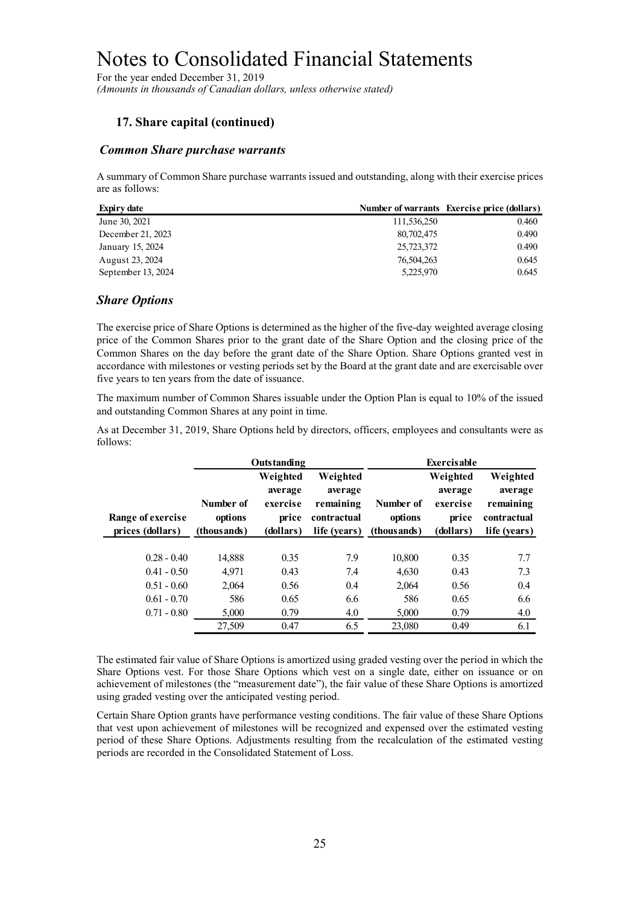# Notes to Consolidated Financial Statements

For the year ended December 31, 2019
*(Amounts in thousands of Canadian dollars, unless otherwise stated)*

## 17. Share capital (continued)

### *Common Share purchase warrants*

A summary of Common Share purchase warrants issued and outstanding, along with their exercise prices are as follows:

| Expiry date | Number of warrants | Exercise price (dollars) |
|---|---|---|
| June 30, 2021 | 111,536,250 | 0.460 |
| December 21, 2023 | 80,702,475 | 0.490 |
| January 15, 2024 | 25,723,372 | 0.490 |
| August 23, 2024 | 76,504,263 | 0.645 |
| September 13, 2024 | 5,225,970 | 0.645 |

### *Share Options*

The exercise price of Share Options is determined as the higher of the five-day weighted average closing price of the Common Shares prior to the grant date of the Share Option and the closing price of the Common Shares on the day before the grant date of the Share Option. Share Options granted vest in accordance with milestones or vesting periods set by the Board at the grant date and are exercisable over five years to ten years from the date of issuance.

The maximum number of Common Shares issuable under the Option Plan is equal to 10% of the issued and outstanding Common Shares at any point in time.

As at December 31, 2019, Share Options held by directors, officers, employees and consultants were as follows:

| | Outstanding | | | Exercisable | | |
|---|---|---|---|---|---|---|
| Range of exercise prices (dollars) | Number of options (thousands) | Weighted average exercise price (dollars) | Weighted average remaining contractual life (years) | Number of options (thousands) | Weighted average exercise price (dollars) | Weighted average remaining contractual life (years) |
| 0.28 - 0.40 | 14,888 | 0.35 | 7.9 | 10,800 | 0.35 | 7.7 |
| 0.41 - 0.50 | 4,971 | 0.43 | 7.4 | 4,630 | 0.43 | 7.3 |
| 0.51 - 0.60 | 2,064 | 0.56 | 0.4 | 2,064 | 0.56 | 0.4 |
| 0.61 - 0.70 | 586 | 0.65 | 6.6 | 586 | 0.65 | 6.6 |
| 0.71 - 0.80 | 5,000 | 0.79 | 4.0 | 5,000 | 0.79 | 4.0 |
| | 27,509 | 0.47 | 6.5 | 23,080 | 0.49 | 6.1 |

The estimated fair value of Share Options is amortized using graded vesting over the period in which the Share Options vest. For those Share Options which vest on a single date, either on issuance or on achievement of milestones (the "measurement date"), the fair value of these Share Options is amortized using graded vesting over the anticipated vesting period.

Certain Share Option grants have performance vesting conditions. The fair value of these Share Options that vest upon achievement of milestones will be recognized and expensed over the estimated vesting period of these Share Options. Adjustments resulting from the recalculation of the estimated vesting periods are recorded in the Consolidated Statement of Loss.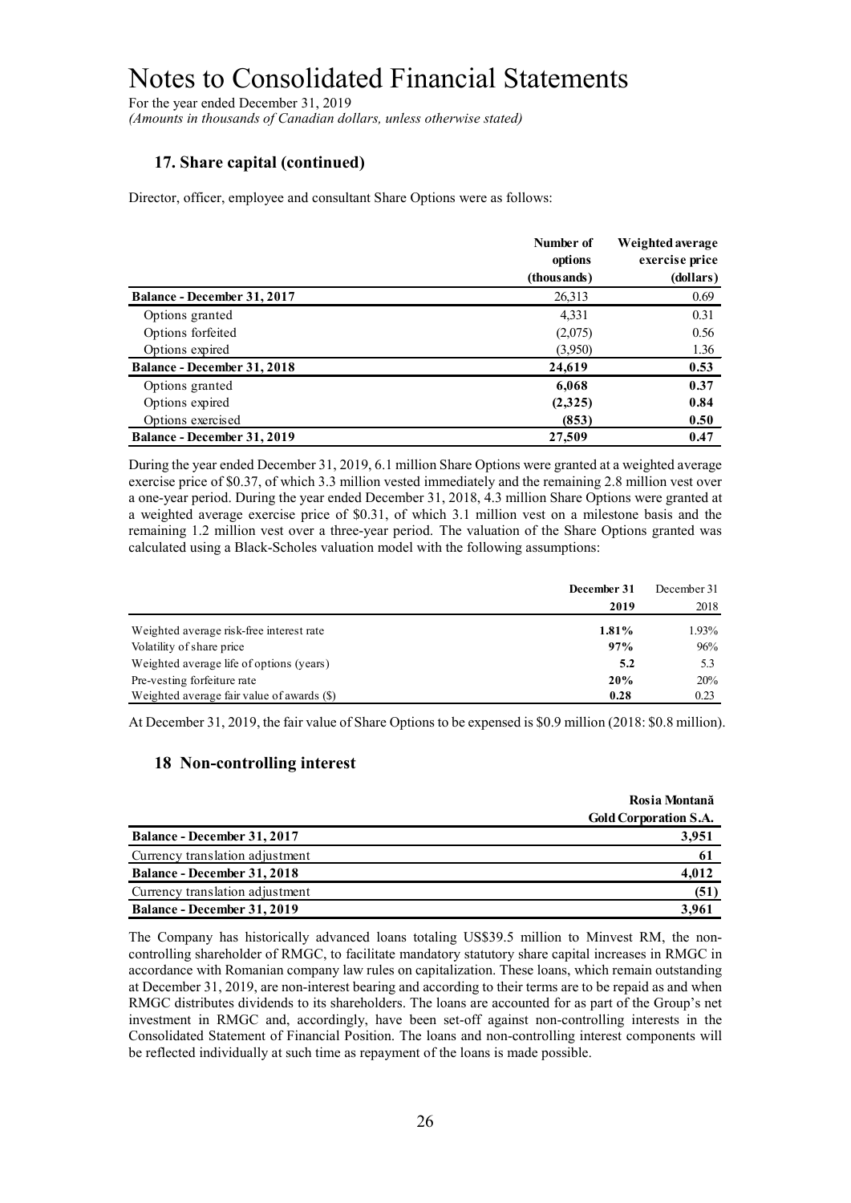# Notes to Consolidated Financial Statements

For the year ended December 31, 2019
*(Amounts in thousands of Canadian dollars, unless otherwise stated)*

## 17. Share capital (continued)

Director, officer, employee and consultant Share Options were as follows:

| | Number of options (thousands) | Weighted average exercise price (dollars) |
|---|---|---|
| **Balance - December 31, 2017** | 26,313 | 0.69 |
| Options granted | 4,331 | 0.31 |
| Options forfeited | (2,075) | 0.56 |
| Options expired | (3,950) | 1.36 |
| **Balance - December 31, 2018** | **24,619** | **0.53** |
| Options granted | **6,068** | **0.37** |
| Options expired | **(2,325)** | **0.84** |
| Options exercised | **(853)** | **0.50** |
| **Balance - December 31, 2019** | **27,509** | **0.47** |

During the year ended December 31, 2019, 6.1 million Share Options were granted at a weighted average exercise price of $0.37, of which 3.3 million vested immediately and the remaining 2.8 million vest over a one-year period. During the year ended December 31, 2018, 4.3 million Share Options were granted at a weighted average exercise price of $0.31, of which 3.1 million vest on a milestone basis and the remaining 1.2 million vest over a three-year period. The valuation of the Share Options granted was calculated using a Black-Scholes valuation model with the following assumptions:

| | **December 31 2019** | December 31 2018 |
|---|---|---|
| Weighted average risk-free interest rate | **1.81%** | 1.93% |
| Volatility of share price | **97%** | 96% |
| Weighted average life of options (years) | **5.2** | 5.3 |
| Pre-vesting forfeiture rate | **20%** | 20% |
| Weighted average fair value of awards ($) | **0.28** | 0.23 |

At December 31, 2019, the fair value of Share Options to be expensed is $0.9 million (2018: $0.8 million).

## 18 Non-controlling interest

| | Rosia Montană Gold Corporation S.A. |
|---|---|
| **Balance - December 31, 2017** | **3,951** |
| Currency translation adjustment | **61** |
| **Balance - December 31, 2018** | **4,012** |
| Currency translation adjustment | **(51)** |
| **Balance - December 31, 2019** | **3,961** |

The Company has historically advanced loans totaling US$39.5 million to Minvest RM, the non-controlling shareholder of RMGC, to facilitate mandatory statutory share capital increases in RMGC in accordance with Romanian company law rules on capitalization. These loans, which remain outstanding at December 31, 2019, are non-interest bearing and according to their terms are to be repaid as and when RMGC distributes dividends to its shareholders. The loans are accounted for as part of the Group's net investment in RMGC and, accordingly, have been set-off against non-controlling interests in the Consolidated Statement of Financial Position. The loans and non-controlling interest components will be reflected individually at such time as repayment of the loans is made possible.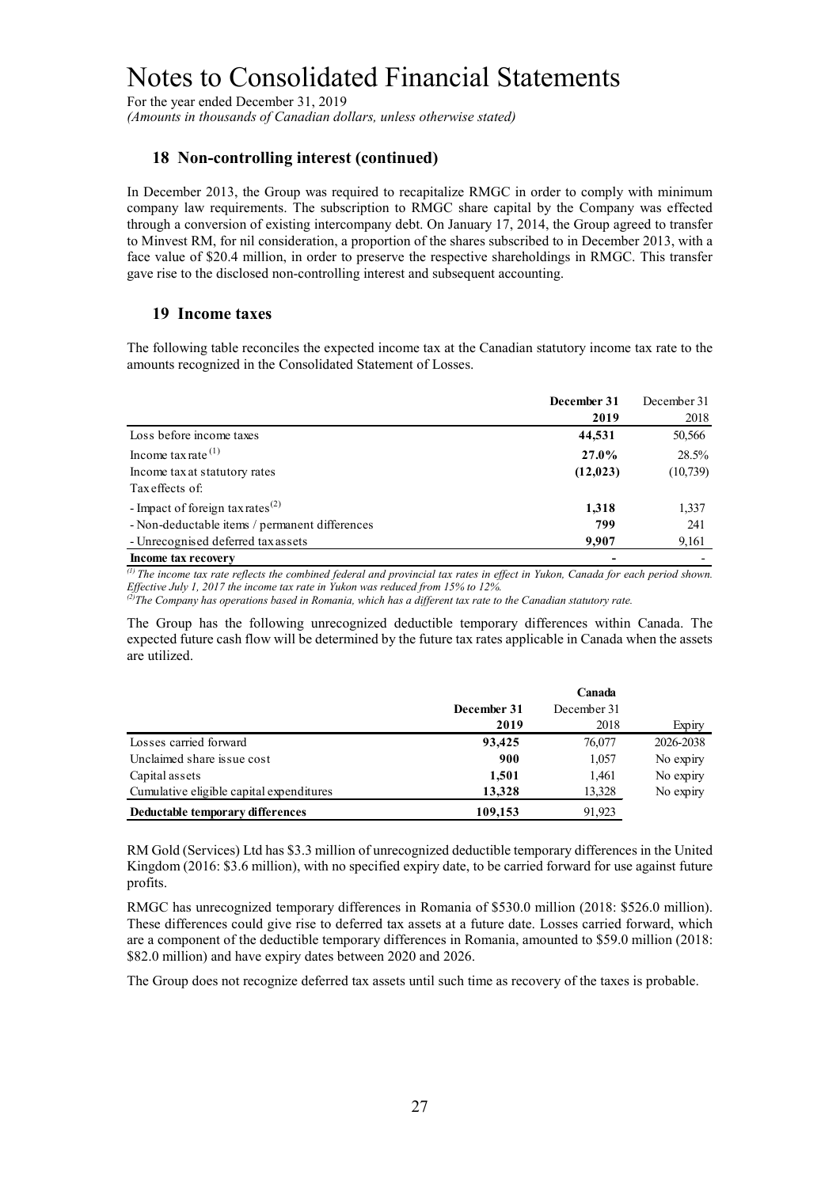# Notes to Consolidated Financial Statements

For the year ended December 31, 2019
*(Amounts in thousands of Canadian dollars, unless otherwise stated)*

## 18 Non-controlling interest (continued)

In December 2013, the Group was required to recapitalize RMGC in order to comply with minimum company law requirements. The subscription to RMGC share capital by the Company was effected through a conversion of existing intercompany debt. On January 17, 2014, the Group agreed to transfer to Minvest RM, for nil consideration, a proportion of the shares subscribed to in December 2013, with a face value of $20.4 million, in order to preserve the respective shareholdings in RMGC. This transfer gave rise to the disclosed non-controlling interest and subsequent accounting.

## 19 Income taxes

The following table reconciles the expected income tax at the Canadian statutory income tax rate to the amounts recognized in the Consolidated Statement of Losses.

| | **December 31 2019** | December 31 2018 |
|---|---|---|
| Loss before income taxes | **44,531** | 50,566 |
| Income tax rate [(1)] | **27.0%** | 28.5% |
| Income tax at statutory rates | **(12,023)** | (10,739) |
| Tax effects of: | | |
| - Impact of foreign tax rates[(2)] | **1,318** | 1,337 |
| - Non-deductable items / permanent differences | **799** | 241 |
| - Unrecognised deferred tax assets | **9,907** | 9,161 |
| **Income tax recovery** | **-** | - |

*[(1)] The income tax rate reflects the combined federal and provincial tax rates in effect in Yukon, Canada for each period shown. Effective July 1, 2017 the income tax rate in Yukon was reduced from 15% to 12%.*
*[(2)] The Company has operations based in Romania, which has a different tax rate to the Canadian statutory rate.*

The Group has the following unrecognized deductible temporary differences within Canada. The expected future cash flow will be determined by the future tax rates applicable in Canada when the assets are utilized.

| | | **Canada** | |
|---|---|---|---|
| | **December 31 2019** | December 31 2018 | Expiry |
| Losses carried forward | **93,425** | 76,077 | 2026-2038 |
| Unclaimed share issue cost | **900** | 1,057 | No expiry |
| Capital assets | **1,501** | 1,461 | No expiry |
| Cumulative eligible capital expenditures | **13,328** | 13,328 | No expiry |
| **Deductable temporary differences** | **109,153** | 91,923 | |

RM Gold (Services) Ltd has $3.3 million of unrecognized deductible temporary differences in the United Kingdom (2016: $3.6 million), with no specified expiry date, to be carried forward for use against future profits.

RMGC has unrecognized temporary differences in Romania of $530.0 million (2018: $526.0 million). These differences could give rise to deferred tax assets at a future date. Losses carried forward, which are a component of the deductible temporary differences in Romania, amounted to $59.0 million (2018: $82.0 million) and have expiry dates between 2020 and 2026.

The Group does not recognize deferred tax assets until such time as recovery of the taxes is probable.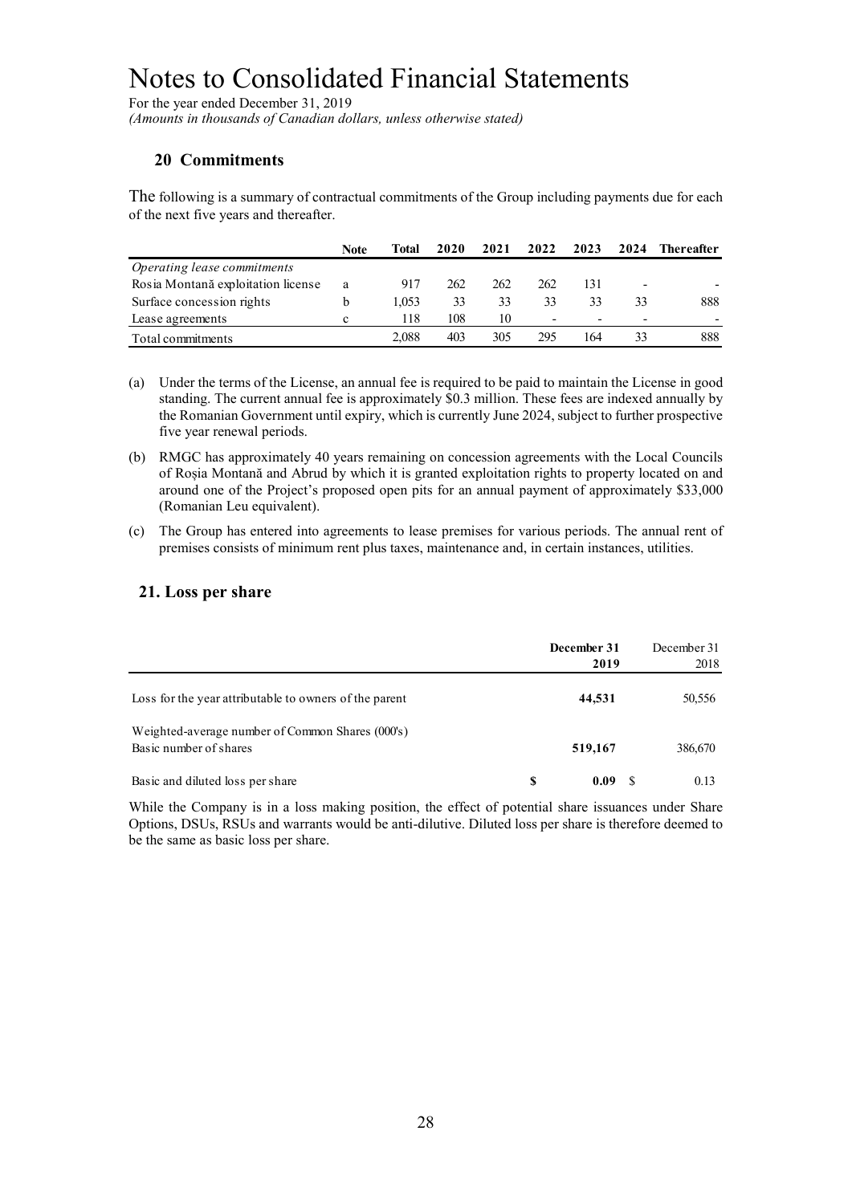# Notes to Consolidated Financial Statements

For the year ended December 31, 2019
*(Amounts in thousands of Canadian dollars, unless otherwise stated)*

## 20 Commitments

The following is a summary of contractual commitments of the Group including payments due for each of the next five years and thereafter.

| | Note | Total | 2020 | 2021 | 2022 | 2023 | 2024 | Thereafter |
|---|---|---|---|---|---|---|---|---|
| *Operating lease commitments* | | | | | | | | |
| Rosia Montană exploitation license | a | 917 | 262 | 262 | 262 | 131 | - | - |
| Surface concession rights | b | 1,053 | 33 | 33 | 33 | 33 | 33 | 888 |
| Lease agreements | c | 118 | 108 | 10 | - | - | - | - |
| Total commitments | | 2,088 | 403 | 305 | 295 | 164 | 33 | 888 |

(a) Under the terms of the License, an annual fee is required to be paid to maintain the License in good standing. The current annual fee is approximately $0.3 million. These fees are indexed annually by the Romanian Government until expiry, which is currently June 2024, subject to further prospective five year renewal periods.

(b) RMGC has approximately 40 years remaining on concession agreements with the Local Councils of Roșia Montană and Abrud by which it is granted exploitation rights to property located on and around one of the Project's proposed open pits for an annual payment of approximately $33,000 (Romanian Leu equivalent).

(c) The Group has entered into agreements to lease premises for various periods. The annual rent of premises consists of minimum rent plus taxes, maintenance and, in certain instances, utilities.

## 21. Loss per share

| | December 31 2019 | December 31 2018 |
|---|---|---|
| Loss for the year attributable to owners of the parent | **44,531** | 50,556 |
| Weighted-average number of Common Shares (000's) | | |
| Basic number of shares | **519,167** | 386,670 |
| Basic and diluted loss per share | **$ 0.09** | $ 0.13 |

While the Company is in a loss making position, the effect of potential share issuances under Share Options, DSUs, RSUs and warrants would be anti-dilutive. Diluted loss per share is therefore deemed to be the same as basic loss per share.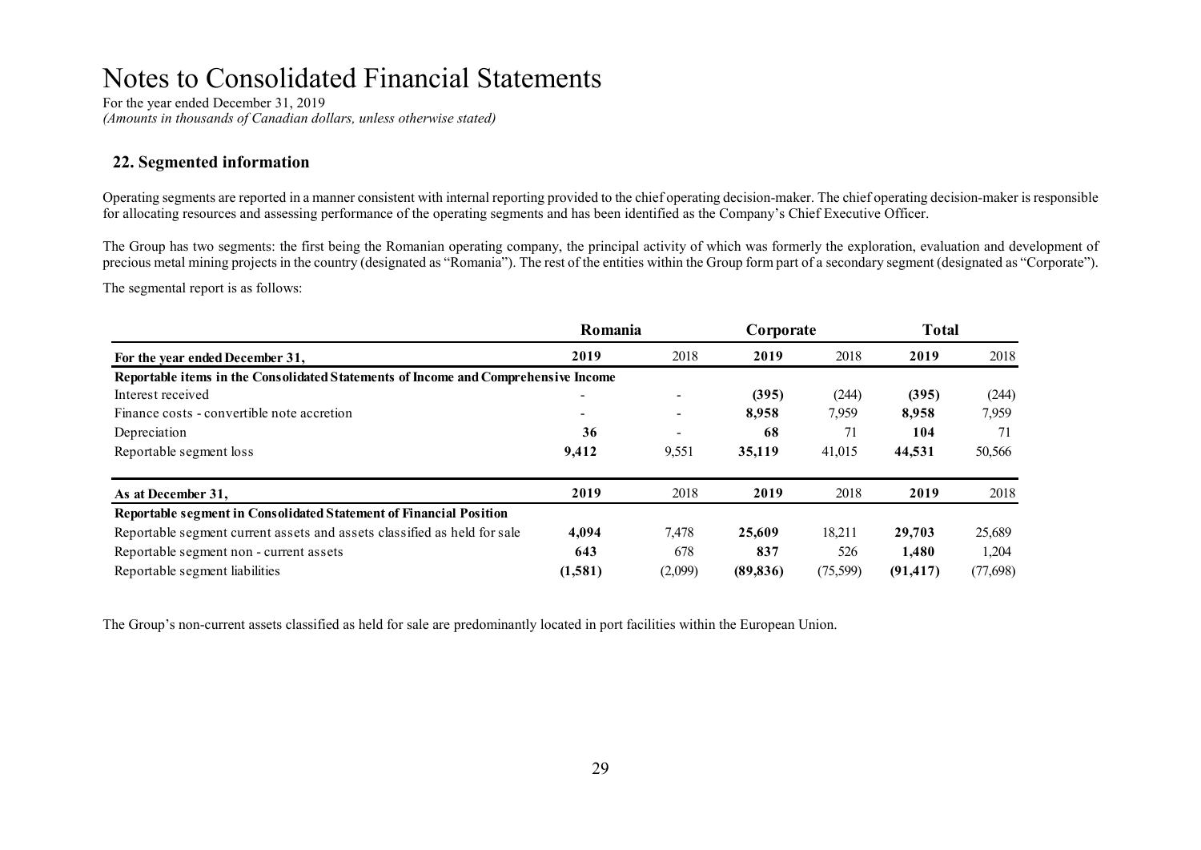# Notes to Consolidated Financial Statements

For the year ended December 31, 2019
*(Amounts in thousands of Canadian dollars, unless otherwise stated)*

## 22. Segmented information

Operating segments are reported in a manner consistent with internal reporting provided to the chief operating decision-maker. The chief operating decision-maker is responsible for allocating resources and assessing performance of the operating segments and has been identified as the Company's Chief Executive Officer.

The Group has two segments: the first being the Romanian operating company, the principal activity of which was formerly the exploration, evaluation and development of precious metal mining projects in the country (designated as "Romania"). The rest of the entities within the Group form part of a secondary segment (designated as "Corporate").

The segmental report is as follows:

| | Romania | | Corporate | | Total | |
|---|---|---|---|---|---|---|
| **For the year ended December 31,** | **2019** | 2018 | **2019** | 2018 | **2019** | 2018 |
| **Reportable items in the Consolidated Statements of Income and Comprehensive Income** | | | | | | |
| Interest received | - | - | **(395)** | (244) | **(395)** | (244) |
| Finance costs - convertible note accretion | - | - | **8,958** | 7,959 | **8,958** | 7,959 |
| Depreciation | **36** | - | **68** | 71 | **104** | 71 |
| Reportable segment loss | **9,412** | 9,551 | **35,119** | 41,015 | **44,531** | 50,566 |
| **As at December 31,** | **2019** | 2018 | **2019** | 2018 | **2019** | 2018 |
| **Reportable segment in Consolidated Statement of Financial Position** | | | | | | |
| Reportable segment current assets and assets classified as held for sale | **4,094** | 7,478 | **25,609** | 18,211 | **29,703** | 25,689 |
| Reportable segment non - current assets | **643** | 678 | **837** | 526 | **1,480** | 1,204 |
| Reportable segment liabilities | **(1,581)** | (2,099) | **(89,836)** | (75,599) | **(91,417)** | (77,698) |

The Group's non-current assets classified as held for sale are predominantly located in port facilities within the European Union.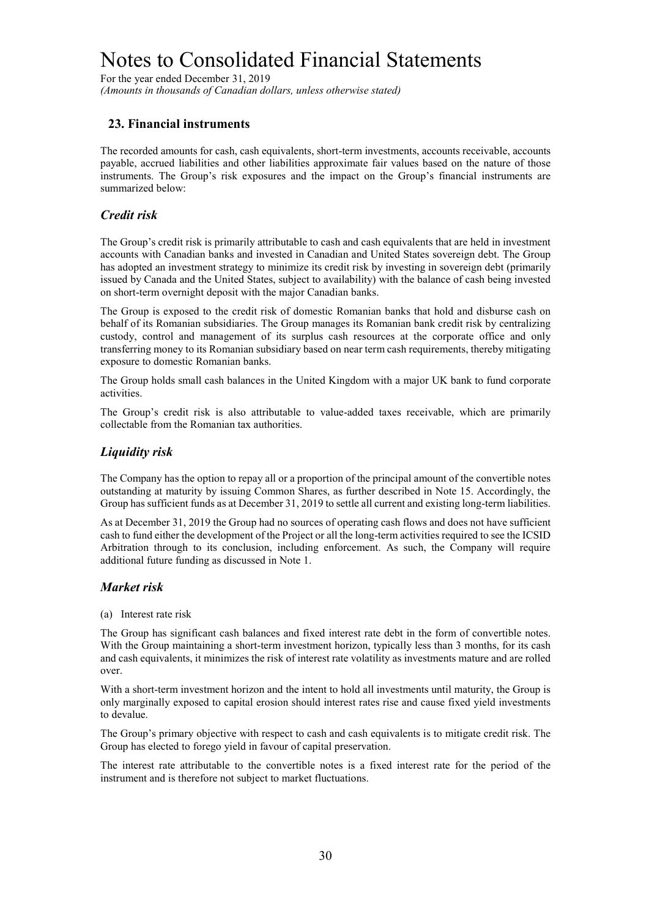# Notes to Consolidated Financial Statements

For the year ended December 31, 2019
*(Amounts in thousands of Canadian dollars, unless otherwise stated)*

## 23. Financial instruments

The recorded amounts for cash, cash equivalents, short-term investments, accounts receivable, accounts payable, accrued liabilities and other liabilities approximate fair values based on the nature of those instruments. The Group's risk exposures and the impact on the Group's financial instruments are summarized below:

### *Credit risk*

The Group's credit risk is primarily attributable to cash and cash equivalents that are held in investment accounts with Canadian banks and invested in Canadian and United States sovereign debt. The Group has adopted an investment strategy to minimize its credit risk by investing in sovereign debt (primarily issued by Canada and the United States, subject to availability) with the balance of cash being invested on short-term overnight deposit with the major Canadian banks.

The Group is exposed to the credit risk of domestic Romanian banks that hold and disburse cash on behalf of its Romanian subsidiaries. The Group manages its Romanian bank credit risk by centralizing custody, control and management of its surplus cash resources at the corporate office and only transferring money to its Romanian subsidiary based on near term cash requirements, thereby mitigating exposure to domestic Romanian banks.

The Group holds small cash balances in the United Kingdom with a major UK bank to fund corporate activities.

The Group's credit risk is also attributable to value-added taxes receivable, which are primarily collectable from the Romanian tax authorities.

### *Liquidity risk*

The Company has the option to repay all or a proportion of the principal amount of the convertible notes outstanding at maturity by issuing Common Shares, as further described in Note 15. Accordingly, the Group has sufficient funds as at December 31, 2019 to settle all current and existing long-term liabilities.

As at December 31, 2019 the Group had no sources of operating cash flows and does not have sufficient cash to fund either the development of the Project or all the long-term activities required to see the ICSID Arbitration through to its conclusion, including enforcement. As such, the Company will require additional future funding as discussed in Note 1.

### *Market risk*

(a) Interest rate risk

The Group has significant cash balances and fixed interest rate debt in the form of convertible notes. With the Group maintaining a short-term investment horizon, typically less than 3 months, for its cash and cash equivalents, it minimizes the risk of interest rate volatility as investments mature and are rolled over.

With a short-term investment horizon and the intent to hold all investments until maturity, the Group is only marginally exposed to capital erosion should interest rates rise and cause fixed yield investments to devalue.

The Group's primary objective with respect to cash and cash equivalents is to mitigate credit risk. The Group has elected to forego yield in favour of capital preservation.

The interest rate attributable to the convertible notes is a fixed interest rate for the period of the instrument and is therefore not subject to market fluctuations.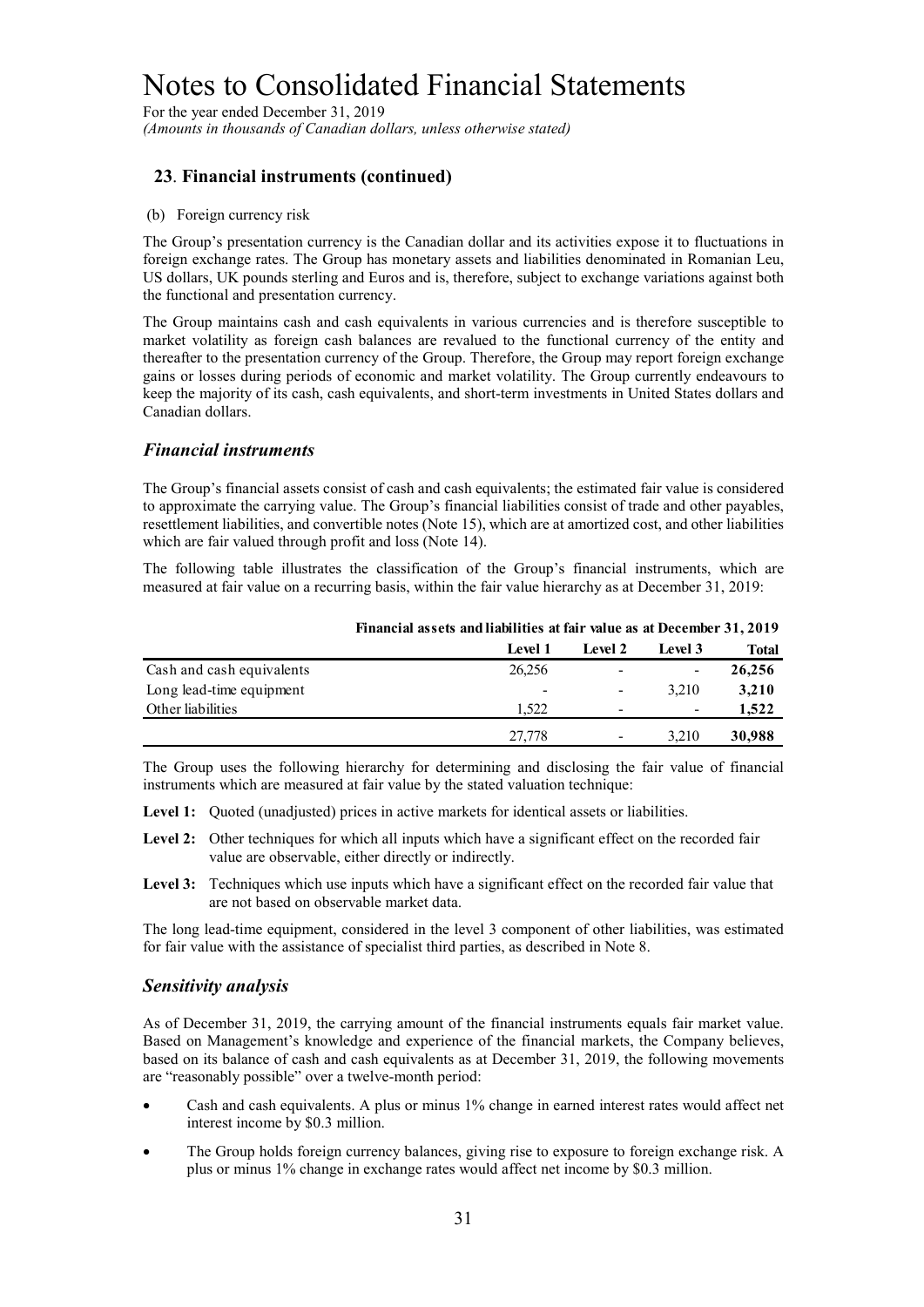# Notes to Consolidated Financial Statements

For the year ended December 31, 2019

*(Amounts in thousands of Canadian dollars, unless otherwise stated)*

## 23. Financial instruments (continued)

(b) Foreign currency risk

The Group's presentation currency is the Canadian dollar and its activities expose it to fluctuations in foreign exchange rates. The Group has monetary assets and liabilities denominated in Romanian Leu, US dollars, UK pounds sterling and Euros and is, therefore, subject to exchange variations against both the functional and presentation currency.

The Group maintains cash and cash equivalents in various currencies and is therefore susceptible to market volatility as foreign cash balances are revalued to the functional currency of the entity and thereafter to the presentation currency of the Group. Therefore, the Group may report foreign exchange gains or losses during periods of economic and market volatility. The Group currently endeavours to keep the majority of its cash, cash equivalents, and short-term investments in United States dollars and Canadian dollars.

### *Financial instruments*

The Group's financial assets consist of cash and cash equivalents; the estimated fair value is considered to approximate the carrying value. The Group's financial liabilities consist of trade and other payables, resettlement liabilities, and convertible notes (Note 15), which are at amortized cost, and other liabilities which are fair valued through profit and loss (Note 14).

The following table illustrates the classification of the Group's financial instruments, which are measured at fair value on a recurring basis, within the fair value hierarchy as at December 31, 2019:

| | Financial assets and liabilities at fair value as at December 31, 2019 | | | |
|---|---|---|---|---|
| | **Level 1** | **Level 2** | **Level 3** | **Total** |
| Cash and cash equivalents | 26,256 | - | - | **26,256** |
| Long lead-time equipment | - | - | 3,210 | **3,210** |
| Other liabilities | 1,522 | - | - | **1,522** |
| | 27,778 | - | 3,210 | **30,988** |

The Group uses the following hierarchy for determining and disclosing the fair value of financial instruments which are measured at fair value by the stated valuation technique:

**Level 1:** Quoted (unadjusted) prices in active markets for identical assets or liabilities.

**Level 2:** Other techniques for which all inputs which have a significant effect on the recorded fair value are observable, either directly or indirectly.

**Level 3:** Techniques which use inputs which have a significant effect on the recorded fair value that are not based on observable market data.

The long lead-time equipment, considered in the level 3 component of other liabilities, was estimated for fair value with the assistance of specialist third parties, as described in Note 8.

### *Sensitivity analysis*

As of December 31, 2019, the carrying amount of the financial instruments equals fair market value. Based on Management's knowledge and experience of the financial markets, the Company believes, based on its balance of cash and cash equivalents as at December 31, 2019, the following movements are "reasonably possible" over a twelve-month period:

- Cash and cash equivalents. A plus or minus 1% change in earned interest rates would affect net interest income by $0.3 million.
- The Group holds foreign currency balances, giving rise to exposure to foreign exchange risk. A plus or minus 1% change in exchange rates would affect net income by $0.3 million.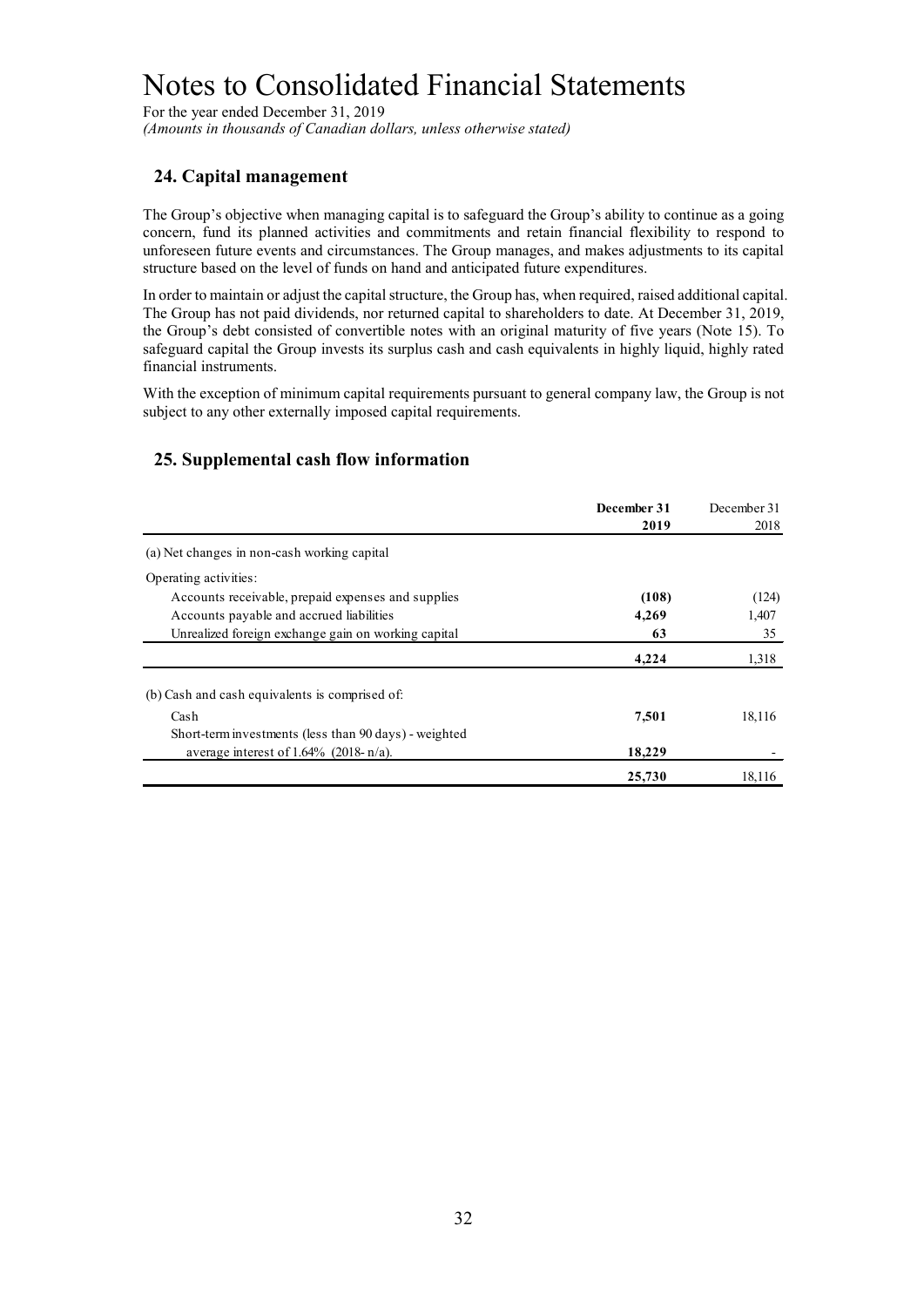# Notes to Consolidated Financial Statements

For the year ended December 31, 2019
*(Amounts in thousands of Canadian dollars, unless otherwise stated)*

## 24. Capital management

The Group's objective when managing capital is to safeguard the Group's ability to continue as a going concern, fund its planned activities and commitments and retain financial flexibility to respond to unforeseen future events and circumstances. The Group manages, and makes adjustments to its capital structure based on the level of funds on hand and anticipated future expenditures.

In order to maintain or adjust the capital structure, the Group has, when required, raised additional capital. The Group has not paid dividends, nor returned capital to shareholders to date. At December 31, 2019, the Group's debt consisted of convertible notes with an original maturity of five years (Note 15). To safeguard capital the Group invests its surplus cash and cash equivalents in highly liquid, highly rated financial instruments.

With the exception of minimum capital requirements pursuant to general company law, the Group is not subject to any other externally imposed capital requirements.

## 25. Supplemental cash flow information

| | **December 31 2019** | December 31 2018 |
|---|---|---|
| (a) Net changes in non-cash working capital | | |
| Operating activities: | | |
| Accounts receivable, prepaid expenses and supplies | **(108)** | (124) |
| Accounts payable and accrued liabilities | **4,269** | 1,407 |
| Unrealized foreign exchange gain on working capital | **63** | 35 |
| | **4,224** | 1,318 |
| (b) Cash and cash equivalents is comprised of: | | |
| Cash | **7,501** | 18,116 |
| Short-term investments (less than 90 days) - weighted average interest of 1.64% (2018- n/a). | **18,229** | - |
| | **25,730** | 18,116 |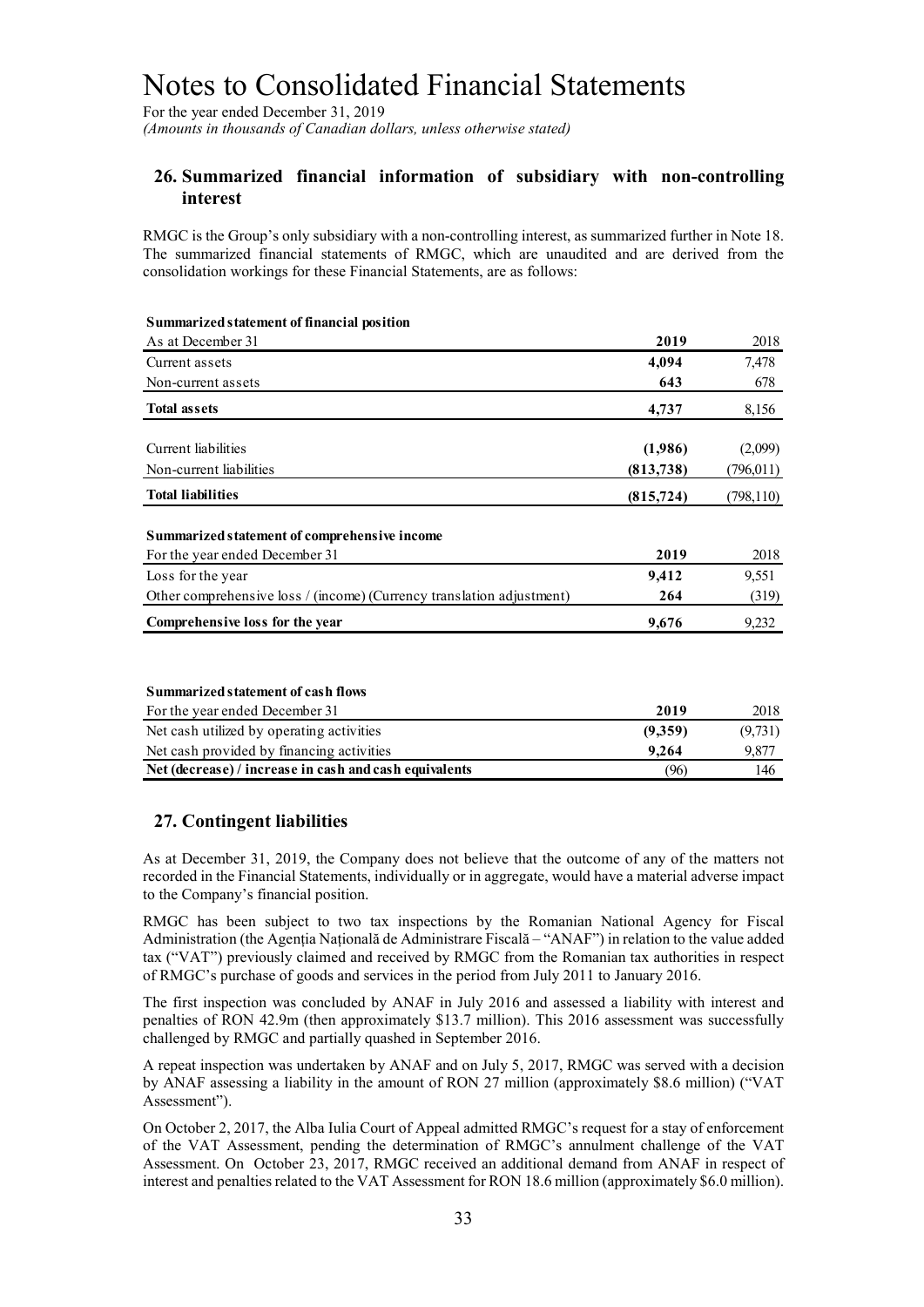# Notes to Consolidated Financial Statements

For the year ended December 31, 2019
*(Amounts in thousands of Canadian dollars, unless otherwise stated)*

## 26. Summarized financial information of subsidiary with non-controlling interest

RMGC is the Group's only subsidiary with a non-controlling interest, as summarized further in Note 18. The summarized financial statements of RMGC, which are unaudited and are derived from the consolidation workings for these Financial Statements, are as follows:

**Summarized statement of financial position**

| As at December 31 | **2019** | 2018 |
|---|---|---|
| Current assets | **4,094** | 7,478 |
| Non-current assets | **643** | 678 |
| **Total assets** | **4,737** | 8,156 |
| Current liabilities | **(1,986)** | (2,099) |
| Non-current liabilities | **(813,738)** | (796,011) |
| **Total liabilities** | **(815,724)** | (798,110) |

**Summarized statement of comprehensive income**

| For the year ended December 31 | **2019** | 2018 |
|---|---|---|
| Loss for the year | **9,412** | 9,551 |
| Other comprehensive loss / (income) (Currency translation adjustment) | **264** | (319) |
| **Comprehensive loss for the year** | **9,676** | 9,232 |

**Summarized statement of cash flows**

| For the year ended December 31 | **2019** | 2018 |
|---|---|---|
| Net cash utilized by operating activities | **(9,359)** | (9,731) |
| Net cash provided by financing activities | **9,264** | 9,877 |
| **Net (decrease) / increase in cash and cash equivalents** | (96) | 146 |

## 27. Contingent liabilities

As at December 31, 2019, the Company does not believe that the outcome of any of the matters not recorded in the Financial Statements, individually or in aggregate, would have a material adverse impact to the Company's financial position.

RMGC has been subject to two tax inspections by the Romanian National Agency for Fiscal Administration (the Agenția Națională de Administrare Fiscală – "ANAF") in relation to the value added tax ("VAT") previously claimed and received by RMGC from the Romanian tax authorities in respect of RMGC's purchase of goods and services in the period from July 2011 to January 2016.

The first inspection was concluded by ANAF in July 2016 and assessed a liability with interest and penalties of RON 42.9m (then approximately $13.7 million). This 2016 assessment was successfully challenged by RMGC and partially quashed in September 2016.

A repeat inspection was undertaken by ANAF and on July 5, 2017, RMGC was served with a decision by ANAF assessing a liability in the amount of RON 27 million (approximately $8.6 million) ("VAT Assessment").

On October 2, 2017, the Alba Iulia Court of Appeal admitted RMGC's request for a stay of enforcement of the VAT Assessment, pending the determination of RMGC's annulment challenge of the VAT Assessment. On October 23, 2017, RMGC received an additional demand from ANAF in respect of interest and penalties related to the VAT Assessment for RON 18.6 million (approximately $6.0 million).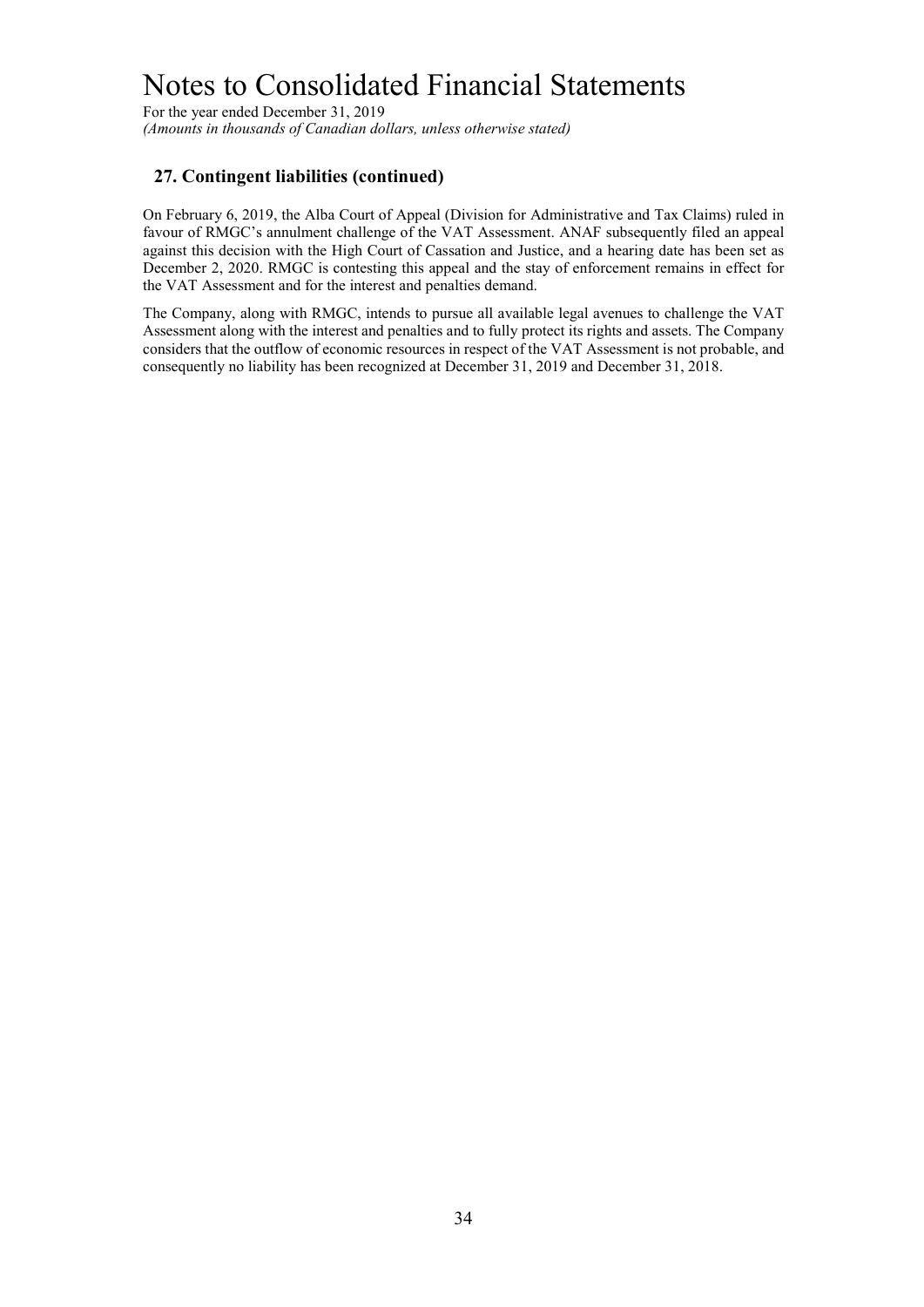## 27. Contingent liabilities (continued)

On February 6, 2019, the Alba Court of Appeal (Division for Administrative and Tax Claims) ruled in favour of RMGC's annulment challenge of the VAT Assessment. ANAF subsequently filed an appeal against this decision with the High Court of Cassation and Justice, and a hearing date has been set as December 2, 2020. RMGC is contesting this appeal and the stay of enforcement remains in effect for the VAT Assessment and for the interest and penalties demand.

The Company, along with RMGC, intends to pursue all available legal avenues to challenge the VAT Assessment along with the interest and penalties and to fully protect its rights and assets. The Company considers that the outflow of economic resources in respect of the VAT Assessment is not probable, and consequently no liability has been recognized at December 31, 2019 and December 31, 2018.